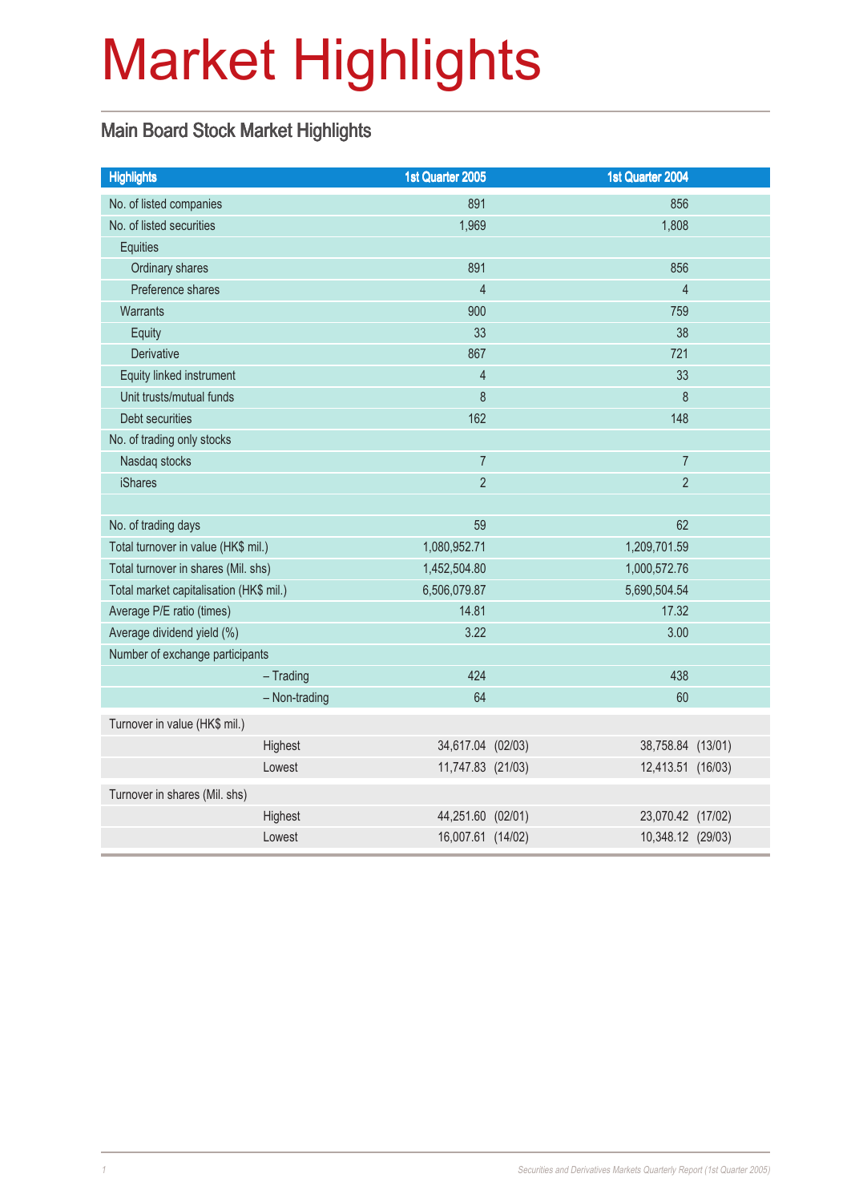# Market Highlights

## Main Board Stock Market Highlights

| Highlights | 1st Quarter 2005 | 1st Quarter 2004 |
|---|---|---|
| No. of listed companies | 891 | 856 |
| No. of listed securities | 1,969 | 1,808 |
| Equities | | |
| Ordinary shares | 891 | 856 |
| Preference shares | 4 | 4 |
| Warrants | 900 | 759 |
| Equity | 33 | 38 |
| Derivative | 867 | 721 |
| Equity linked instrument | 4 | 33 |
| Unit trusts/mutual funds | 8 | 8 |
| Debt securities | 162 | 148 |
| No. of trading only stocks | | |
| Nasdaq stocks | 7 | 7 |
| iShares | 2 | 2 |
| | | |
| No. of trading days | 59 | 62 |
| Total turnover in value (HK$ mil.) | 1,080,952.71 | 1,209,701.59 |
| Total turnover in shares (Mil. shs) | 1,452,504.80 | 1,000,572.76 |
| Total market capitalisation (HK$ mil.) | 6,506,079.87 | 5,690,504.54 |
| Average P/E ratio (times) | 14.81 | 17.32 |
| Average dividend yield (%) | 3.22 | 3.00 |
| Number of exchange participants | | |
| – Trading | 424 | 438 |
| – Non-trading | 64 | 60 |
| Turnover in value (HK$ mil.) | | |
| Highest | 34,617.04 (02/03) | 38,758.84 (13/01) |
| Lowest | 11,747.83 (21/03) | 12,413.51 (16/03) |
| Turnover in shares (Mil. shs) | | |
| Highest | 44,251.60 (02/01) | 23,070.42 (17/02) |
| Lowest | 16,007.61 (14/02) | 10,348.12 (29/03) |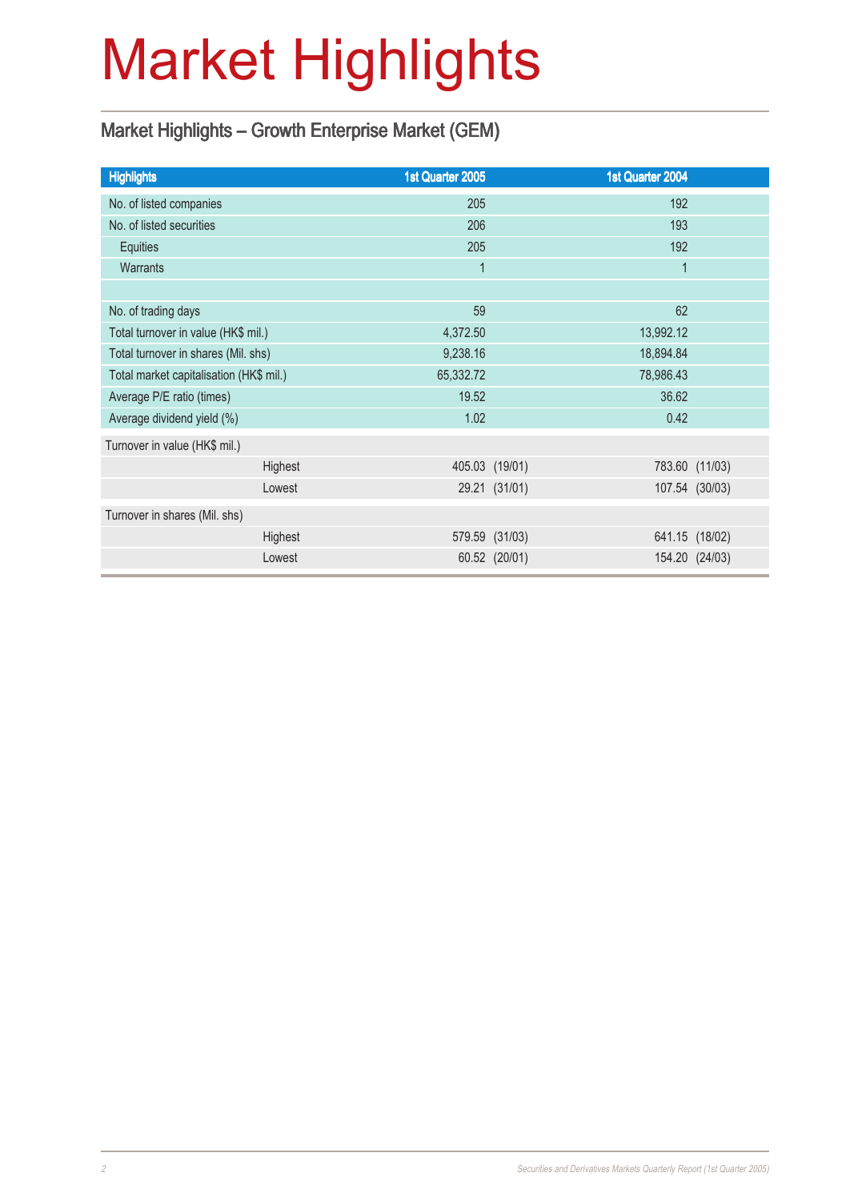# Market Highlights

## Market Highlights – Growth Enterprise Market (GEM)

| Highlights | 1st Quarter 2005 | 1st Quarter 2004 |
|---|---|---|
| No. of listed companies | 205 | 192 |
| No. of listed securities | 206 | 193 |
| Equities | 205 | 192 |
| Warrants | 1 | 1 |
| | | |
| No. of trading days | 59 | 62 |
| Total turnover in value (HK$ mil.) | 4,372.50 | 13,992.12 |
| Total turnover in shares (Mil. shs) | 9,238.16 | 18,894.84 |
| Total market capitalisation (HK$ mil.) | 65,332.72 | 78,986.43 |
| Average P/E ratio (times) | 19.52 | 36.62 |
| Average dividend yield (%) | 1.02 | 0.42 |
| Turnover in value (HK$ mil.) | | |
| Highest | 405.03 (19/01) | 783.60 (11/03) |
| Lowest | 29.21 (31/01) | 107.54 (30/03) |
| Turnover in shares (Mil. shs) | | |
| Highest | 579.59 (31/03) | 641.15 (18/02) |
| Lowest | 60.52 (20/01) | 154.20 (24/03) |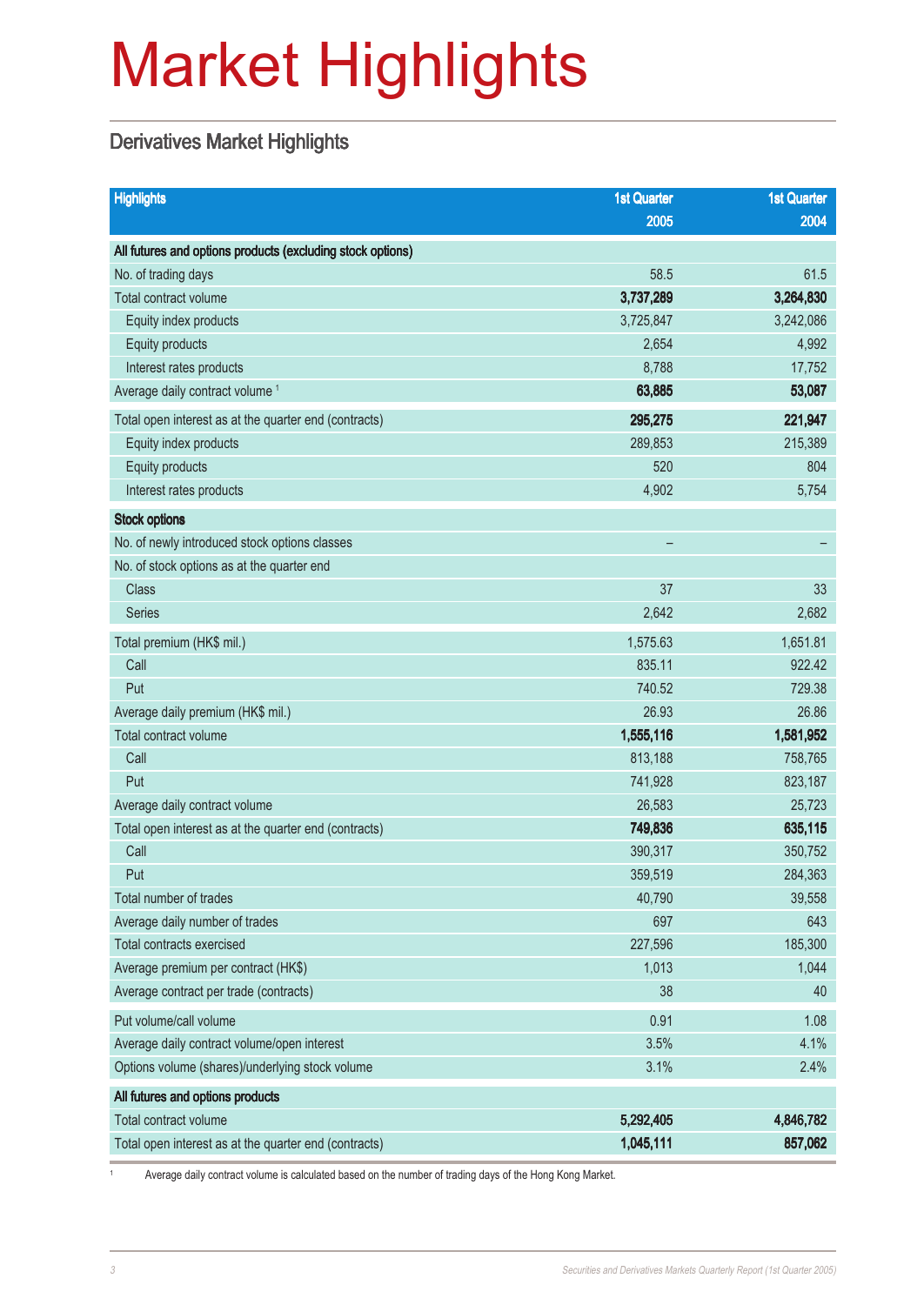# Market Highlights

## Derivatives Market Highlights

| Highlights | 1st Quarter 2005 | 1st Quarter 2004 |
|---|---|---|
| **All futures and options products (excluding stock options)** | | |
| No. of trading days | 58.5 | 61.5 |
| Total contract volume | **3,737,289** | **3,264,830** |
| Equity index products | 3,725,847 | 3,242,086 |
| Equity products | 2,654 | 4,992 |
| Interest rates products | 8,788 | 17,752 |
| Average daily contract volume [1] | **63,885** | **53,087** |
| Total open interest as at the quarter end (contracts) | **295,275** | **221,947** |
| Equity index products | 289,853 | 215,389 |
| Equity products | 520 | 804 |
| Interest rates products | 4,902 | 5,754 |
| **Stock options** | | |
| No. of newly introduced stock options classes | – | – |
| No. of stock options as at the quarter end | | |
| Class | 37 | 33 |
| Series | 2,642 | 2,682 |
| Total premium (HK$ mil.) | 1,575.63 | 1,651.81 |
| Call | 835.11 | 922.42 |
| Put | 740.52 | 729.38 |
| Average daily premium (HK$ mil.) | 26.93 | 26.86 |
| Total contract volume | **1,555,116** | **1,581,952** |
| Call | 813,188 | 758,765 |
| Put | 741,928 | 823,187 |
| Average daily contract volume | 26,583 | 25,723 |
| Total open interest as at the quarter end (contracts) | **749,836** | **635,115** |
| Call | 390,317 | 350,752 |
| Put | 359,519 | 284,363 |
| Total number of trades | 40,790 | 39,558 |
| Average daily number of trades | 697 | 643 |
| Total contracts exercised | 227,596 | 185,300 |
| Average premium per contract (HK$) | 1,013 | 1,044 |
| Average contract per trade (contracts) | 38 | 40 |
| Put volume/call volume | 0.91 | 1.08 |
| Average daily contract volume/open interest | 3.5% | 4.1% |
| Options volume (shares)/underlying stock volume | 3.1% | 2.4% |
| **All futures and options products** | | |
| Total contract volume | **5,292,405** | **4,846,782** |
| Total open interest as at the quarter end (contracts) | **1,045,111** | **857,062** |

[1] Average daily contract volume is calculated based on the number of trading days of the Hong Kong Market.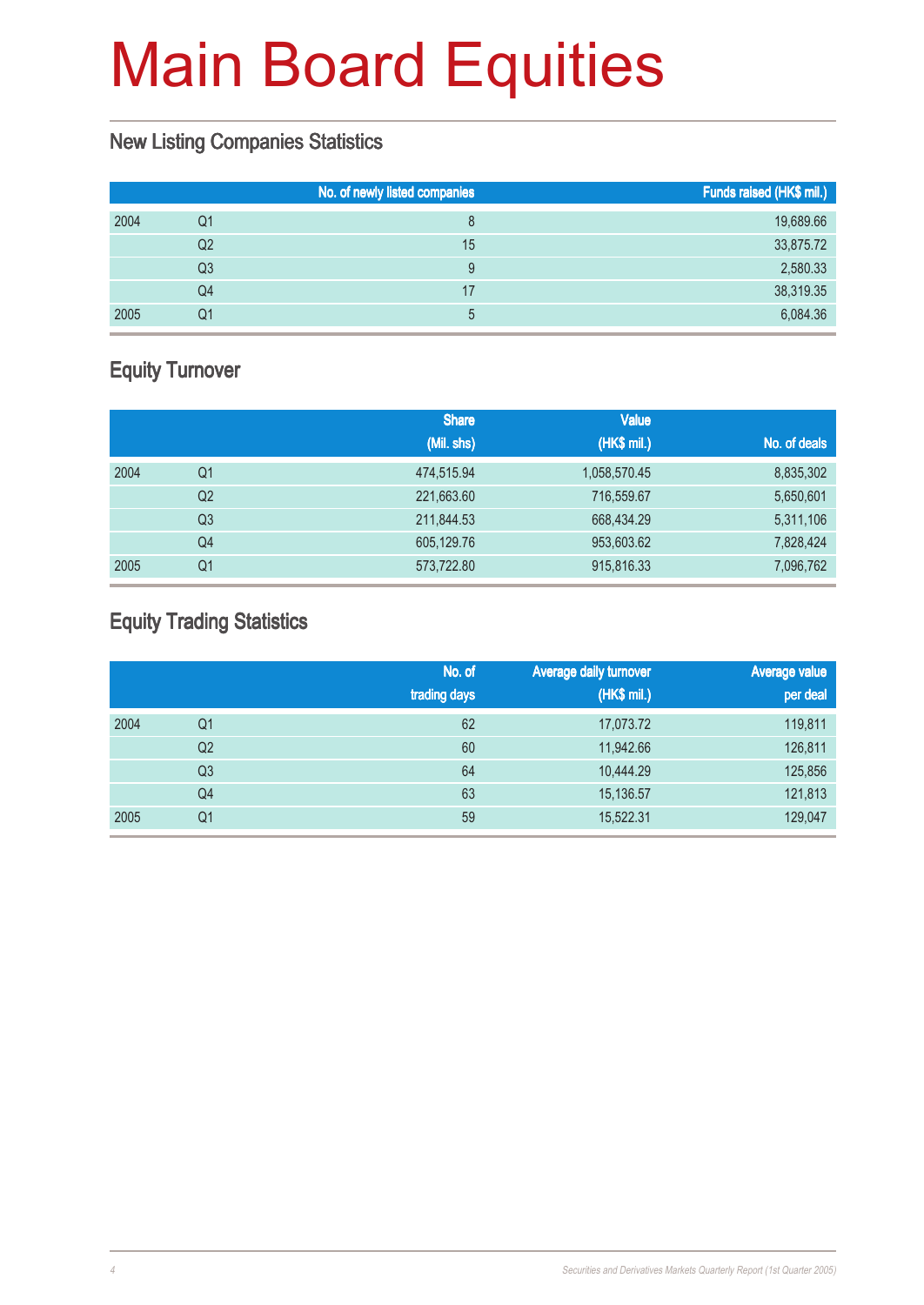# Main Board Equities

## New Listing Companies Statistics

| | | No. of newly listed companies | Funds raised (HK$ mil.) |
|---|---|---|---|
| 2004 | Q1 | 8 | 19,689.66 |
| | Q2 | 15 | 33,875.72 |
| | Q3 | 9 | 2,580.33 |
| | Q4 | 17 | 38,319.35 |
| 2005 | Q1 | 5 | 6,084.36 |

## Equity Turnover

| | | Share (Mil. shs) | Value (HK$ mil.) | No. of deals |
|---|---|---|---|---|
| 2004 | Q1 | 474,515.94 | 1,058,570.45 | 8,835,302 |
| | Q2 | 221,663.60 | 716,559.67 | 5,650,601 |
| | Q3 | 211,844.53 | 668,434.29 | 5,311,106 |
| | Q4 | 605,129.76 | 953,603.62 | 7,828,424 |
| 2005 | Q1 | 573,722.80 | 915,816.33 | 7,096,762 |

## Equity Trading Statistics

| | | No. of trading days | Average daily turnover (HK$ mil.) | Average value per deal |
|---|---|---|---|---|
| 2004 | Q1 | 62 | 17,073.72 | 119,811 |
| | Q2 | 60 | 11,942.66 | 126,811 |
| | Q3 | 64 | 10,444.29 | 125,856 |
| | Q4 | 63 | 15,136.57 | 121,813 |
| 2005 | Q1 | 59 | 15,522.31 | 129,047 |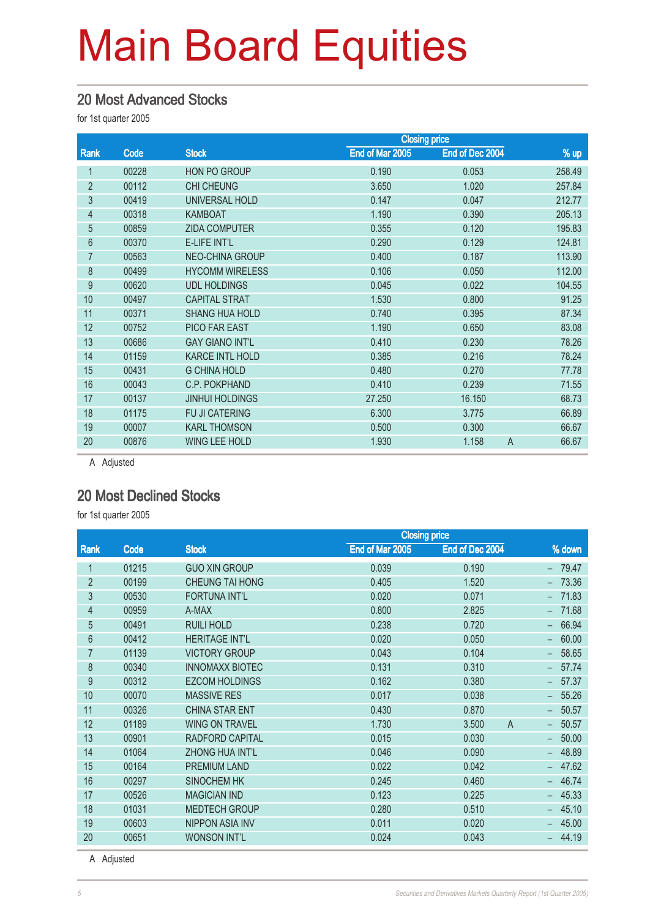# Main Board Equities

## 20 Most Advanced Stocks

for 1st quarter 2005

| Rank | Code | Stock | Closing price | | | % up |
|---|---|---|---|---|---|---|
| | | | End of Mar 2005 | End of Dec 2004 | | |
| 1 | 00228 | HON PO GROUP | 0.190 | 0.053 | | 258.49 |
| 2 | 00112 | CHI CHEUNG | 3.650 | 1.020 | | 257.84 |
| 3 | 00419 | UNIVERSAL HOLD | 0.147 | 0.047 | | 212.77 |
| 4 | 00318 | KAMBOAT | 1.190 | 0.390 | | 205.13 |
| 5 | 00859 | ZIDA COMPUTER | 0.355 | 0.120 | | 195.83 |
| 6 | 00370 | E-LIFE INT'L | 0.290 | 0.129 | | 124.81 |
| 7 | 00563 | NEO-CHINA GROUP | 0.400 | 0.187 | | 113.90 |
| 8 | 00499 | HYCOMM WIRELESS | 0.106 | 0.050 | | 112.00 |
| 9 | 00620 | UDL HOLDINGS | 0.045 | 0.022 | | 104.55 |
| 10 | 00497 | CAPITAL STRAT | 1.530 | 0.800 | | 91.25 |
| 11 | 00371 | SHANG HUA HOLD | 0.740 | 0.395 | | 87.34 |
| 12 | 00752 | PICO FAR EAST | 1.190 | 0.650 | | 83.08 |
| 13 | 00686 | GAY GIANO INT'L | 0.410 | 0.230 | | 78.26 |
| 14 | 01159 | KARCE INTL HOLD | 0.385 | 0.216 | | 78.24 |
| 15 | 00431 | G CHINA HOLD | 0.480 | 0.270 | | 77.78 |
| 16 | 00043 | C.P. POKPHAND | 0.410 | 0.239 | | 71.55 |
| 17 | 00137 | JINHUI HOLDINGS | 27.250 | 16.150 | | 68.73 |
| 18 | 01175 | FU JI CATERING | 6.300 | 3.775 | | 66.89 |
| 19 | 00007 | KARL THOMSON | 0.500 | 0.300 | | 66.67 |
| 20 | 00876 | WING LEE HOLD | 1.930 | 1.158 | A | 66.67 |

A Adjusted

## 20 Most Declined Stocks

for 1st quarter 2005

| Rank | Code | Stock | Closing price | | | % down |
|---|---|---|---|---|---|---|
| | | | End of Mar 2005 | End of Dec 2004 | | |
| 1 | 01215 | GUO XIN GROUP | 0.039 | 0.190 | | – 79.47 |
| 2 | 00199 | CHEUNG TAI HONG | 0.405 | 1.520 | | – 73.36 |
| 3 | 00530 | FORTUNA INT'L | 0.020 | 0.071 | | – 71.83 |
| 4 | 00959 | A-MAX | 0.800 | 2.825 | | – 71.68 |
| 5 | 00491 | RUILI HOLD | 0.238 | 0.720 | | – 66.94 |
| 6 | 00412 | HERITAGE INT'L | 0.020 | 0.050 | | – 60.00 |
| 7 | 01139 | VICTORY GROUP | 0.043 | 0.104 | | – 58.65 |
| 8 | 00340 | INNOMAXX BIOTEC | 0.131 | 0.310 | | – 57.74 |
| 9 | 00312 | EZCOM HOLDINGS | 0.162 | 0.380 | | – 57.37 |
| 10 | 00070 | MASSIVE RES | 0.017 | 0.038 | | – 55.26 |
| 11 | 00326 | CHINA STAR ENT | 0.430 | 0.870 | | – 50.57 |
| 12 | 01189 | WING ON TRAVEL | 1.730 | 3.500 | A | – 50.57 |
| 13 | 00901 | RADFORD CAPITAL | 0.015 | 0.030 | | – 50.00 |
| 14 | 01064 | ZHONG HUA INT'L | 0.046 | 0.090 | | – 48.89 |
| 15 | 00164 | PREMIUM LAND | 0.022 | 0.042 | | – 47.62 |
| 16 | 00297 | SINOCHEM HK | 0.245 | 0.460 | | – 46.74 |
| 17 | 00526 | MAGICIAN IND | 0.123 | 0.225 | | – 45.33 |
| 18 | 01031 | MEDTECH GROUP | 0.280 | 0.510 | | – 45.10 |
| 19 | 00603 | NIPPON ASIA INV | 0.011 | 0.020 | | – 45.00 |
| 20 | 00651 | WONSON INT'L | 0.024 | 0.043 | | – 44.19 |

A Adjusted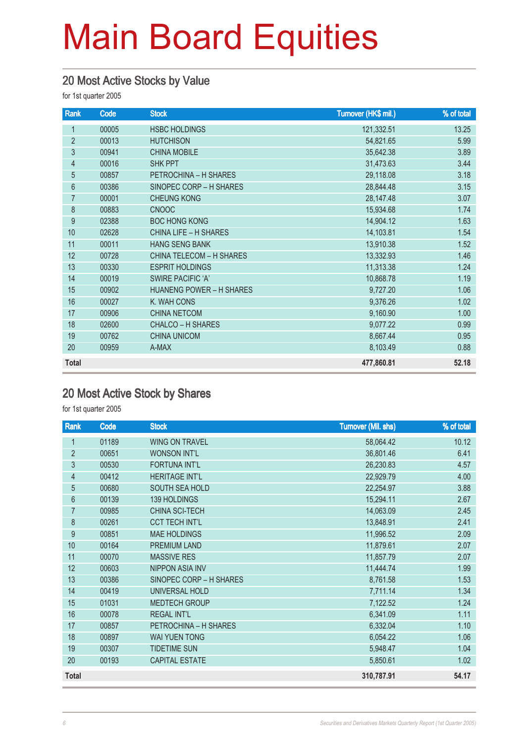# Main Board Equities

## 20 Most Active Stocks by Value

for 1st quarter 2005

| Rank | Code | Stock | Turnover (HK$ mil.) | % of total |
|---|---|---|---|---|
| 1 | 00005 | HSBC HOLDINGS | 121,332.51 | 13.25 |
| 2 | 00013 | HUTCHISON | 54,821.65 | 5.99 |
| 3 | 00941 | CHINA MOBILE | 35,642.38 | 3.89 |
| 4 | 00016 | SHK PPT | 31,473.63 | 3.44 |
| 5 | 00857 | PETROCHINA – H SHARES | 29,118.08 | 3.18 |
| 6 | 00386 | SINOPEC CORP – H SHARES | 28,844.48 | 3.15 |
| 7 | 00001 | CHEUNG KONG | 28,147.48 | 3.07 |
| 8 | 00883 | CNOOC | 15,934.68 | 1.74 |
| 9 | 02388 | BOC HONG KONG | 14,904.12 | 1.63 |
| 10 | 02628 | CHINA LIFE – H SHARES | 14,103.81 | 1.54 |
| 11 | 00011 | HANG SENG BANK | 13,910.38 | 1.52 |
| 12 | 00728 | CHINA TELECOM – H SHARES | 13,332.93 | 1.46 |
| 13 | 00330 | ESPRIT HOLDINGS | 11,313.38 | 1.24 |
| 14 | 00019 | SWIRE PACIFIC 'A' | 10,868.78 | 1.19 |
| 15 | 00902 | HUANENG POWER – H SHARES | 9,727.20 | 1.06 |
| 16 | 00027 | K. WAH CONS | 9,376.26 | 1.02 |
| 17 | 00906 | CHINA NETCOM | 9,160.90 | 1.00 |
| 18 | 02600 | CHALCO – H SHARES | 9,077.22 | 0.99 |
| 19 | 00762 | CHINA UNICOM | 8,667.44 | 0.95 |
| 20 | 00959 | A-MAX | 8,103.49 | 0.88 |
| **Total** | | | **477,860.81** | **52.18** |

## 20 Most Active Stock by Shares

for 1st quarter 2005

| Rank | Code | Stock | Turnover (Mil. shs) | % of total |
|---|---|---|---|---|
| 1 | 01189 | WING ON TRAVEL | 58,064.42 | 10.12 |
| 2 | 00651 | WONSON INT'L | 36,801.46 | 6.41 |
| 3 | 00530 | FORTUNA INT'L | 26,230.83 | 4.57 |
| 4 | 00412 | HERITAGE INT'L | 22,929.79 | 4.00 |
| 5 | 00680 | SOUTH SEA HOLD | 22,254.97 | 3.88 |
| 6 | 00139 | 139 HOLDINGS | 15,294.11 | 2.67 |
| 7 | 00985 | CHINA SCI-TECH | 14,063.09 | 2.45 |
| 8 | 00261 | CCT TECH INT'L | 13,848.91 | 2.41 |
| 9 | 00851 | MAE HOLDINGS | 11,996.52 | 2.09 |
| 10 | 00164 | PREMIUM LAND | 11,879.61 | 2.07 |
| 11 | 00070 | MASSIVE RES | 11,857.79 | 2.07 |
| 12 | 00603 | NIPPON ASIA INV | 11,444.74 | 1.99 |
| 13 | 00386 | SINOPEC CORP – H SHARES | 8,761.58 | 1.53 |
| 14 | 00419 | UNIVERSAL HOLD | 7,711.14 | 1.34 |
| 15 | 01031 | MEDTECH GROUP | 7,122.52 | 1.24 |
| 16 | 00078 | REGAL INT'L | 6,341.09 | 1.11 |
| 17 | 00857 | PETROCHINA – H SHARES | 6,332.04 | 1.10 |
| 18 | 00897 | WAI YUEN TONG | 6,054.22 | 1.06 |
| 19 | 00307 | TIDETIME SUN | 5,948.47 | 1.04 |
| 20 | 00193 | CAPITAL ESTATE | 5,850.61 | 1.02 |
| **Total** | | | **310,787.91** | **54.17** |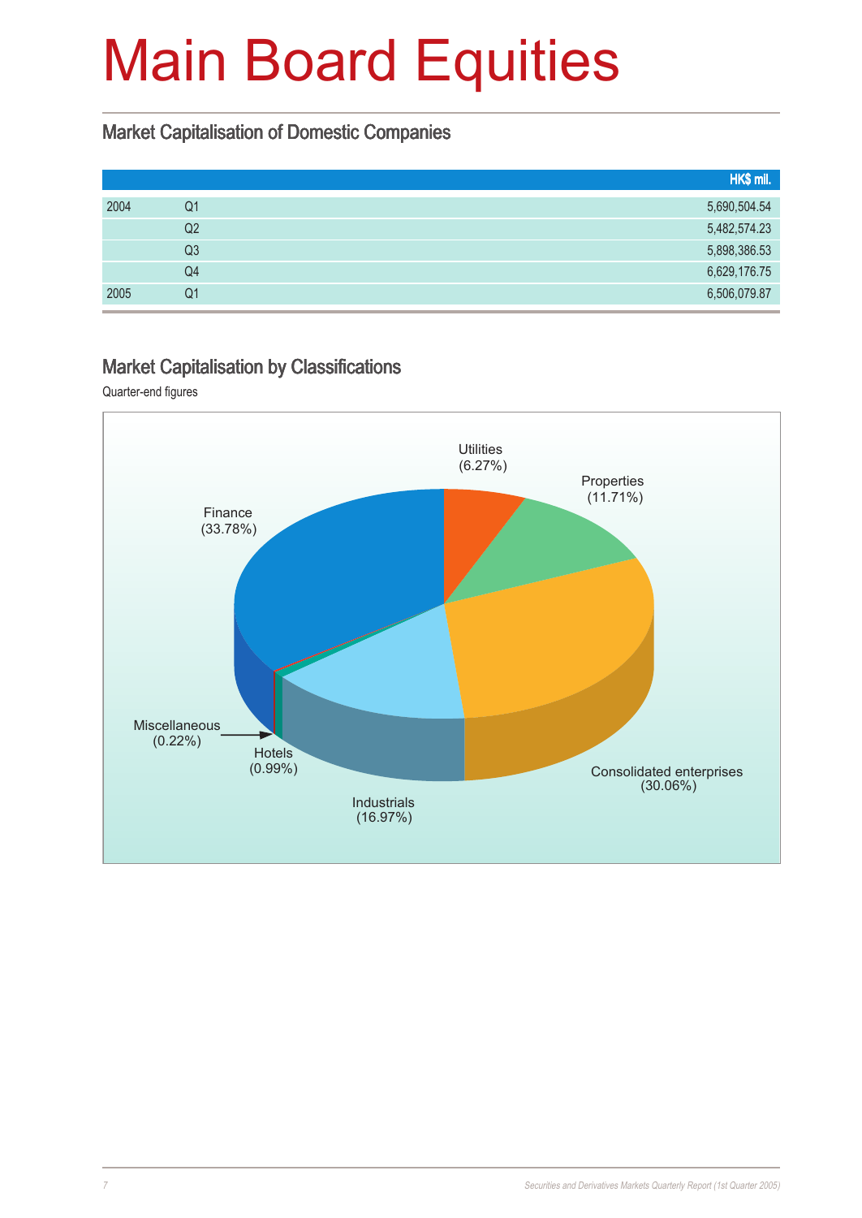# Main Board Equities

## Market Capitalisation of Domestic Companies

| | | HK$ mil. |
|---|---|---|
| 2004 | Q1 | 5,690,504.54 |
| | Q2 | 5,482,574.23 |
| | Q3 | 5,898,386.53 |
| | Q4 | 6,629,176.75 |
| 2005 | Q1 | 6,506,079.87 |

## Market Capitalisation by Classifications

Quarter-end figures

Utilities (6.27%)
Properties (11.71%)
Finance (33.78%)
Consolidated enterprises (30.06%)
Industrials (16.97%)
Hotels (0.99%)
Miscellaneous (0.22%)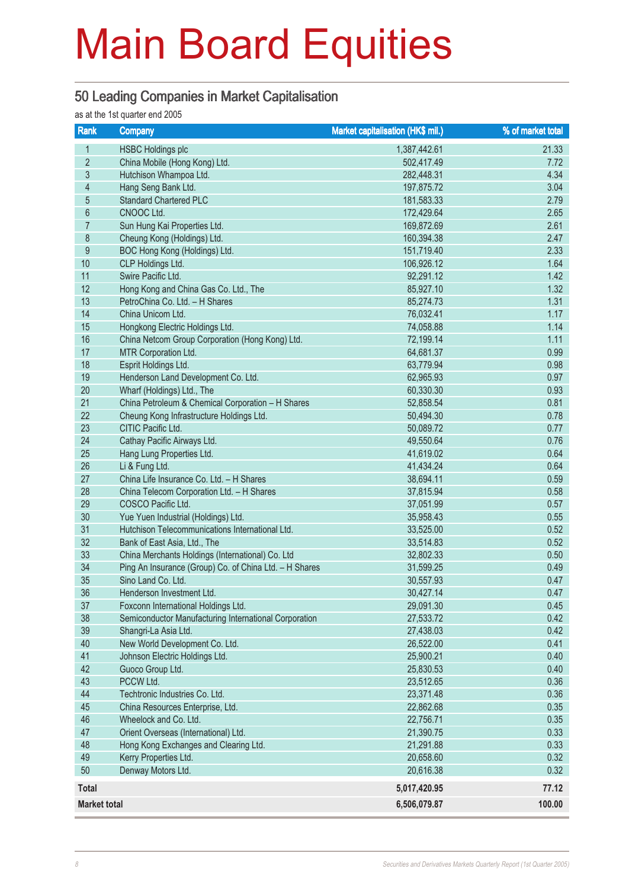# Main Board Equities

## 50 Leading Companies in Market Capitalisation

as at the 1st quarter end 2005

| Rank | Company | Market capitalisation (HK$ mil.) | % of market total |
|---|---|---|---|
| 1 | HSBC Holdings plc | 1,387,442.61 | 21.33 |
| 2 | China Mobile (Hong Kong) Ltd. | 502,417.49 | 7.72 |
| 3 | Hutchison Whampoa Ltd. | 282,448.31 | 4.34 |
| 4 | Hang Seng Bank Ltd. | 197,875.72 | 3.04 |
| 5 | Standard Chartered PLC | 181,583.33 | 2.79 |
| 6 | CNOOC Ltd. | 172,429.64 | 2.65 |
| 7 | Sun Hung Kai Properties Ltd. | 169,872.69 | 2.61 |
| 8 | Cheung Kong (Holdings) Ltd. | 160,394.38 | 2.47 |
| 9 | BOC Hong Kong (Holdings) Ltd. | 151,719.40 | 2.33 |
| 10 | CLP Holdings Ltd. | 106,926.12 | 1.64 |
| 11 | Swire Pacific Ltd. | 92,291.12 | 1.42 |
| 12 | Hong Kong and China Gas Co. Ltd., The | 85,927.10 | 1.32 |
| 13 | PetroChina Co. Ltd. – H Shares | 85,274.73 | 1.31 |
| 14 | China Unicom Ltd. | 76,032.41 | 1.17 |
| 15 | Hongkong Electric Holdings Ltd. | 74,058.88 | 1.14 |
| 16 | China Netcom Group Corporation (Hong Kong) Ltd. | 72,199.14 | 1.11 |
| 17 | MTR Corporation Ltd. | 64,681.37 | 0.99 |
| 18 | Esprit Holdings Ltd. | 63,779.94 | 0.98 |
| 19 | Henderson Land Development Co. Ltd. | 62,965.93 | 0.97 |
| 20 | Wharf (Holdings) Ltd., The | 60,330.30 | 0.93 |
| 21 | China Petroleum & Chemical Corporation – H Shares | 52,858.54 | 0.81 |
| 22 | Cheung Kong Infrastructure Holdings Ltd. | 50,494.30 | 0.78 |
| 23 | CITIC Pacific Ltd. | 50,089.72 | 0.77 |
| 24 | Cathay Pacific Airways Ltd. | 49,550.64 | 0.76 |
| 25 | Hang Lung Properties Ltd. | 41,619.02 | 0.64 |
| 26 | Li & Fung Ltd. | 41,434.24 | 0.64 |
| 27 | China Life Insurance Co. Ltd. – H Shares | 38,694.11 | 0.59 |
| 28 | China Telecom Corporation Ltd. – H Shares | 37,815.94 | 0.58 |
| 29 | COSCO Pacific Ltd. | 37,051.99 | 0.57 |
| 30 | Yue Yuen Industrial (Holdings) Ltd. | 35,958.43 | 0.55 |
| 31 | Hutchison Telecommunications International Ltd. | 33,525.00 | 0.52 |
| 32 | Bank of East Asia, Ltd., The | 33,514.83 | 0.52 |
| 33 | China Merchants Holdings (International) Co. Ltd | 32,802.33 | 0.50 |
| 34 | Ping An Insurance (Group) Co. of China Ltd. – H Shares | 31,599.25 | 0.49 |
| 35 | Sino Land Co. Ltd. | 30,557.93 | 0.47 |
| 36 | Henderson Investment Ltd. | 30,427.14 | 0.47 |
| 37 | Foxconn International Holdings Ltd. | 29,091.30 | 0.45 |
| 38 | Semiconductor Manufacturing International Corporation | 27,533.72 | 0.42 |
| 39 | Shangri-La Asia Ltd. | 27,438.03 | 0.42 |
| 40 | New World Development Co. Ltd. | 26,522.00 | 0.41 |
| 41 | Johnson Electric Holdings Ltd. | 25,900.21 | 0.40 |
| 42 | Guoco Group Ltd. | 25,830.53 | 0.40 |
| 43 | PCCW Ltd. | 23,512.65 | 0.36 |
| 44 | Techtronic Industries Co. Ltd. | 23,371.48 | 0.36 |
| 45 | China Resources Enterprise, Ltd. | 22,862.68 | 0.35 |
| 46 | Wheelock and Co. Ltd. | 22,756.71 | 0.35 |
| 47 | Orient Overseas (International) Ltd. | 21,390.75 | 0.33 |
| 48 | Hong Kong Exchanges and Clearing Ltd. | 21,291.88 | 0.33 |
| 49 | Kerry Properties Ltd. | 20,658.60 | 0.32 |
| 50 | Denway Motors Ltd. | 20,616.38 | 0.32 |
| **Total** | | **5,017,420.95** | **77.12** |
| **Market total** | | **6,506,079.87** | **100.00** |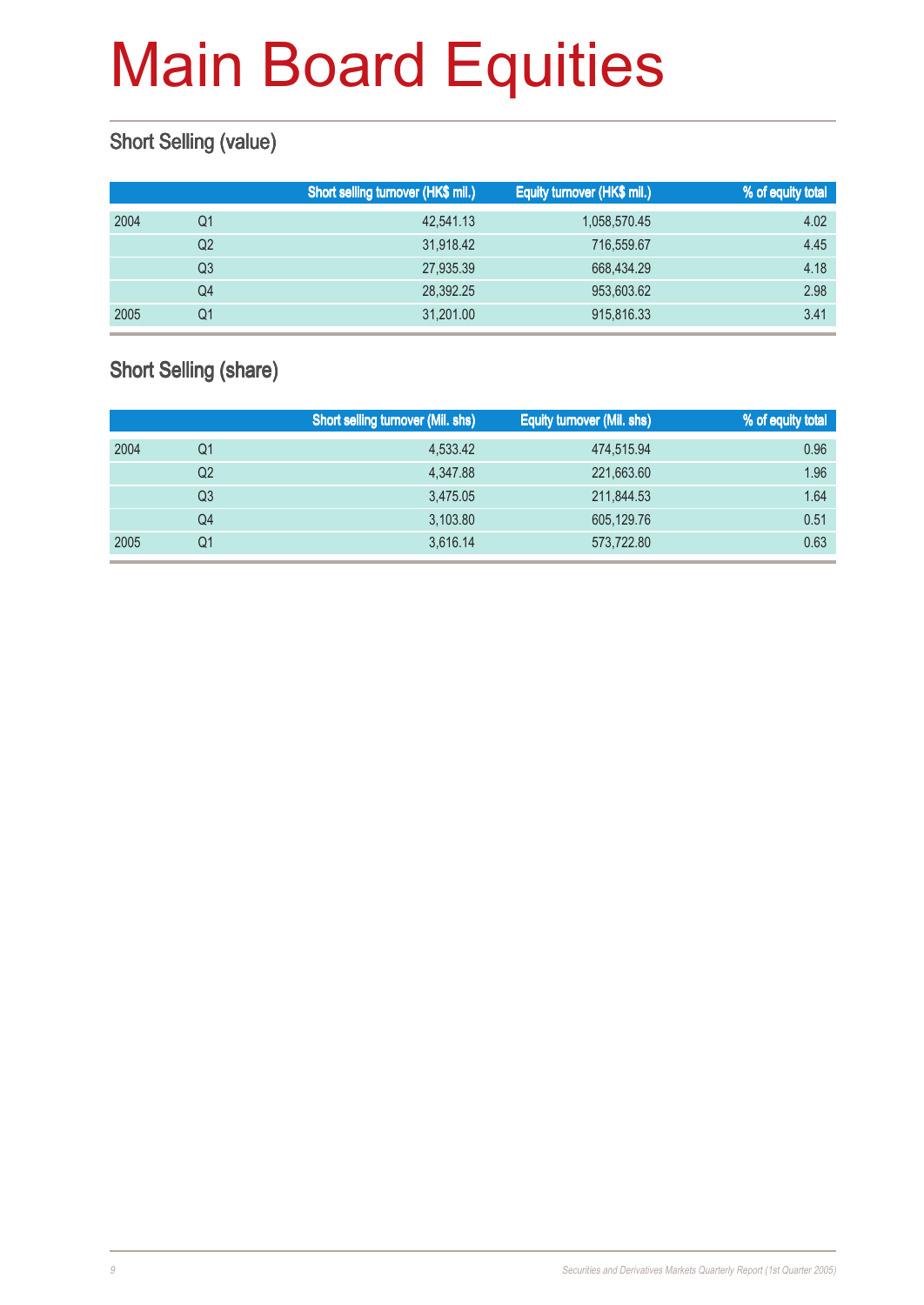# Main Board Equities

## Short Selling (value)

| | | Short selling turnover (HK$ mil.) | Equity turnover (HK$ mil.) | % of equity total |
|---|---|---|---|---|
| 2004 | Q1 | 42,541.13 | 1,058,570.45 | 4.02 |
| | Q2 | 31,918.42 | 716,559.67 | 4.45 |
| | Q3 | 27,935.39 | 668,434.29 | 4.18 |
| | Q4 | 28,392.25 | 953,603.62 | 2.98 |
| 2005 | Q1 | 31,201.00 | 915,816.33 | 3.41 |

## Short Selling (share)

| | | Short selling turnover (Mil. shs) | Equity turnover (Mil. shs) | % of equity total |
|---|---|---|---|---|
| 2004 | Q1 | 4,533.42 | 474,515.94 | 0.96 |
| | Q2 | 4,347.88 | 221,663.60 | 1.96 |
| | Q3 | 3,475.05 | 211,844.53 | 1.64 |
| | Q4 | 3,103.80 | 605,129.76 | 0.51 |
| 2005 | Q1 | 3,616.14 | 573,722.80 | 0.63 |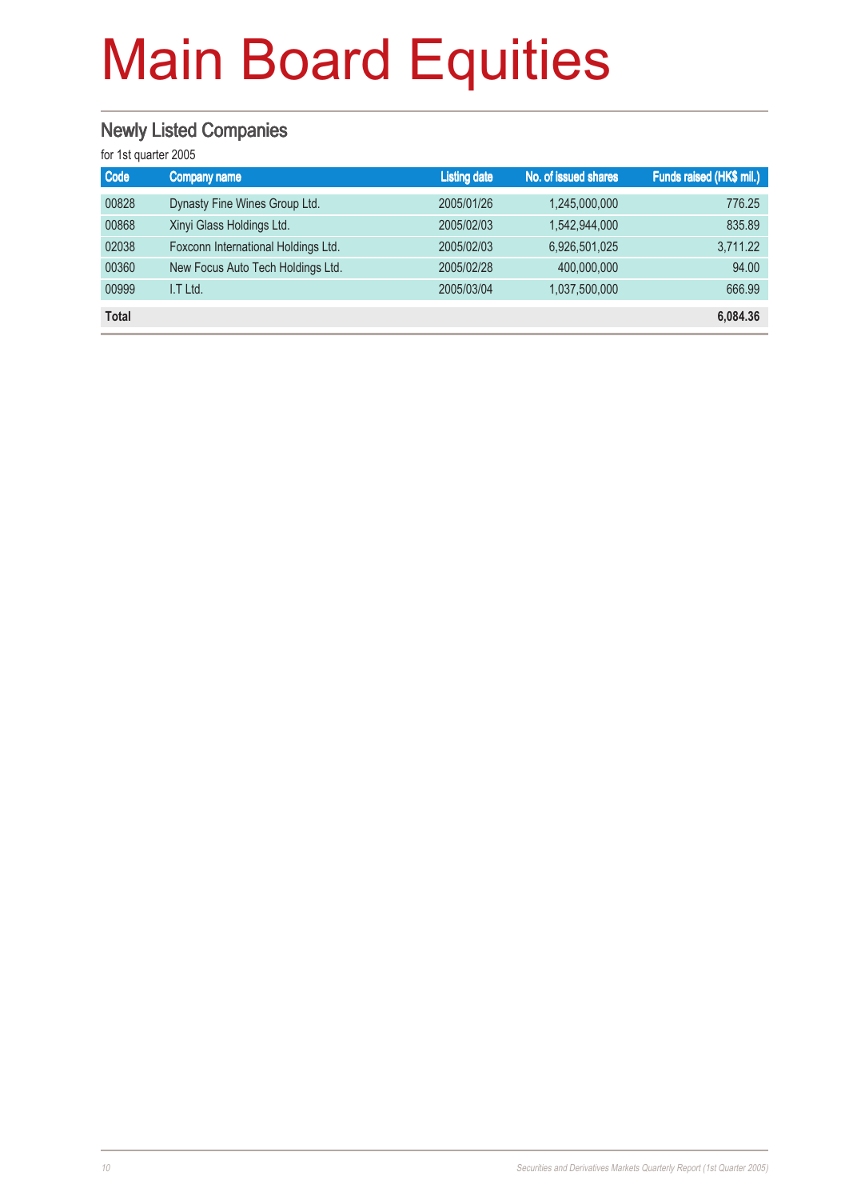# Main Board Equities

## Newly Listed Companies

for 1st quarter 2005

| Code | Company name | Listing date | No. of issued shares | Funds raised (HK$ mil.) |
|---|---|---|---|---|
| 00828 | Dynasty Fine Wines Group Ltd. | 2005/01/26 | 1,245,000,000 | 776.25 |
| 00868 | Xinyi Glass Holdings Ltd. | 2005/02/03 | 1,542,944,000 | 835.89 |
| 02038 | Foxconn International Holdings Ltd. | 2005/02/03 | 6,926,501,025 | 3,711.22 |
| 00360 | New Focus Auto Tech Holdings Ltd. | 2005/02/28 | 400,000,000 | 94.00 |
| 00999 | I.T Ltd. | 2005/03/04 | 1,037,500,000 | 666.99 |
| **Total** | | | | **6,084.36** |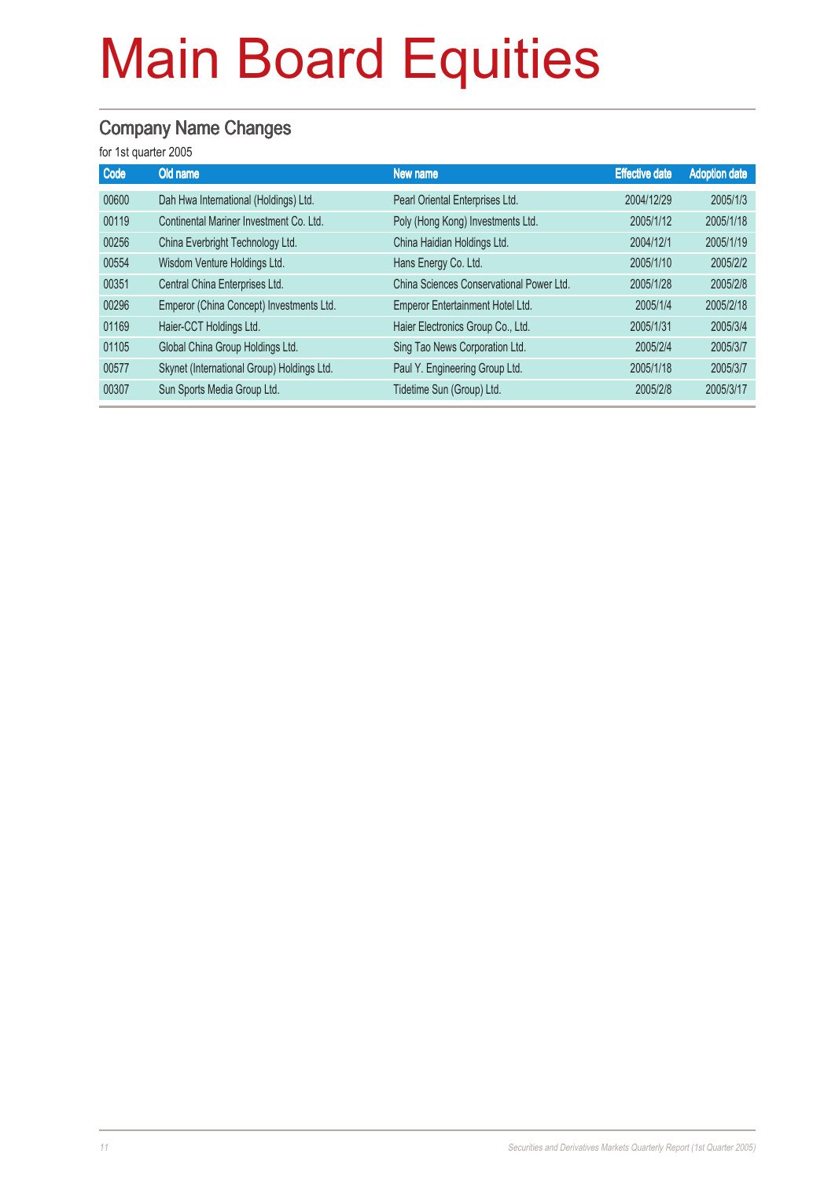# Main Board Equities

## Company Name Changes

for 1st quarter 2005

| Code | Old name | New name | Effective date | Adoption date |
|---|---|---|---|---|
| 00600 | Dah Hwa International (Holdings) Ltd. | Pearl Oriental Enterprises Ltd. | 2004/12/29 | 2005/1/3 |
| 00119 | Continental Mariner Investment Co. Ltd. | Poly (Hong Kong) Investments Ltd. | 2005/1/12 | 2005/1/18 |
| 00256 | China Everbright Technology Ltd. | China Haidian Holdings Ltd. | 2004/12/1 | 2005/1/19 |
| 00554 | Wisdom Venture Holdings Ltd. | Hans Energy Co. Ltd. | 2005/1/10 | 2005/2/2 |
| 00351 | Central China Enterprises Ltd. | China Sciences Conservational Power Ltd. | 2005/1/28 | 2005/2/8 |
| 00296 | Emperor (China Concept) Investments Ltd. | Emperor Entertainment Hotel Ltd. | 2005/1/4 | 2005/2/18 |
| 01169 | Haier-CCT Holdings Ltd. | Haier Electronics Group Co., Ltd. | 2005/1/31 | 2005/3/4 |
| 01105 | Global China Group Holdings Ltd. | Sing Tao News Corporation Ltd. | 2005/2/4 | 2005/3/7 |
| 00577 | Skynet (International Group) Holdings Ltd. | Paul Y. Engineering Group Ltd. | 2005/1/18 | 2005/3/7 |
| 00307 | Sun Sports Media Group Ltd. | Tidetime Sun (Group) Ltd. | 2005/2/8 | 2005/3/17 |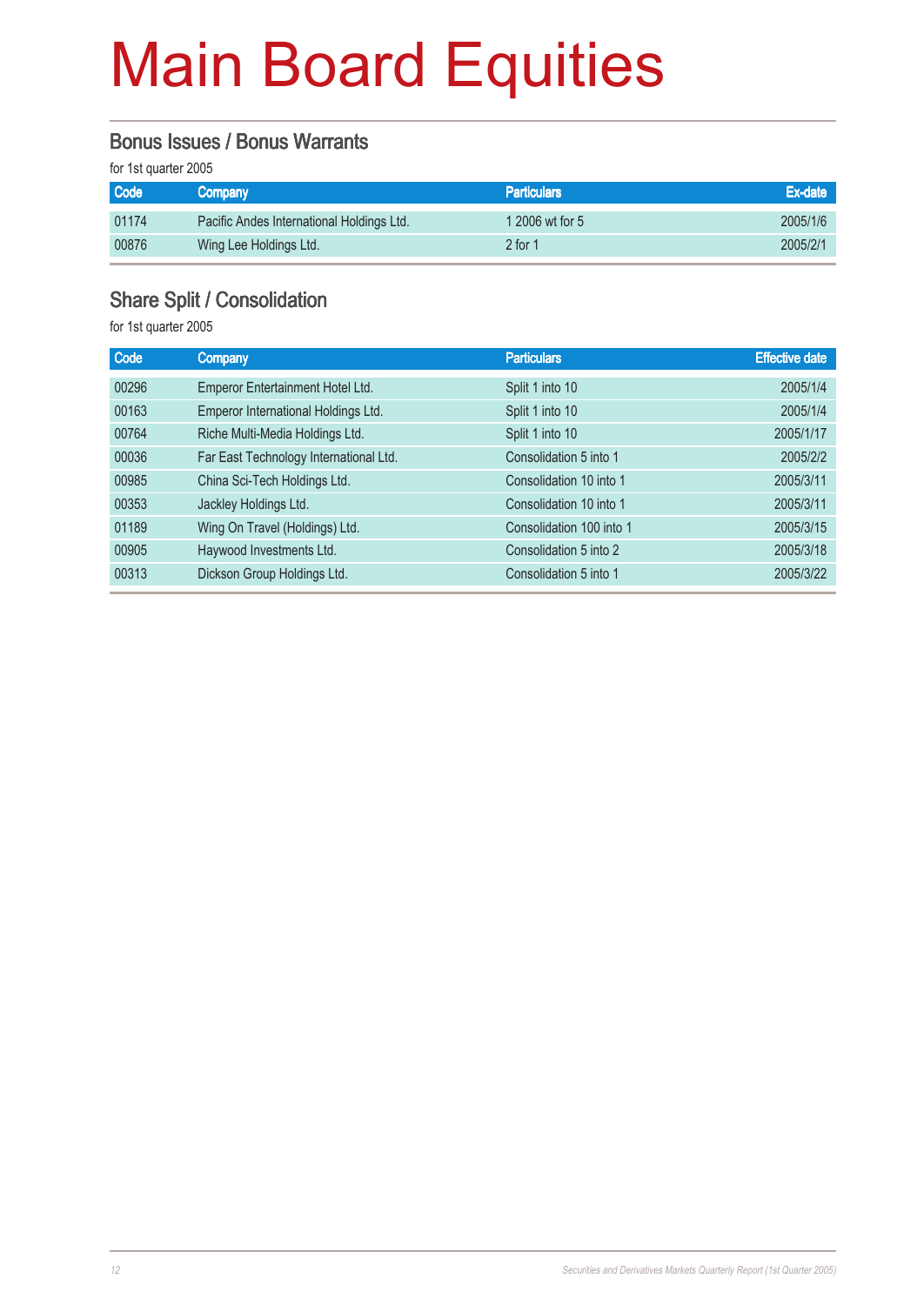# Main Board Equities

## Bonus Issues / Bonus Warrants

for 1st quarter 2005

| Code | Company | Particulars | Ex-date |
|---|---|---|---|
| 01174 | Pacific Andes International Holdings Ltd. | 1 2006 wt for 5 | 2005/1/6 |
| 00876 | Wing Lee Holdings Ltd. | 2 for 1 | 2005/2/1 |

## Share Split / Consolidation

for 1st quarter 2005

| Code | Company | Particulars | Effective date |
|---|---|---|---|
| 00296 | Emperor Entertainment Hotel Ltd. | Split 1 into 10 | 2005/1/4 |
| 00163 | Emperor International Holdings Ltd. | Split 1 into 10 | 2005/1/4 |
| 00764 | Riche Multi-Media Holdings Ltd. | Split 1 into 10 | 2005/1/17 |
| 00036 | Far East Technology International Ltd. | Consolidation 5 into 1 | 2005/2/2 |
| 00985 | China Sci-Tech Holdings Ltd. | Consolidation 10 into 1 | 2005/3/11 |
| 00353 | Jackley Holdings Ltd. | Consolidation 10 into 1 | 2005/3/11 |
| 01189 | Wing On Travel (Holdings) Ltd. | Consolidation 100 into 1 | 2005/3/15 |
| 00905 | Haywood Investments Ltd. | Consolidation 5 into 2 | 2005/3/18 |
| 00313 | Dickson Group Holdings Ltd. | Consolidation 5 into 1 | 2005/3/22 |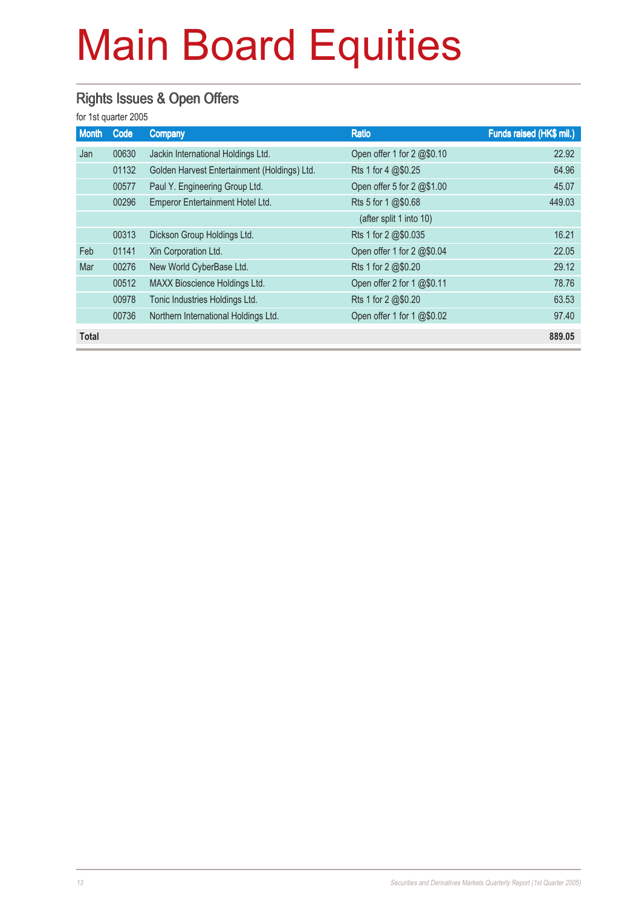# Main Board Equities

## Rights Issues & Open Offers

for 1st quarter 2005

| Month | Code | Company | Ratio | Funds raised (HK$ mil.) |
|---|---|---|---|---|
| Jan | 00630 | Jackin International Holdings Ltd. | Open offer 1 for 2 @$0.10 | 22.92 |
| | 01132 | Golden Harvest Entertainment (Holdings) Ltd. | Rts 1 for 4 @$0.25 | 64.96 |
| | 00577 | Paul Y. Engineering Group Ltd. | Open offer 5 for 2 @$1.00 | 45.07 |
| | 00296 | Emperor Entertainment Hotel Ltd. | Rts 5 for 1 @$0.68 | 449.03 |
| | | | (after split 1 into 10) | |
| | 00313 | Dickson Group Holdings Ltd. | Rts 1 for 2 @$0.035 | 16.21 |
| Feb | 01141 | Xin Corporation Ltd. | Open offer 1 for 2 @$0.04 | 22.05 |
| Mar | 00276 | New World CyberBase Ltd. | Rts 1 for 2 @$0.20 | 29.12 |
| | 00512 | MAXX Bioscience Holdings Ltd. | Open offer 2 for 1 @$0.11 | 78.76 |
| | 00978 | Tonic Industries Holdings Ltd. | Rts 1 for 2 @$0.20 | 63.53 |
| | 00736 | Northern International Holdings Ltd. | Open offer 1 for 1 @$0.02 | 97.40 |
| **Total** | | | | **889.05** |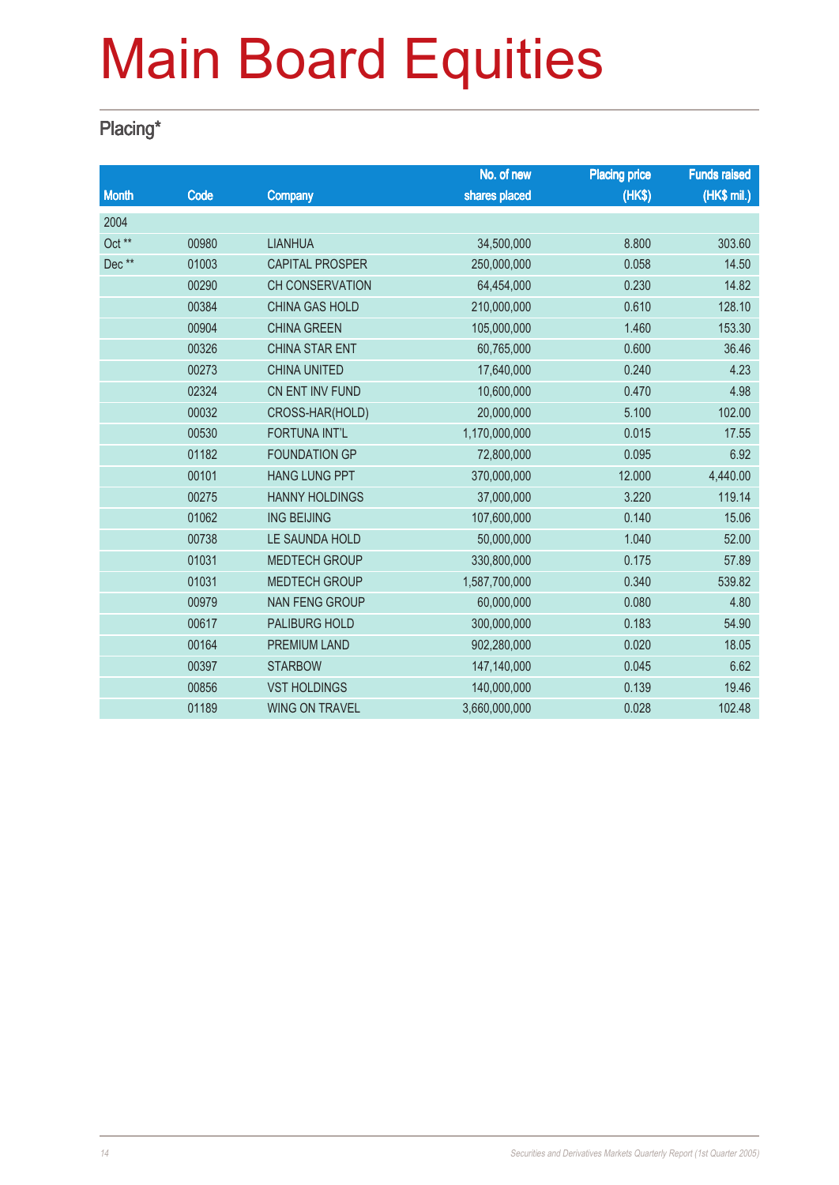# Main Board Equities

## Placing*

| Month | Code | Company | No. of new shares placed | Placing price (HK$) | Funds raised (HK$ mil.) |
|---|---|---|---|---|---|
| 2004 | | | | | |
| Oct ** | 00980 | LIANHUA | 34,500,000 | 8.800 | 303.60 |
| Dec ** | 01003 | CAPITAL PROSPER | 250,000,000 | 0.058 | 14.50 |
| | 00290 | CH CONSERVATION | 64,454,000 | 0.230 | 14.82 |
| | 00384 | CHINA GAS HOLD | 210,000,000 | 0.610 | 128.10 |
| | 00904 | CHINA GREEN | 105,000,000 | 1.460 | 153.30 |
| | 00326 | CHINA STAR ENT | 60,765,000 | 0.600 | 36.46 |
| | 00273 | CHINA UNITED | 17,640,000 | 0.240 | 4.23 |
| | 02324 | CN ENT INV FUND | 10,600,000 | 0.470 | 4.98 |
| | 00032 | CROSS-HAR(HOLD) | 20,000,000 | 5.100 | 102.00 |
| | 00530 | FORTUNA INT'L | 1,170,000,000 | 0.015 | 17.55 |
| | 01182 | FOUNDATION GP | 72,800,000 | 0.095 | 6.92 |
| | 00101 | HANG LUNG PPT | 370,000,000 | 12.000 | 4,440.00 |
| | 00275 | HANNY HOLDINGS | 37,000,000 | 3.220 | 119.14 |
| | 01062 | ING BEIJING | 107,600,000 | 0.140 | 15.06 |
| | 00738 | LE SAUNDA HOLD | 50,000,000 | 1.040 | 52.00 |
| | 01031 | MEDTECH GROUP | 330,800,000 | 0.175 | 57.89 |
| | 01031 | MEDTECH GROUP | 1,587,700,000 | 0.340 | 539.82 |
| | 00979 | NAN FENG GROUP | 60,000,000 | 0.080 | 4.80 |
| | 00617 | PALIBURG HOLD | 300,000,000 | 0.183 | 54.90 |
| | 00164 | PREMIUM LAND | 902,280,000 | 0.020 | 18.05 |
| | 00397 | STARBOW | 147,140,000 | 0.045 | 6.62 |
| | 00856 | VST HOLDINGS | 140,000,000 | 0.139 | 19.46 |
| | 01189 | WING ON TRAVEL | 3,660,000,000 | 0.028 | 102.48 |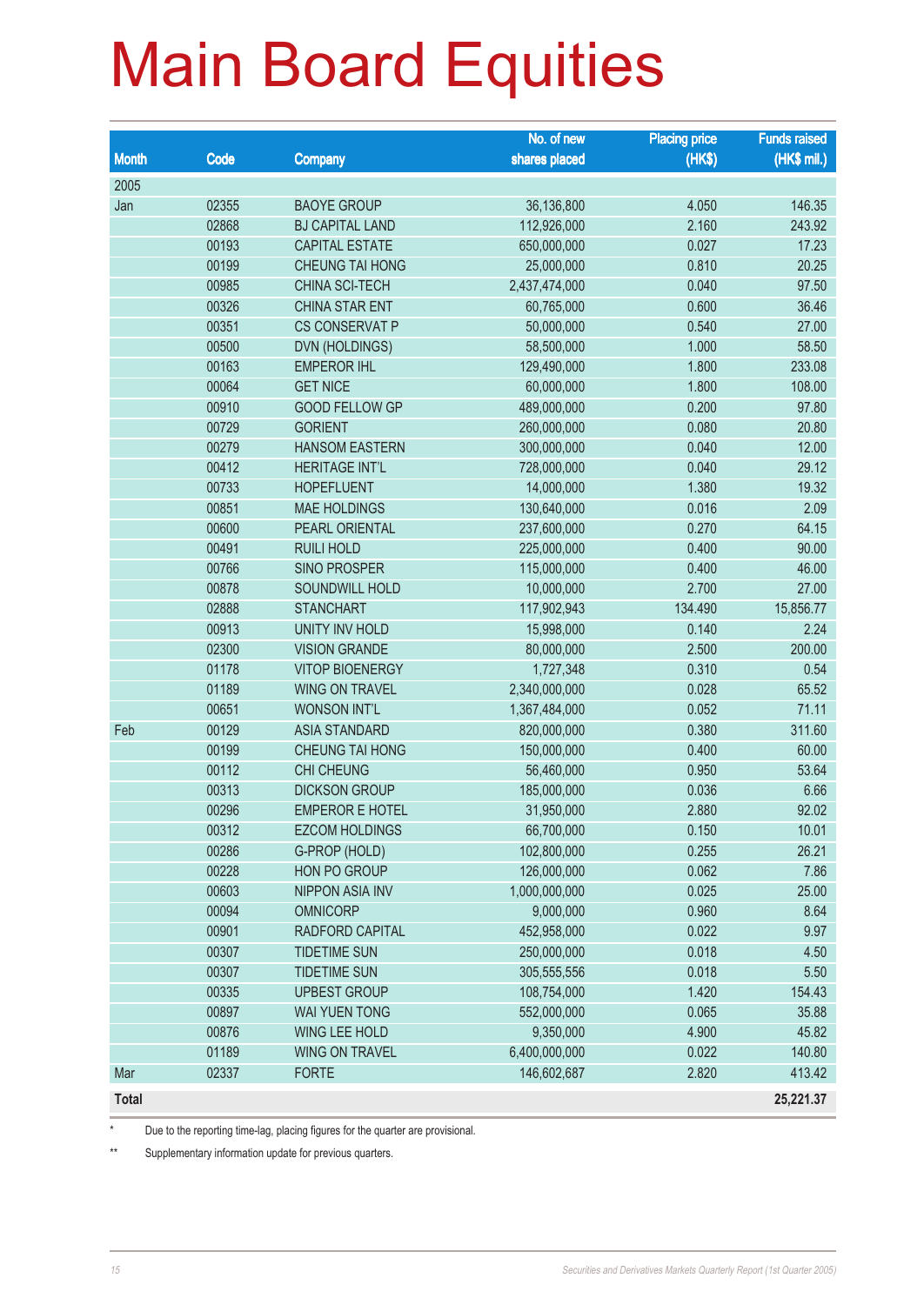# Main Board Equities

| Month | Code | Company | No. of new shares placed | Placing price (HK$) | Funds raised (HK$ mil.) |
|---|---|---|---|---|---|
| 2005 | | | | | |
| Jan | 02355 | BAOYE GROUP | 36,136,800 | 4.050 | 146.35 |
| | 02868 | BJ CAPITAL LAND | 112,926,000 | 2.160 | 243.92 |
| | 00193 | CAPITAL ESTATE | 650,000,000 | 0.027 | 17.23 |
| | 00199 | CHEUNG TAI HONG | 25,000,000 | 0.810 | 20.25 |
| | 00985 | CHINA SCI-TECH | 2,437,474,000 | 0.040 | 97.50 |
| | 00326 | CHINA STAR ENT | 60,765,000 | 0.600 | 36.46 |
| | 00351 | CS CONSERVAT P | 50,000,000 | 0.540 | 27.00 |
| | 00500 | DVN (HOLDINGS) | 58,500,000 | 1.000 | 58.50 |
| | 00163 | EMPEROR IHL | 129,490,000 | 1.800 | 233.08 |
| | 00064 | GET NICE | 60,000,000 | 1.800 | 108.00 |
| | 00910 | GOOD FELLOW GP | 489,000,000 | 0.200 | 97.80 |
| | 00729 | GORIENT | 260,000,000 | 0.080 | 20.80 |
| | 00279 | HANSOM EASTERN | 300,000,000 | 0.040 | 12.00 |
| | 00412 | HERITAGE INT'L | 728,000,000 | 0.040 | 29.12 |
| | 00733 | HOPEFLUENT | 14,000,000 | 1.380 | 19.32 |
| | 00851 | MAE HOLDINGS | 130,640,000 | 0.016 | 2.09 |
| | 00600 | PEARL ORIENTAL | 237,600,000 | 0.270 | 64.15 |
| | 00491 | RUILI HOLD | 225,000,000 | 0.400 | 90.00 |
| | 00766 | SINO PROSPER | 115,000,000 | 0.400 | 46.00 |
| | 00878 | SOUNDWILL HOLD | 10,000,000 | 2.700 | 27.00 |
| | 02888 | STANCHART | 117,902,943 | 134.490 | 15,856.77 |
| | 00913 | UNITY INV HOLD | 15,998,000 | 0.140 | 2.24 |
| | 02300 | VISION GRANDE | 80,000,000 | 2.500 | 200.00 |
| | 01178 | VITOP BIOENERGY | 1,727,348 | 0.310 | 0.54 |
| | 01189 | WING ON TRAVEL | 2,340,000,000 | 0.028 | 65.52 |
| | 00651 | WONSON INT'L | 1,367,484,000 | 0.052 | 71.11 |
| Feb | 00129 | ASIA STANDARD | 820,000,000 | 0.380 | 311.60 |
| | 00199 | CHEUNG TAI HONG | 150,000,000 | 0.400 | 60.00 |
| | 00112 | CHI CHEUNG | 56,460,000 | 0.950 | 53.64 |
| | 00313 | DICKSON GROUP | 185,000,000 | 0.036 | 6.66 |
| | 00296 | EMPEROR E HOTEL | 31,950,000 | 2.880 | 92.02 |
| | 00312 | EZCOM HOLDINGS | 66,700,000 | 0.150 | 10.01 |
| | 00286 | G-PROP (HOLD) | 102,800,000 | 0.255 | 26.21 |
| | 00228 | HON PO GROUP | 126,000,000 | 0.062 | 7.86 |
| | 00603 | NIPPON ASIA INV | 1,000,000,000 | 0.025 | 25.00 |
| | 00094 | OMNICORP | 9,000,000 | 0.960 | 8.64 |
| | 00901 | RADFORD CAPITAL | 452,958,000 | 0.022 | 9.97 |
| | 00307 | TIDETIME SUN | 250,000,000 | 0.018 | 4.50 |
| | 00307 | TIDETIME SUN | 305,555,556 | 0.018 | 5.50 |
| | 00335 | UPBEST GROUP | 108,754,000 | 1.420 | 154.43 |
| | 00897 | WAI YUEN TONG | 552,000,000 | 0.065 | 35.88 |
| | 00876 | WING LEE HOLD | 9,350,000 | 4.900 | 45.82 |
| | 01189 | WING ON TRAVEL | 6,400,000,000 | 0.022 | 140.80 |
| Mar | 02337 | FORTE | 146,602,687 | 2.820 | 413.42 |
| **Total** | | | | | **25,221.37** |

\* Due to the reporting time-lag, placing figures for the quarter are provisional.

\*\* Supplementary information update for previous quarters.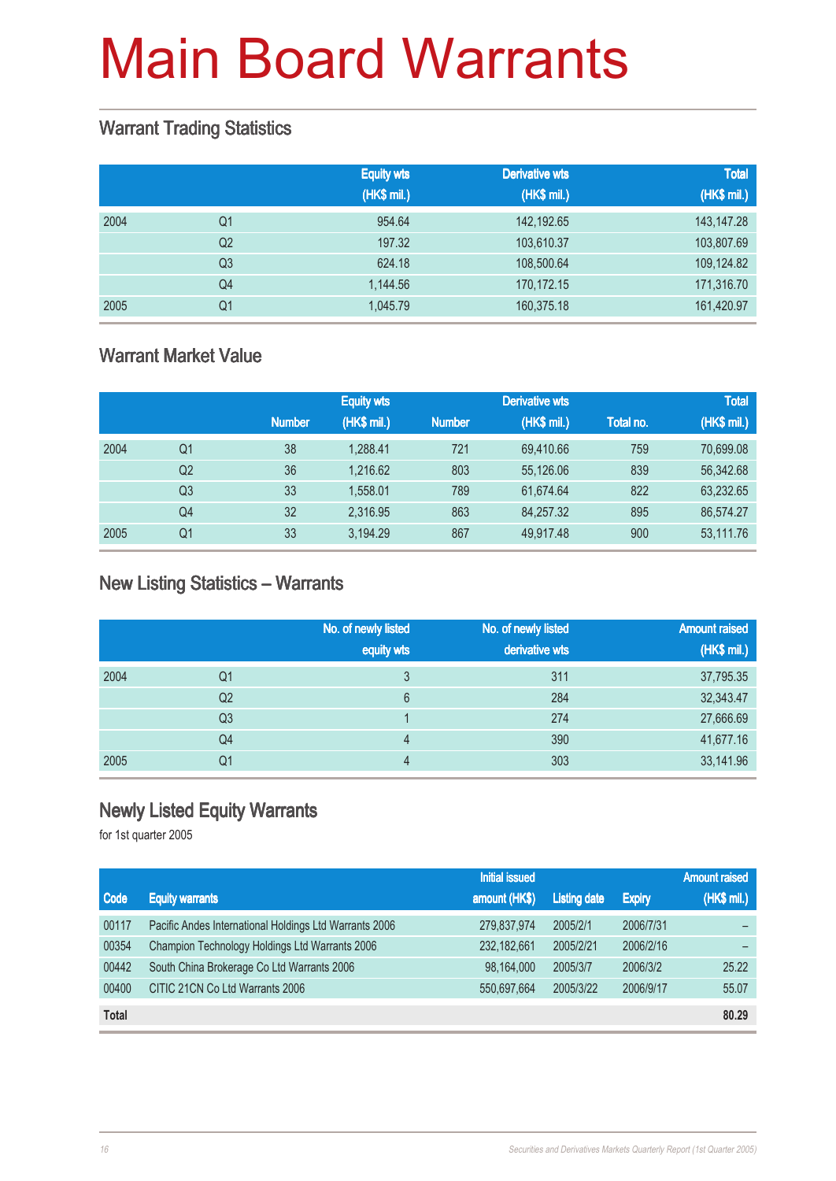# Main Board Warrants

## Warrant Trading Statistics

| | | Equity wts (HK$ mil.) | Derivative wts (HK$ mil.) | Total (HK$ mil.) |
|---|---|---|---|---|
| 2004 | Q1 | 954.64 | 142,192.65 | 143,147.28 |
| | Q2 | 197.32 | 103,610.37 | 103,807.69 |
| | Q3 | 624.18 | 108,500.64 | 109,124.82 |
| | Q4 | 1,144.56 | 170,172.15 | 171,316.70 |
| 2005 | Q1 | 1,045.79 | 160,375.18 | 161,420.97 |

## Warrant Market Value

| | | Equity wts | | Derivative wts | | Total | |
|---|---|---|---|---|---|---|---|
| | | Number | (HK$ mil.) | Number | (HK$ mil.) | Total no. | (HK$ mil.) |
| 2004 | Q1 | 38 | 1,288.41 | 721 | 69,410.66 | 759 | 70,699.08 |
| | Q2 | 36 | 1,216.62 | 803 | 55,126.06 | 839 | 56,342.68 |
| | Q3 | 33 | 1,558.01 | 789 | 61,674.64 | 822 | 63,232.65 |
| | Q4 | 32 | 2,316.95 | 863 | 84,257.32 | 895 | 86,574.27 |
| 2005 | Q1 | 33 | 3,194.29 | 867 | 49,917.48 | 900 | 53,111.76 |

## New Listing Statistics – Warrants

| | | No. of newly listed equity wts | No. of newly listed derivative wts | Amount raised (HK$ mil.) |
|---|---|---|---|---|
| 2004 | Q1 | 3 | 311 | 37,795.35 |
| | Q2 | 6 | 284 | 32,343.47 |
| | Q3 | 1 | 274 | 27,666.69 |
| | Q4 | 4 | 390 | 41,677.16 |
| 2005 | Q1 | 4 | 303 | 33,141.96 |

## Newly Listed Equity Warrants

for 1st quarter 2005

| Code | Equity warrants | Initial issued amount (HK$) | Listing date | Expiry | Amount raised (HK$ mil.) |
|---|---|---|---|---|---|
| 00117 | Pacific Andes International Holdings Ltd Warrants 2006 | 279,837,974 | 2005/2/1 | 2006/7/31 | – |
| 00354 | Champion Technology Holdings Ltd Warrants 2006 | 232,182,661 | 2005/2/21 | 2006/2/16 | – |
| 00442 | South China Brokerage Co Ltd Warrants 2006 | 98,164,000 | 2005/3/7 | 2006/3/2 | 25.22 |
| 00400 | CITIC 21CN Co Ltd Warrants 2006 | 550,697,664 | 2005/3/22 | 2006/9/17 | 55.07 |
| **Total** | | | | | **80.29** |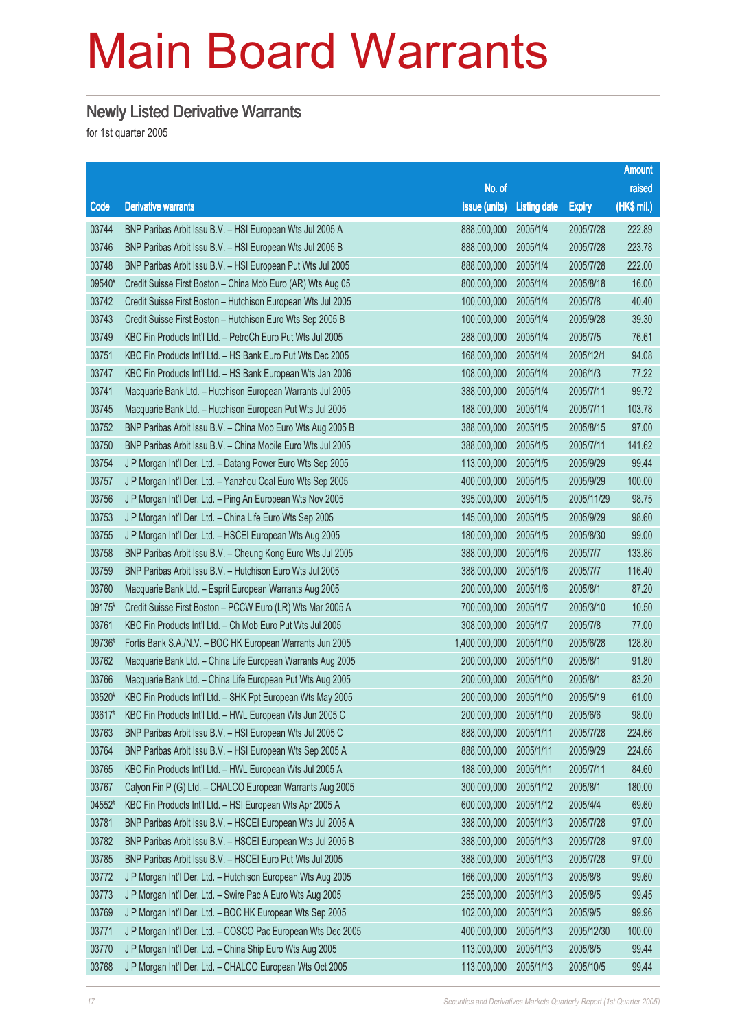# Main Board Warrants

## Newly Listed Derivative Warrants

for 1st quarter 2005

| Code | Derivative warrants | No. of issue (units) | Listing date | Expiry | Amount raised (HK$ mil.) |
|---|---|---|---|---|---|
| 03744 | BNP Paribas Arbit Issu B.V. – HSI European Wts Jul 2005 A | 888,000,000 | 2005/1/4 | 2005/7/28 | 222.89 |
| 03746 | BNP Paribas Arbit Issu B.V. – HSI European Wts Jul 2005 B | 888,000,000 | 2005/1/4 | 2005/7/28 | 223.78 |
| 03748 | BNP Paribas Arbit Issu B.V. – HSI European Put Wts Jul 2005 | 888,000,000 | 2005/1/4 | 2005/7/28 | 222.00 |
| 09540# | Credit Suisse First Boston – China Mob Euro (AR) Wts Aug 05 | 800,000,000 | 2005/1/4 | 2005/8/18 | 16.00 |
| 03742 | Credit Suisse First Boston – Hutchison European Wts Jul 2005 | 100,000,000 | 2005/1/4 | 2005/7/8 | 40.40 |
| 03743 | Credit Suisse First Boston – Hutchison Euro Wts Sep 2005 B | 100,000,000 | 2005/1/4 | 2005/9/28 | 39.30 |
| 03749 | KBC Fin Products Int'l Ltd. – PetroCh Euro Put Wts Jul 2005 | 288,000,000 | 2005/1/4 | 2005/7/5 | 76.61 |
| 03751 | KBC Fin Products Int'l Ltd. – HS Bank Euro Put Wts Dec 2005 | 168,000,000 | 2005/1/4 | 2005/12/1 | 94.08 |
| 03747 | KBC Fin Products Int'l Ltd. – HS Bank European Wts Jan 2006 | 108,000,000 | 2005/1/4 | 2006/1/3 | 77.22 |
| 03741 | Macquarie Bank Ltd. – Hutchison European Warrants Jul 2005 | 388,000,000 | 2005/1/4 | 2005/7/11 | 99.72 |
| 03745 | Macquarie Bank Ltd. – Hutchison European Put Wts Jul 2005 | 188,000,000 | 2005/1/4 | 2005/7/11 | 103.78 |
| 03752 | BNP Paribas Arbit Issu B.V. – China Mob Euro Wts Aug 2005 B | 388,000,000 | 2005/1/5 | 2005/8/15 | 97.00 |
| 03750 | BNP Paribas Arbit Issu B.V. – China Mobile Euro Wts Jul 2005 | 388,000,000 | 2005/1/5 | 2005/7/11 | 141.62 |
| 03754 | J P Morgan Int'l Der. Ltd. – Datang Power Euro Wts Sep 2005 | 113,000,000 | 2005/1/5 | 2005/9/29 | 99.44 |
| 03757 | J P Morgan Int'l Der. Ltd. – Yanzhou Coal Euro Wts Sep 2005 | 400,000,000 | 2005/1/5 | 2005/9/29 | 100.00 |
| 03756 | J P Morgan Int'l Der. Ltd. – Ping An European Wts Nov 2005 | 395,000,000 | 2005/1/5 | 2005/11/29 | 98.75 |
| 03753 | J P Morgan Int'l Der. Ltd. – China Life Euro Wts Sep 2005 | 145,000,000 | 2005/1/5 | 2005/9/29 | 98.60 |
| 03755 | J P Morgan Int'l Der. Ltd. – HSCEI European Wts Aug 2005 | 180,000,000 | 2005/1/5 | 2005/8/30 | 99.00 |
| 03758 | BNP Paribas Arbit Issu B.V. – Cheung Kong Euro Wts Jul 2005 | 388,000,000 | 2005/1/6 | 2005/7/7 | 133.86 |
| 03759 | BNP Paribas Arbit Issu B.V. – Hutchison Euro Wts Jul 2005 | 388,000,000 | 2005/1/6 | 2005/7/7 | 116.40 |
| 03760 | Macquarie Bank Ltd. – Esprit European Warrants Aug 2005 | 200,000,000 | 2005/1/6 | 2005/8/1 | 87.20 |
| 09175# | Credit Suisse First Boston – PCCW Euro (LR) Wts Mar 2005 A | 700,000,000 | 2005/1/7 | 2005/3/10 | 10.50 |
| 03761 | KBC Fin Products Int'l Ltd. – Ch Mob Euro Put Wts Jul 2005 | 308,000,000 | 2005/1/7 | 2005/7/8 | 77.00 |
| 09736# | Fortis Bank S.A./N.V. – BOC HK European Warrants Jun 2005 | 1,400,000,000 | 2005/1/10 | 2005/6/28 | 128.80 |
| 03762 | Macquarie Bank Ltd. – China Life European Warrants Aug 2005 | 200,000,000 | 2005/1/10 | 2005/8/1 | 91.80 |
| 03766 | Macquarie Bank Ltd. – China Life European Put Wts Aug 2005 | 200,000,000 | 2005/1/10 | 2005/8/1 | 83.20 |
| 03520# | KBC Fin Products Int'l Ltd. – SHK Ppt European Wts May 2005 | 200,000,000 | 2005/1/10 | 2005/5/19 | 61.00 |
| 03617# | KBC Fin Products Int'l Ltd. – HWL European Wts Jun 2005 C | 200,000,000 | 2005/1/10 | 2005/6/6 | 98.00 |
| 03763 | BNP Paribas Arbit Issu B.V. – HSI European Wts Jul 2005 C | 888,000,000 | 2005/1/11 | 2005/7/28 | 224.66 |
| 03764 | BNP Paribas Arbit Issu B.V. – HSI European Wts Sep 2005 A | 888,000,000 | 2005/1/11 | 2005/9/29 | 224.66 |
| 03765 | KBC Fin Products Int'l Ltd. – HWL European Wts Jul 2005 A | 188,000,000 | 2005/1/11 | 2005/7/11 | 84.60 |
| 03767 | Calyon Fin P (G) Ltd. – CHALCO European Warrants Aug 2005 | 300,000,000 | 2005/1/12 | 2005/8/1 | 180.00 |
| 04552# | KBC Fin Products Int'l Ltd. – HSI European Wts Apr 2005 A | 600,000,000 | 2005/1/12 | 2005/4/4 | 69.60 |
| 03781 | BNP Paribas Arbit Issu B.V. – HSCEI European Wts Jul 2005 A | 388,000,000 | 2005/1/13 | 2005/7/28 | 97.00 |
| 03782 | BNP Paribas Arbit Issu B.V. – HSCEI European Wts Jul 2005 B | 388,000,000 | 2005/1/13 | 2005/7/28 | 97.00 |
| 03785 | BNP Paribas Arbit Issu B.V. – HSCEI Euro Put Wts Jul 2005 | 388,000,000 | 2005/1/13 | 2005/7/28 | 97.00 |
| 03772 | J P Morgan Int'l Der. Ltd. – Hutchison European Wts Aug 2005 | 166,000,000 | 2005/1/13 | 2005/8/8 | 99.60 |
| 03773 | J P Morgan Int'l Der. Ltd. – Swire Pac A Euro Wts Aug 2005 | 255,000,000 | 2005/1/13 | 2005/8/5 | 99.45 |
| 03769 | J P Morgan Int'l Der. Ltd. – BOC HK European Wts Sep 2005 | 102,000,000 | 2005/1/13 | 2005/9/5 | 99.96 |
| 03771 | J P Morgan Int'l Der. Ltd. – COSCO Pac European Wts Dec 2005 | 400,000,000 | 2005/1/13 | 2005/12/30 | 100.00 |
| 03770 | J P Morgan Int'l Der. Ltd. – China Ship Euro Wts Aug 2005 | 113,000,000 | 2005/1/13 | 2005/8/5 | 99.44 |
| 03768 | J P Morgan Int'l Der. Ltd. – CHALCO European Wts Oct 2005 | 113,000,000 | 2005/1/13 | 2005/10/5 | 99.44 |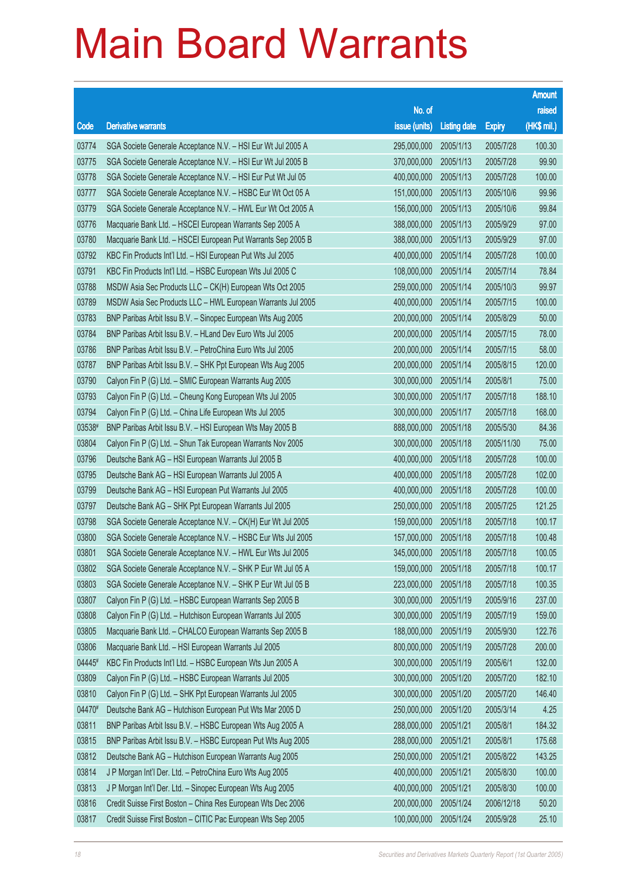# Main Board Warrants

| Code | Derivative warrants | No. of issue (units) | Listing date | Expiry | Amount raised (HK$ mil.) |
|---|---|---|---|---|---|
| 03774 | SGA Societe Generale Acceptance N.V. – HSI Eur Wt Jul 2005 A | 295,000,000 | 2005/1/13 | 2005/7/28 | 100.30 |
| 03775 | SGA Societe Generale Acceptance N.V. – HSI Eur Wt Jul 2005 B | 370,000,000 | 2005/1/13 | 2005/7/28 | 99.90 |
| 03778 | SGA Societe Generale Acceptance N.V. – HSI Eur Put Wt Jul 05 | 400,000,000 | 2005/1/13 | 2005/7/28 | 100.00 |
| 03777 | SGA Societe Generale Acceptance N.V. – HSBC Eur Wt Oct 05 A | 151,000,000 | 2005/1/13 | 2005/10/6 | 99.96 |
| 03779 | SGA Societe Generale Acceptance N.V. – HWL Eur Wt Oct 2005 A | 156,000,000 | 2005/1/13 | 2005/10/6 | 99.84 |
| 03776 | Macquarie Bank Ltd. – HSCEI European Warrants Sep 2005 A | 388,000,000 | 2005/1/13 | 2005/9/29 | 97.00 |
| 03780 | Macquarie Bank Ltd. – HSCEI European Put Warrants Sep 2005 B | 388,000,000 | 2005/1/13 | 2005/9/29 | 97.00 |
| 03792 | KBC Fin Products Int'l Ltd. – HSI European Put Wts Jul 2005 | 400,000,000 | 2005/1/14 | 2005/7/28 | 100.00 |
| 03791 | KBC Fin Products Int'l Ltd. – HSBC European Wts Jul 2005 C | 108,000,000 | 2005/1/14 | 2005/7/14 | 78.84 |
| 03788 | MSDW Asia Sec Products LLC – CK(H) European Wts Oct 2005 | 259,000,000 | 2005/1/14 | 2005/10/3 | 99.97 |
| 03789 | MSDW Asia Sec Products LLC – HWL European Warrants Jul 2005 | 400,000,000 | 2005/1/14 | 2005/7/15 | 100.00 |
| 03783 | BNP Paribas Arbit Issu B.V. – Sinopec European Wts Aug 2005 | 200,000,000 | 2005/1/14 | 2005/8/29 | 50.00 |
| 03784 | BNP Paribas Arbit Issu B.V. – HLand Dev Euro Wts Jul 2005 | 200,000,000 | 2005/1/14 | 2005/7/15 | 78.00 |
| 03786 | BNP Paribas Arbit Issu B.V. – PetroChina Euro Wts Jul 2005 | 200,000,000 | 2005/1/14 | 2005/7/15 | 58.00 |
| 03787 | BNP Paribas Arbit Issu B.V. – SHK Ppt European Wts Aug 2005 | 200,000,000 | 2005/1/14 | 2005/8/15 | 120.00 |
| 03790 | Calyon Fin P (G) Ltd. – SMIC European Warrants Aug 2005 | 300,000,000 | 2005/1/14 | 2005/8/1 | 75.00 |
| 03793 | Calyon Fin P (G) Ltd. – Cheung Kong European Wts Jul 2005 | 300,000,000 | 2005/1/17 | 2005/7/18 | 188.10 |
| 03794 | Calyon Fin P (G) Ltd. – China Life European Wts Jul 2005 | 300,000,000 | 2005/1/17 | 2005/7/18 | 168.00 |
| 03538# | BNP Paribas Arbit Issu B.V. – HSI European Wts May 2005 B | 888,000,000 | 2005/1/18 | 2005/5/30 | 84.36 |
| 03804 | Calyon Fin P (G) Ltd. – Shun Tak European Warrants Nov 2005 | 300,000,000 | 2005/1/18 | 2005/11/30 | 75.00 |
| 03796 | Deutsche Bank AG – HSI European Warrants Jul 2005 B | 400,000,000 | 2005/1/18 | 2005/7/28 | 100.00 |
| 03795 | Deutsche Bank AG – HSI European Warrants Jul 2005 A | 400,000,000 | 2005/1/18 | 2005/7/28 | 102.00 |
| 03799 | Deutsche Bank AG – HSI European Put Warrants Jul 2005 | 400,000,000 | 2005/1/18 | 2005/7/28 | 100.00 |
| 03797 | Deutsche Bank AG – SHK Ppt European Warrants Jul 2005 | 250,000,000 | 2005/1/18 | 2005/7/25 | 121.25 |
| 03798 | SGA Societe Generale Acceptance N.V. – CK(H) Eur Wt Jul 2005 | 159,000,000 | 2005/1/18 | 2005/7/18 | 100.17 |
| 03800 | SGA Societe Generale Acceptance N.V. – HSBC Eur Wts Jul 2005 | 157,000,000 | 2005/1/18 | 2005/7/18 | 100.48 |
| 03801 | SGA Societe Generale Acceptance N.V. – HWL Eur Wts Jul 2005 | 345,000,000 | 2005/1/18 | 2005/7/18 | 100.05 |
| 03802 | SGA Societe Generale Acceptance N.V. – SHK P Eur Wt Jul 05 A | 159,000,000 | 2005/1/18 | 2005/7/18 | 100.17 |
| 03803 | SGA Societe Generale Acceptance N.V. – SHK P Eur Wt Jul 05 B | 223,000,000 | 2005/1/18 | 2005/7/18 | 100.35 |
| 03807 | Calyon Fin P (G) Ltd. – HSBC European Warrants Sep 2005 B | 300,000,000 | 2005/1/19 | 2005/9/16 | 237.00 |
| 03808 | Calyon Fin P (G) Ltd. – Hutchison European Warrants Jul 2005 | 300,000,000 | 2005/1/19 | 2005/7/19 | 159.00 |
| 03805 | Macquarie Bank Ltd. – CHALCO European Warrants Sep 2005 B | 188,000,000 | 2005/1/19 | 2005/9/30 | 122.76 |
| 03806 | Macquarie Bank Ltd. – HSI European Warrants Jul 2005 | 800,000,000 | 2005/1/19 | 2005/7/28 | 200.00 |
| 04445# | KBC Fin Products Int'l Ltd. – HSBC European Wts Jun 2005 A | 300,000,000 | 2005/1/19 | 2005/6/1 | 132.00 |
| 03809 | Calyon Fin P (G) Ltd. – HSBC European Warrants Jul 2005 | 300,000,000 | 2005/1/20 | 2005/7/20 | 182.10 |
| 03810 | Calyon Fin P (G) Ltd. – SHK Ppt European Warrants Jul 2005 | 300,000,000 | 2005/1/20 | 2005/7/20 | 146.40 |
| 04470# | Deutsche Bank AG – Hutchison European Put Wts Mar 2005 D | 250,000,000 | 2005/1/20 | 2005/3/14 | 4.25 |
| 03811 | BNP Paribas Arbit Issu B.V. – HSBC European Wts Aug 2005 A | 288,000,000 | 2005/1/21 | 2005/8/1 | 184.32 |
| 03815 | BNP Paribas Arbit Issu B.V. – HSBC European Put Wts Aug 2005 | 288,000,000 | 2005/1/21 | 2005/8/1 | 175.68 |
| 03812 | Deutsche Bank AG – Hutchison European Warrants Aug 2005 | 250,000,000 | 2005/1/21 | 2005/8/22 | 143.25 |
| 03814 | J P Morgan Int'l Der. Ltd. – PetroChina Euro Wts Aug 2005 | 400,000,000 | 2005/1/21 | 2005/8/30 | 100.00 |
| 03813 | J P Morgan Int'l Der. Ltd. – Sinopec European Wts Aug 2005 | 400,000,000 | 2005/1/21 | 2005/8/30 | 100.00 |
| 03816 | Credit Suisse First Boston – China Res European Wts Dec 2006 | 200,000,000 | 2005/1/24 | 2006/12/18 | 50.20 |
| 03817 | Credit Suisse First Boston – CITIC Pac European Wts Sep 2005 | 100,000,000 | 2005/1/24 | 2005/9/28 | 25.10 |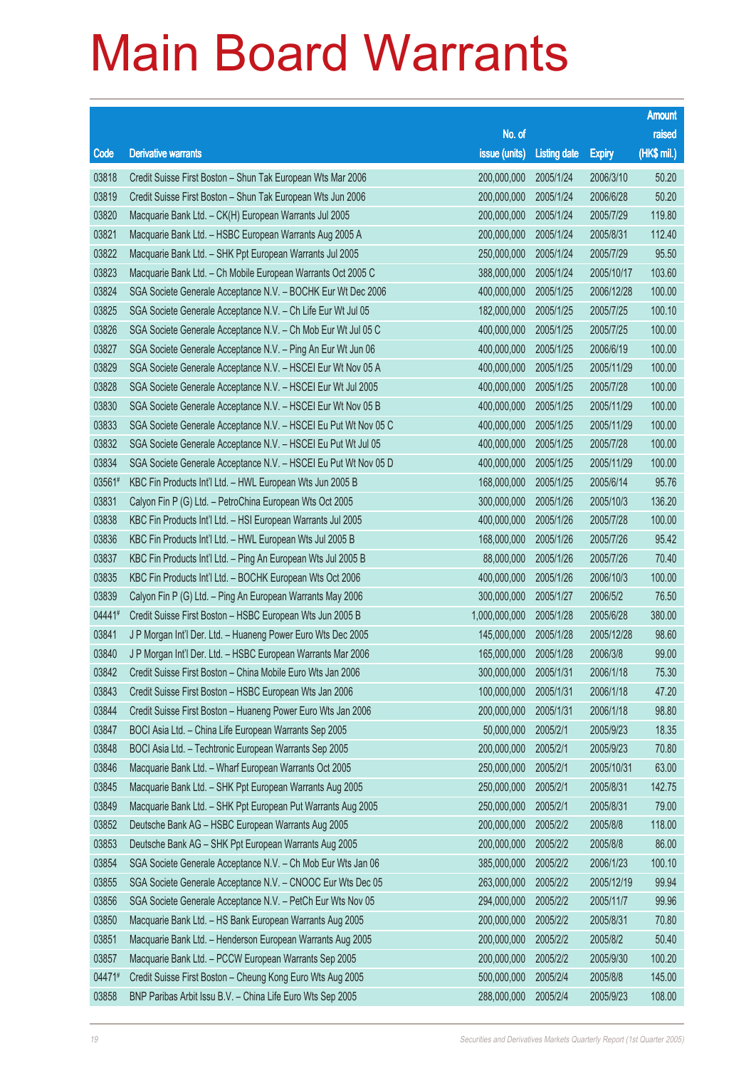# Main Board Warrants

| Code | Derivative warrants | No. of issue (units) | Listing date | Expiry | Amount raised (HK$ mil.) |
|---|---|---|---|---|---|
| 03818 | Credit Suisse First Boston – Shun Tak European Wts Mar 2006 | 200,000,000 | 2005/1/24 | 2006/3/10 | 50.20 |
| 03819 | Credit Suisse First Boston – Shun Tak European Wts Jun 2006 | 200,000,000 | 2005/1/24 | 2006/6/28 | 50.20 |
| 03820 | Macquarie Bank Ltd. – CK(H) European Warrants Jul 2005 | 200,000,000 | 2005/1/24 | 2005/7/29 | 119.80 |
| 03821 | Macquarie Bank Ltd. – HSBC European Warrants Aug 2005 A | 200,000,000 | 2005/1/24 | 2005/8/31 | 112.40 |
| 03822 | Macquarie Bank Ltd. – SHK Ppt European Warrants Jul 2005 | 250,000,000 | 2005/1/24 | 2005/7/29 | 95.50 |
| 03823 | Macquarie Bank Ltd. – Ch Mobile European Warrants Oct 2005 C | 388,000,000 | 2005/1/24 | 2005/10/17 | 103.60 |
| 03824 | SGA Societe Generale Acceptance N.V. – BOCHK Eur Wt Dec 2006 | 400,000,000 | 2005/1/25 | 2006/12/28 | 100.00 |
| 03825 | SGA Societe Generale Acceptance N.V. – Ch Life Eur Wt Jul 05 | 182,000,000 | 2005/1/25 | 2005/7/25 | 100.10 |
| 03826 | SGA Societe Generale Acceptance N.V. – Ch Mob Eur Wt Jul 05 C | 400,000,000 | 2005/1/25 | 2005/7/25 | 100.00 |
| 03827 | SGA Societe Generale Acceptance N.V. – Ping An Eur Wt Jun 06 | 400,000,000 | 2005/1/25 | 2006/6/19 | 100.00 |
| 03829 | SGA Societe Generale Acceptance N.V. – HSCEI Eur Wt Nov 05 A | 400,000,000 | 2005/1/25 | 2005/11/29 | 100.00 |
| 03828 | SGA Societe Generale Acceptance N.V. – HSCEI Eur Wt Jul 2005 | 400,000,000 | 2005/1/25 | 2005/7/28 | 100.00 |
| 03830 | SGA Societe Generale Acceptance N.V. – HSCEI Eur Wt Nov 05 B | 400,000,000 | 2005/1/25 | 2005/11/29 | 100.00 |
| 03833 | SGA Societe Generale Acceptance N.V. – HSCEI Eu Put Wt Nov 05 C | 400,000,000 | 2005/1/25 | 2005/11/29 | 100.00 |
| 03832 | SGA Societe Generale Acceptance N.V. – HSCEI Eu Put Wt Jul 05 | 400,000,000 | 2005/1/25 | 2005/7/28 | 100.00 |
| 03834 | SGA Societe Generale Acceptance N.V. – HSCEI Eu Put Wt Nov 05 D | 400,000,000 | 2005/1/25 | 2005/11/29 | 100.00 |
| 03561# | KBC Fin Products Int'l Ltd. – HWL European Wts Jun 2005 B | 168,000,000 | 2005/1/25 | 2005/6/14 | 95.76 |
| 03831 | Calyon Fin P (G) Ltd. – PetroChina European Wts Oct 2005 | 300,000,000 | 2005/1/26 | 2005/10/3 | 136.20 |
| 03838 | KBC Fin Products Int'l Ltd. – HSI European Warrants Jul 2005 | 400,000,000 | 2005/1/26 | 2005/7/28 | 100.00 |
| 03836 | KBC Fin Products Int'l Ltd. – HWL European Wts Jul 2005 B | 168,000,000 | 2005/1/26 | 2005/7/26 | 95.42 |
| 03837 | KBC Fin Products Int'l Ltd. – Ping An European Wts Jul 2005 B | 88,000,000 | 2005/1/26 | 2005/7/26 | 70.40 |
| 03835 | KBC Fin Products Int'l Ltd. – BOCHK European Wts Oct 2006 | 400,000,000 | 2005/1/26 | 2006/10/3 | 100.00 |
| 03839 | Calyon Fin P (G) Ltd. – Ping An European Warrants May 2006 | 300,000,000 | 2005/1/27 | 2006/5/2 | 76.50 |
| 04441# | Credit Suisse First Boston – HSBC European Wts Jun 2005 B | 1,000,000,000 | 2005/1/28 | 2005/6/28 | 380.00 |
| 03841 | J P Morgan Int'l Der. Ltd. – Huaneng Power Euro Wts Dec 2005 | 145,000,000 | 2005/1/28 | 2005/12/28 | 98.60 |
| 03840 | J P Morgan Int'l Der. Ltd. – HSBC European Warrants Mar 2006 | 165,000,000 | 2005/1/28 | 2006/3/8 | 99.00 |
| 03842 | Credit Suisse First Boston – China Mobile Euro Wts Jan 2006 | 300,000,000 | 2005/1/31 | 2006/1/18 | 75.30 |
| 03843 | Credit Suisse First Boston – HSBC European Wts Jan 2006 | 100,000,000 | 2005/1/31 | 2006/1/18 | 47.20 |
| 03844 | Credit Suisse First Boston – Huaneng Power Euro Wts Jan 2006 | 200,000,000 | 2005/1/31 | 2006/1/18 | 98.80 |
| 03847 | BOCI Asia Ltd. – China Life European Warrants Sep 2005 | 50,000,000 | 2005/2/1 | 2005/9/23 | 18.35 |
| 03848 | BOCI Asia Ltd. – Techtronic European Warrants Sep 2005 | 200,000,000 | 2005/2/1 | 2005/9/23 | 70.80 |
| 03846 | Macquarie Bank Ltd. – Wharf European Warrants Oct 2005 | 250,000,000 | 2005/2/1 | 2005/10/31 | 63.00 |
| 03845 | Macquarie Bank Ltd. – SHK Ppt European Warrants Aug 2005 | 250,000,000 | 2005/2/1 | 2005/8/31 | 142.75 |
| 03849 | Macquarie Bank Ltd. – SHK Ppt European Put Warrants Aug 2005 | 250,000,000 | 2005/2/1 | 2005/8/31 | 79.00 |
| 03852 | Deutsche Bank AG – HSBC European Warrants Aug 2005 | 200,000,000 | 2005/2/2 | 2005/8/8 | 118.00 |
| 03853 | Deutsche Bank AG – SHK Ppt European Warrants Aug 2005 | 200,000,000 | 2005/2/2 | 2005/8/8 | 86.00 |
| 03854 | SGA Societe Generale Acceptance N.V. – Ch Mob Eur Wts Jan 06 | 385,000,000 | 2005/2/2 | 2006/1/23 | 100.10 |
| 03855 | SGA Societe Generale Acceptance N.V. – CNOOC Eur Wts Dec 05 | 263,000,000 | 2005/2/2 | 2005/12/19 | 99.94 |
| 03856 | SGA Societe Generale Acceptance N.V. – PetCh Eur Wts Nov 05 | 294,000,000 | 2005/2/2 | 2005/11/7 | 99.96 |
| 03850 | Macquarie Bank Ltd. – HS Bank European Warrants Aug 2005 | 200,000,000 | 2005/2/2 | 2005/8/31 | 70.80 |
| 03851 | Macquarie Bank Ltd. – Henderson European Warrants Aug 2005 | 200,000,000 | 2005/2/2 | 2005/8/2 | 50.40 |
| 03857 | Macquarie Bank Ltd. – PCCW European Warrants Sep 2005 | 200,000,000 | 2005/2/2 | 2005/9/30 | 100.20 |
| 04471# | Credit Suisse First Boston – Cheung Kong Euro Wts Aug 2005 | 500,000,000 | 2005/2/4 | 2005/8/8 | 145.00 |
| 03858 | BNP Paribas Arbit Issu B.V. – China Life Euro Wts Sep 2005 | 288,000,000 | 2005/2/4 | 2005/9/23 | 108.00 |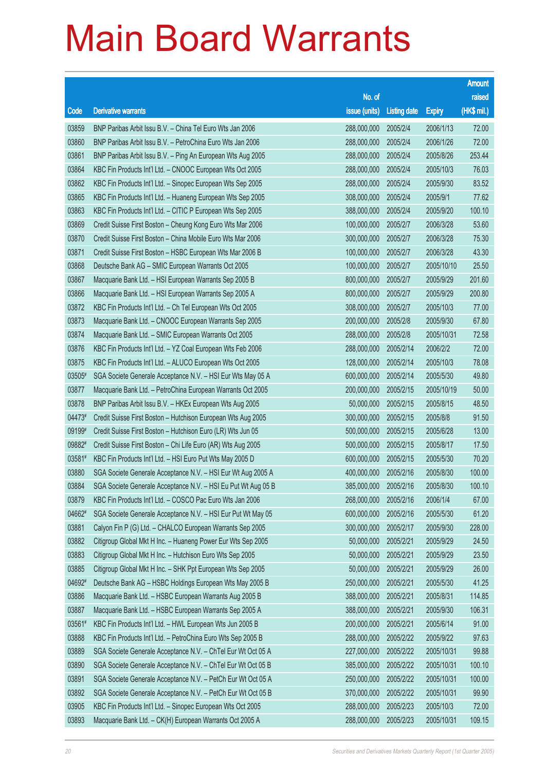# Main Board Warrants

| Code | Derivative warrants | No. of issue (units) | Listing date | Expiry | Amount raised (HK$ mil.) |
|---|---|---|---|---|---|
| 03859 | BNP Paribas Arbit Issu B.V. – China Tel Euro Wts Jan 2006 | 288,000,000 | 2005/2/4 | 2006/1/13 | 72.00 |
| 03860 | BNP Paribas Arbit Issu B.V. – PetroChina Euro Wts Jan 2006 | 288,000,000 | 2005/2/4 | 2006/1/26 | 72.00 |
| 03861 | BNP Paribas Arbit Issu B.V. – Ping An European Wts Aug 2005 | 288,000,000 | 2005/2/4 | 2005/8/26 | 253.44 |
| 03864 | KBC Fin Products Int'l Ltd. – CNOOC European Wts Oct 2005 | 288,000,000 | 2005/2/4 | 2005/10/3 | 76.03 |
| 03862 | KBC Fin Products Int'l Ltd. – Sinopec European Wts Sep 2005 | 288,000,000 | 2005/2/4 | 2005/9/30 | 83.52 |
| 03865 | KBC Fin Products Int'l Ltd. – Huaneng European Wts Sep 2005 | 308,000,000 | 2005/2/4 | 2005/9/1 | 77.62 |
| 03863 | KBC Fin Products Int'l Ltd. – CITIC P European Wts Sep 2005 | 388,000,000 | 2005/2/4 | 2005/9/20 | 100.10 |
| 03869 | Credit Suisse First Boston – Cheung Kong Euro Wts Mar 2006 | 100,000,000 | 2005/2/7 | 2006/3/28 | 53.60 |
| 03870 | Credit Suisse First Boston – China Mobile Euro Wts Mar 2006 | 300,000,000 | 2005/2/7 | 2006/3/28 | 75.30 |
| 03871 | Credit Suisse First Boston – HSBC European Wts Mar 2006 B | 100,000,000 | 2005/2/7 | 2006/3/28 | 43.30 |
| 03868 | Deutsche Bank AG – SMIC European Warrants Oct 2005 | 100,000,000 | 2005/2/7 | 2005/10/10 | 25.50 |
| 03867 | Macquarie Bank Ltd. – HSI European Warrants Sep 2005 B | 800,000,000 | 2005/2/7 | 2005/9/29 | 201.60 |
| 03866 | Macquarie Bank Ltd. – HSI European Warrants Sep 2005 A | 800,000,000 | 2005/2/7 | 2005/9/29 | 200.80 |
| 03872 | KBC Fin Products Int'l Ltd. – Ch Tel European Wts Oct 2005 | 308,000,000 | 2005/2/7 | 2005/10/3 | 77.00 |
| 03873 | Macquarie Bank Ltd. – CNOOC European Warrants Sep 2005 | 200,000,000 | 2005/2/8 | 2005/9/30 | 67.80 |
| 03874 | Macquarie Bank Ltd. – SMIC European Warrants Oct 2005 | 288,000,000 | 2005/2/8 | 2005/10/31 | 72.58 |
| 03876 | KBC Fin Products Int'l Ltd. – YZ Coal European Wts Feb 2006 | 288,000,000 | 2005/2/14 | 2006/2/2 | 72.00 |
| 03875 | KBC Fin Products Int'l Ltd. – ALUCO European Wts Oct 2005 | 128,000,000 | 2005/2/14 | 2005/10/3 | 78.08 |
| 03505# | SGA Societe Generale Acceptance N.V. – HSI Eur Wts May 05 A | 600,000,000 | 2005/2/14 | 2005/5/30 | 49.80 |
| 03877 | Macquarie Bank Ltd. – PetroChina European Warrants Oct 2005 | 200,000,000 | 2005/2/15 | 2005/10/19 | 50.00 |
| 03878 | BNP Paribas Arbit Issu B.V. – HKEx European Wts Aug 2005 | 50,000,000 | 2005/2/15 | 2005/8/15 | 48.50 |
| 04473# | Credit Suisse First Boston – Hutchison European Wts Aug 2005 | 300,000,000 | 2005/2/15 | 2005/8/8 | 91.50 |
| 09199# | Credit Suisse First Boston – Hutchison Euro (LR) Wts Jun 05 | 500,000,000 | 2005/2/15 | 2005/6/28 | 13.00 |
| 09882# | Credit Suisse First Boston – Chi Life Euro (AR) Wts Aug 2005 | 500,000,000 | 2005/2/15 | 2005/8/17 | 17.50 |
| 03581# | KBC Fin Products Int'l Ltd. – HSI Euro Put Wts May 2005 D | 600,000,000 | 2005/2/15 | 2005/5/30 | 70.20 |
| 03880 | SGA Societe Generale Acceptance N.V. – HSI Eur Wt Aug 2005 A | 400,000,000 | 2005/2/16 | 2005/8/30 | 100.00 |
| 03884 | SGA Societe Generale Acceptance N.V. – HSI Eu Put Wt Aug 05 B | 385,000,000 | 2005/2/16 | 2005/8/30 | 100.10 |
| 03879 | KBC Fin Products Int'l Ltd. – COSCO Pac Euro Wts Jan 2006 | 268,000,000 | 2005/2/16 | 2006/1/4 | 67.00 |
| 04662# | SGA Societe Generale Acceptance N.V. – HSI Eur Put Wt May 05 | 600,000,000 | 2005/2/16 | 2005/5/30 | 61.20 |
| 03881 | Calyon Fin P (G) Ltd. – CHALCO European Warrants Sep 2005 | 300,000,000 | 2005/2/17 | 2005/9/30 | 228.00 |
| 03882 | Citigroup Global Mkt H Inc. – Huaneng Power Eur Wts Sep 2005 | 50,000,000 | 2005/2/21 | 2005/9/29 | 24.50 |
| 03883 | Citigroup Global Mkt H Inc. – Hutchison Euro Wts Sep 2005 | 50,000,000 | 2005/2/21 | 2005/9/29 | 23.50 |
| 03885 | Citigroup Global Mkt H Inc. – SHK Ppt European Wts Sep 2005 | 50,000,000 | 2005/2/21 | 2005/9/29 | 26.00 |
| 04692# | Deutsche Bank AG – HSBC Holdings European Wts May 2005 B | 250,000,000 | 2005/2/21 | 2005/5/30 | 41.25 |
| 03886 | Macquarie Bank Ltd. – HSBC European Warrants Aug 2005 B | 388,000,000 | 2005/2/21 | 2005/8/31 | 114.85 |
| 03887 | Macquarie Bank Ltd. – HSBC European Warrants Sep 2005 A | 388,000,000 | 2005/2/21 | 2005/9/30 | 106.31 |
| 03561# | KBC Fin Products Int'l Ltd. – HWL European Wts Jun 2005 B | 200,000,000 | 2005/2/21 | 2005/6/14 | 91.00 |
| 03888 | KBC Fin Products Int'l Ltd. – PetroChina Euro Wts Sep 2005 B | 288,000,000 | 2005/2/22 | 2005/9/22 | 97.63 |
| 03889 | SGA Societe Generale Acceptance N.V. – ChTel Eur Wt Oct 05 A | 227,000,000 | 2005/2/22 | 2005/10/31 | 99.88 |
| 03890 | SGA Societe Generale Acceptance N.V. – ChTel Eur Wt Oct 05 B | 385,000,000 | 2005/2/22 | 2005/10/31 | 100.10 |
| 03891 | SGA Societe Generale Acceptance N.V. – PetCh Eur Wt Oct 05 A | 250,000,000 | 2005/2/22 | 2005/10/31 | 100.00 |
| 03892 | SGA Societe Generale Acceptance N.V. – PetCh Eur Wt Oct 05 B | 370,000,000 | 2005/2/22 | 2005/10/31 | 99.90 |
| 03905 | KBC Fin Products Int'l Ltd. – Sinopec European Wts Oct 2005 | 288,000,000 | 2005/2/23 | 2005/10/3 | 72.00 |
| 03893 | Macquarie Bank Ltd. – CK(H) European Warrants Oct 2005 A | 288,000,000 | 2005/2/23 | 2005/10/31 | 109.15 |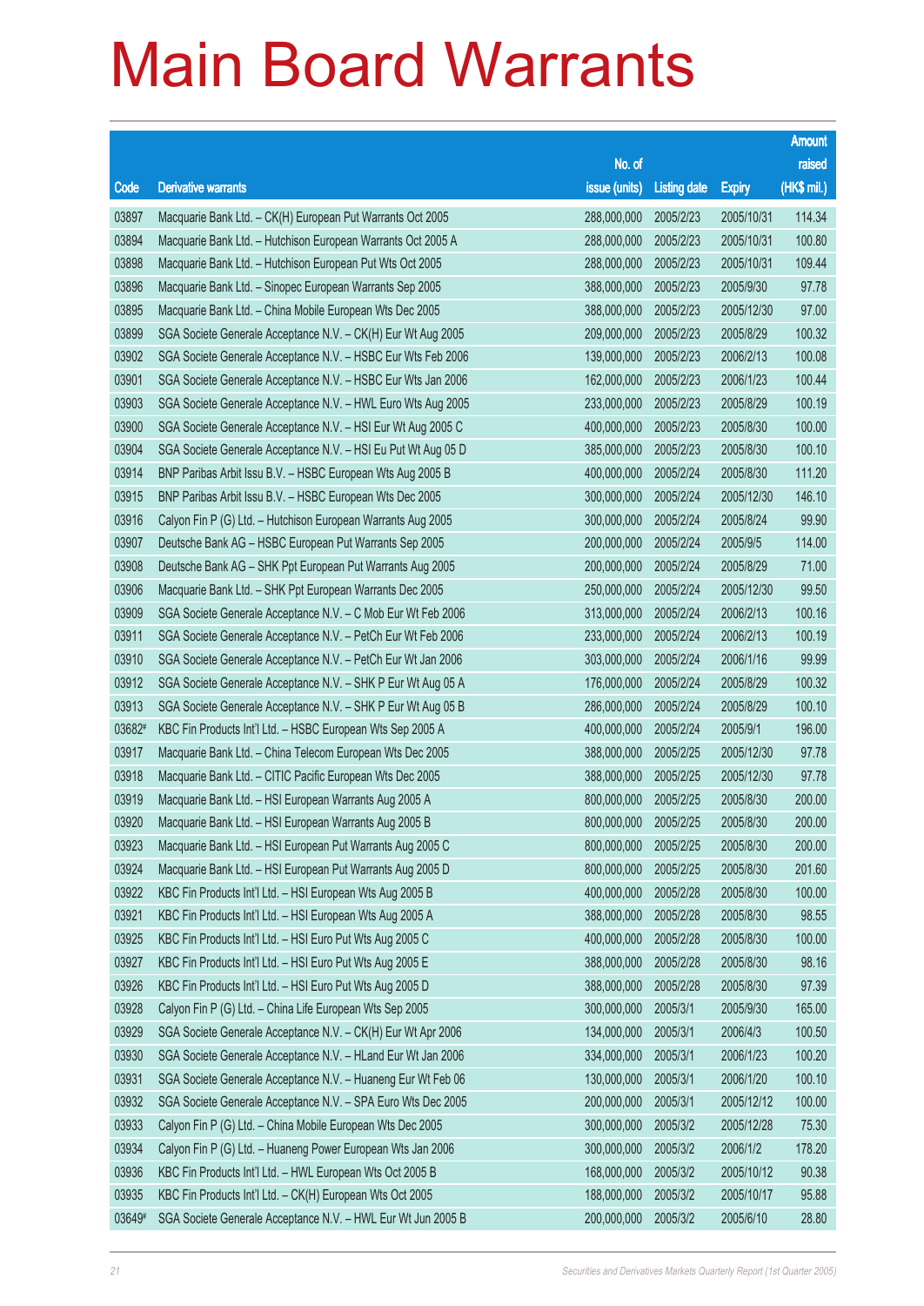# Main Board Warrants

| Code | Derivative warrants | No. of issue (units) | Listing date | Expiry | Amount raised (HK$ mil.) |
|---|---|---|---|---|---|
| 03897 | Macquarie Bank Ltd. – CK(H) European Put Warrants Oct 2005 | 288,000,000 | 2005/2/23 | 2005/10/31 | 114.34 |
| 03894 | Macquarie Bank Ltd. – Hutchison European Warrants Oct 2005 A | 288,000,000 | 2005/2/23 | 2005/10/31 | 100.80 |
| 03898 | Macquarie Bank Ltd. – Hutchison European Put Wts Oct 2005 | 288,000,000 | 2005/2/23 | 2005/10/31 | 109.44 |
| 03896 | Macquarie Bank Ltd. – Sinopec European Warrants Sep 2005 | 388,000,000 | 2005/2/23 | 2005/9/30 | 97.78 |
| 03895 | Macquarie Bank Ltd. – China Mobile European Wts Dec 2005 | 388,000,000 | 2005/2/23 | 2005/12/30 | 97.00 |
| 03899 | SGA Societe Generale Acceptance N.V. – CK(H) Eur Wt Aug 2005 | 209,000,000 | 2005/2/23 | 2005/8/29 | 100.32 |
| 03902 | SGA Societe Generale Acceptance N.V. – HSBC Eur Wts Feb 2006 | 139,000,000 | 2005/2/23 | 2006/2/13 | 100.08 |
| 03901 | SGA Societe Generale Acceptance N.V. – HSBC Eur Wts Jan 2006 | 162,000,000 | 2005/2/23 | 2006/1/23 | 100.44 |
| 03903 | SGA Societe Generale Acceptance N.V. – HWL Euro Wts Aug 2005 | 233,000,000 | 2005/2/23 | 2005/8/29 | 100.19 |
| 03900 | SGA Societe Generale Acceptance N.V. – HSI Eur Wt Aug 2005 C | 400,000,000 | 2005/2/23 | 2005/8/30 | 100.00 |
| 03904 | SGA Societe Generale Acceptance N.V. – HSI Eu Put Wt Aug 05 D | 385,000,000 | 2005/2/23 | 2005/8/30 | 100.10 |
| 03914 | BNP Paribas Arbit Issu B.V. – HSBC European Wts Aug 2005 B | 400,000,000 | 2005/2/24 | 2005/8/30 | 111.20 |
| 03915 | BNP Paribas Arbit Issu B.V. – HSBC European Wts Dec 2005 | 300,000,000 | 2005/2/24 | 2005/12/30 | 146.10 |
| 03916 | Calyon Fin P (G) Ltd. – Hutchison European Warrants Aug 2005 | 300,000,000 | 2005/2/24 | 2005/8/24 | 99.90 |
| 03907 | Deutsche Bank AG – HSBC European Put Warrants Sep 2005 | 200,000,000 | 2005/2/24 | 2005/9/5 | 114.00 |
| 03908 | Deutsche Bank AG – SHK Ppt European Put Warrants Aug 2005 | 200,000,000 | 2005/2/24 | 2005/8/29 | 71.00 |
| 03906 | Macquarie Bank Ltd. – SHK Ppt European Warrants Dec 2005 | 250,000,000 | 2005/2/24 | 2005/12/30 | 99.50 |
| 03909 | SGA Societe Generale Acceptance N.V. – C Mob Eur Wt Feb 2006 | 313,000,000 | 2005/2/24 | 2006/2/13 | 100.16 |
| 03911 | SGA Societe Generale Acceptance N.V. – PetCh Eur Wt Feb 2006 | 233,000,000 | 2005/2/24 | 2006/2/13 | 100.19 |
| 03910 | SGA Societe Generale Acceptance N.V. – PetCh Eur Wt Jan 2006 | 303,000,000 | 2005/2/24 | 2006/1/16 | 99.99 |
| 03912 | SGA Societe Generale Acceptance N.V. – SHK P Eur Wt Aug 05 A | 176,000,000 | 2005/2/24 | 2005/8/29 | 100.32 |
| 03913 | SGA Societe Generale Acceptance N.V. – SHK P Eur Wt Aug 05 B | 286,000,000 | 2005/2/24 | 2005/8/29 | 100.10 |
| 03682# | KBC Fin Products Int'l Ltd. – HSBC European Wts Sep 2005 A | 400,000,000 | 2005/2/24 | 2005/9/1 | 196.00 |
| 03917 | Macquarie Bank Ltd. – China Telecom European Wts Dec 2005 | 388,000,000 | 2005/2/25 | 2005/12/30 | 97.78 |
| 03918 | Macquarie Bank Ltd. – CITIC Pacific European Wts Dec 2005 | 388,000,000 | 2005/2/25 | 2005/12/30 | 97.78 |
| 03919 | Macquarie Bank Ltd. – HSI European Warrants Aug 2005 A | 800,000,000 | 2005/2/25 | 2005/8/30 | 200.00 |
| 03920 | Macquarie Bank Ltd. – HSI European Warrants Aug 2005 B | 800,000,000 | 2005/2/25 | 2005/8/30 | 200.00 |
| 03923 | Macquarie Bank Ltd. – HSI European Put Warrants Aug 2005 C | 800,000,000 | 2005/2/25 | 2005/8/30 | 200.00 |
| 03924 | Macquarie Bank Ltd. – HSI European Put Warrants Aug 2005 D | 800,000,000 | 2005/2/25 | 2005/8/30 | 201.60 |
| 03922 | KBC Fin Products Int'l Ltd. – HSI European Wts Aug 2005 B | 400,000,000 | 2005/2/28 | 2005/8/30 | 100.00 |
| 03921 | KBC Fin Products Int'l Ltd. – HSI European Wts Aug 2005 A | 388,000,000 | 2005/2/28 | 2005/8/30 | 98.55 |
| 03925 | KBC Fin Products Int'l Ltd. – HSI Euro Put Wts Aug 2005 C | 400,000,000 | 2005/2/28 | 2005/8/30 | 100.00 |
| 03927 | KBC Fin Products Int'l Ltd. – HSI Euro Put Wts Aug 2005 E | 388,000,000 | 2005/2/28 | 2005/8/30 | 98.16 |
| 03926 | KBC Fin Products Int'l Ltd. – HSI Euro Put Wts Aug 2005 D | 388,000,000 | 2005/2/28 | 2005/8/30 | 97.39 |
| 03928 | Calyon Fin P (G) Ltd. – China Life European Wts Sep 2005 | 300,000,000 | 2005/3/1 | 2005/9/30 | 165.00 |
| 03929 | SGA Societe Generale Acceptance N.V. – CK(H) Eur Wt Apr 2006 | 134,000,000 | 2005/3/1 | 2006/4/3 | 100.50 |
| 03930 | SGA Societe Generale Acceptance N.V. – HLand Eur Wt Jan 2006 | 334,000,000 | 2005/3/1 | 2006/1/23 | 100.20 |
| 03931 | SGA Societe Generale Acceptance N.V. – Huaneng Eur Wt Feb 06 | 130,000,000 | 2005/3/1 | 2006/1/20 | 100.10 |
| 03932 | SGA Societe Generale Acceptance N.V. – SPA Euro Wts Dec 2005 | 200,000,000 | 2005/3/1 | 2005/12/12 | 100.00 |
| 03933 | Calyon Fin P (G) Ltd. – China Mobile European Wts Dec 2005 | 300,000,000 | 2005/3/2 | 2005/12/28 | 75.30 |
| 03934 | Calyon Fin P (G) Ltd. – Huaneng Power European Wts Jan 2006 | 300,000,000 | 2005/3/2 | 2006/1/2 | 178.20 |
| 03936 | KBC Fin Products Int'l Ltd. – HWL European Wts Oct 2005 B | 168,000,000 | 2005/3/2 | 2005/10/12 | 90.38 |
| 03935 | KBC Fin Products Int'l Ltd. – CK(H) European Wts Oct 2005 | 188,000,000 | 2005/3/2 | 2005/10/17 | 95.88 |
| 03649# | SGA Societe Generale Acceptance N.V. – HWL Eur Wt Jun 2005 B | 200,000,000 | 2005/3/2 | 2005/6/10 | 28.80 |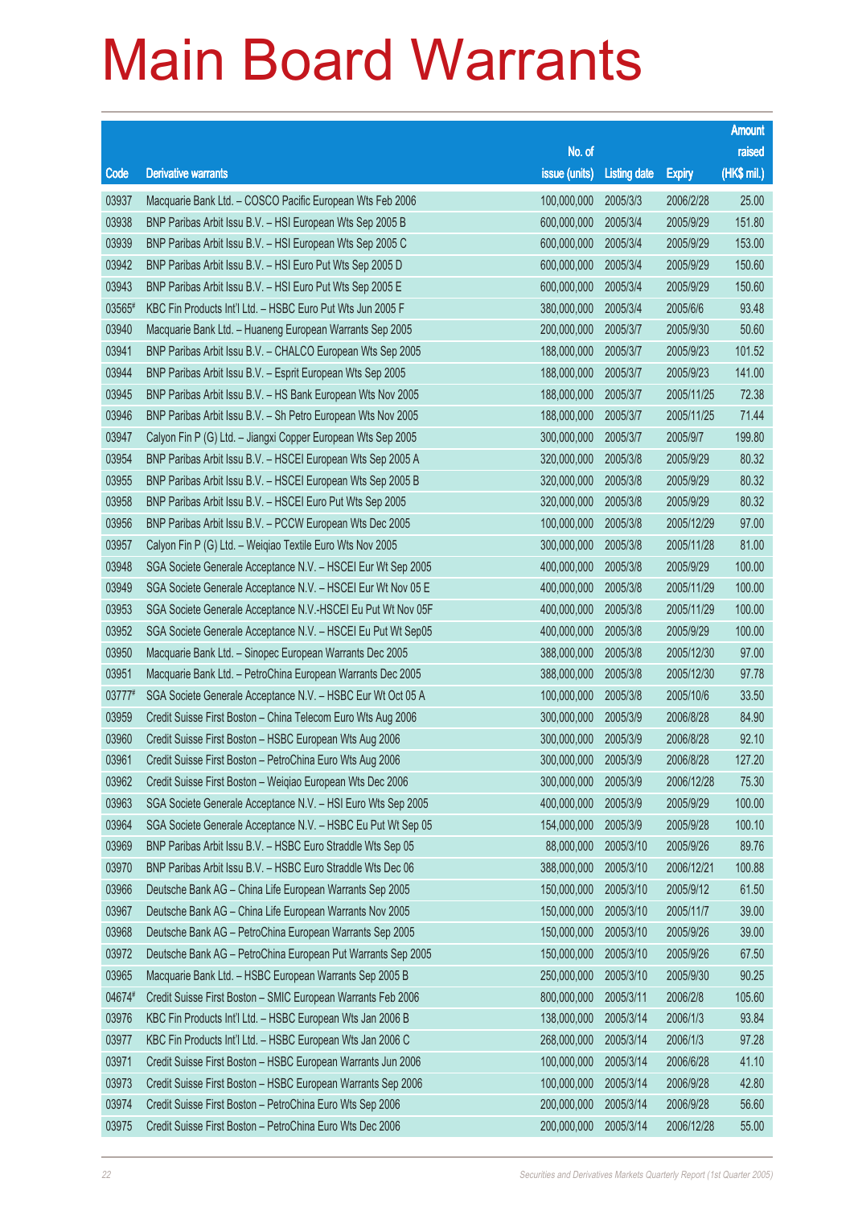# Main Board Warrants

| Code | Derivative warrants | No. of issue (units) | Listing date | Expiry | Amount raised (HK$ mil.) |
|---|---|---|---|---|---|
| 03937 | Macquarie Bank Ltd. – COSCO Pacific European Wts Feb 2006 | 100,000,000 | 2005/3/3 | 2006/2/28 | 25.00 |
| 03938 | BNP Paribas Arbit Issu B.V. – HSI European Wts Sep 2005 B | 600,000,000 | 2005/3/4 | 2005/9/29 | 151.80 |
| 03939 | BNP Paribas Arbit Issu B.V. – HSI European Wts Sep 2005 C | 600,000,000 | 2005/3/4 | 2005/9/29 | 153.00 |
| 03942 | BNP Paribas Arbit Issu B.V. – HSI Euro Put Wts Sep 2005 D | 600,000,000 | 2005/3/4 | 2005/9/29 | 150.60 |
| 03943 | BNP Paribas Arbit Issu B.V. – HSI Euro Put Wts Sep 2005 E | 600,000,000 | 2005/3/4 | 2005/9/29 | 150.60 |
| 03565# | KBC Fin Products Int'l Ltd. – HSBC Euro Put Wts Jun 2005 F | 380,000,000 | 2005/3/4 | 2005/6/6 | 93.48 |
| 03940 | Macquarie Bank Ltd. – Huaneng European Warrants Sep 2005 | 200,000,000 | 2005/3/7 | 2005/9/30 | 50.60 |
| 03941 | BNP Paribas Arbit Issu B.V. – CHALCO European Wts Sep 2005 | 188,000,000 | 2005/3/7 | 2005/9/23 | 101.52 |
| 03944 | BNP Paribas Arbit Issu B.V. – Esprit European Wts Sep 2005 | 188,000,000 | 2005/3/7 | 2005/9/23 | 141.00 |
| 03945 | BNP Paribas Arbit Issu B.V. – HS Bank European Wts Nov 2005 | 188,000,000 | 2005/3/7 | 2005/11/25 | 72.38 |
| 03946 | BNP Paribas Arbit Issu B.V. – Sh Petro European Wts Nov 2005 | 188,000,000 | 2005/3/7 | 2005/11/25 | 71.44 |
| 03947 | Calyon Fin P (G) Ltd. – Jiangxi Copper European Wts Sep 2005 | 300,000,000 | 2005/3/7 | 2005/9/7 | 199.80 |
| 03954 | BNP Paribas Arbit Issu B.V. – HSCEI European Wts Sep 2005 A | 320,000,000 | 2005/3/8 | 2005/9/29 | 80.32 |
| 03955 | BNP Paribas Arbit Issu B.V. – HSCEI European Wts Sep 2005 B | 320,000,000 | 2005/3/8 | 2005/9/29 | 80.32 |
| 03958 | BNP Paribas Arbit Issu B.V. – HSCEI Euro Put Wts Sep 2005 | 320,000,000 | 2005/3/8 | 2005/9/29 | 80.32 |
| 03956 | BNP Paribas Arbit Issu B.V. – PCCW European Wts Dec 2005 | 100,000,000 | 2005/3/8 | 2005/12/29 | 97.00 |
| 03957 | Calyon Fin P (G) Ltd. – Weiqiao Textile Euro Wts Nov 2005 | 300,000,000 | 2005/3/8 | 2005/11/28 | 81.00 |
| 03948 | SGA Societe Generale Acceptance N.V. – HSCEI Eur Wt Sep 2005 | 400,000,000 | 2005/3/8 | 2005/9/29 | 100.00 |
| 03949 | SGA Societe Generale Acceptance N.V. – HSCEI Eur Wt Nov 05 E | 400,000,000 | 2005/3/8 | 2005/11/29 | 100.00 |
| 03953 | SGA Societe Generale Acceptance N.V.-HSCEI Eu Put Wt Nov 05F | 400,000,000 | 2005/3/8 | 2005/11/29 | 100.00 |
| 03952 | SGA Societe Generale Acceptance N.V. – HSCEI Eu Put Wt Sep05 | 400,000,000 | 2005/3/8 | 2005/9/29 | 100.00 |
| 03950 | Macquarie Bank Ltd. – Sinopec European Warrants Dec 2005 | 388,000,000 | 2005/3/8 | 2005/12/30 | 97.00 |
| 03951 | Macquarie Bank Ltd. – PetroChina European Warrants Dec 2005 | 388,000,000 | 2005/3/8 | 2005/12/30 | 97.78 |
| 03777# | SGA Societe Generale Acceptance N.V. – HSBC Eur Wt Oct 05 A | 100,000,000 | 2005/3/8 | 2005/10/6 | 33.50 |
| 03959 | Credit Suisse First Boston – China Telecom Euro Wts Aug 2006 | 300,000,000 | 2005/3/9 | 2006/8/28 | 84.90 |
| 03960 | Credit Suisse First Boston – HSBC European Wts Aug 2006 | 300,000,000 | 2005/3/9 | 2006/8/28 | 92.10 |
| 03961 | Credit Suisse First Boston – PetroChina Euro Wts Aug 2006 | 300,000,000 | 2005/3/9 | 2006/8/28 | 127.20 |
| 03962 | Credit Suisse First Boston – Weiqiao European Wts Dec 2006 | 300,000,000 | 2005/3/9 | 2006/12/28 | 75.30 |
| 03963 | SGA Societe Generale Acceptance N.V. – HSI Euro Wts Sep 2005 | 400,000,000 | 2005/3/9 | 2005/9/29 | 100.00 |
| 03964 | SGA Societe Generale Acceptance N.V. – HSBC Eu Put Wt Sep 05 | 154,000,000 | 2005/3/9 | 2005/9/28 | 100.10 |
| 03969 | BNP Paribas Arbit Issu B.V. – HSBC Euro Straddle Wts Sep 05 | 88,000,000 | 2005/3/10 | 2005/9/26 | 89.76 |
| 03970 | BNP Paribas Arbit Issu B.V. – HSBC Euro Straddle Wts Dec 06 | 388,000,000 | 2005/3/10 | 2006/12/21 | 100.88 |
| 03966 | Deutsche Bank AG – China Life European Warrants Sep 2005 | 150,000,000 | 2005/3/10 | 2005/9/12 | 61.50 |
| 03967 | Deutsche Bank AG – China Life European Warrants Nov 2005 | 150,000,000 | 2005/3/10 | 2005/11/7 | 39.00 |
| 03968 | Deutsche Bank AG – PetroChina European Warrants Sep 2005 | 150,000,000 | 2005/3/10 | 2005/9/26 | 39.00 |
| 03972 | Deutsche Bank AG – PetroChina European Put Warrants Sep 2005 | 150,000,000 | 2005/3/10 | 2005/9/26 | 67.50 |
| 03965 | Macquarie Bank Ltd. – HSBC European Warrants Sep 2005 B | 250,000,000 | 2005/3/10 | 2005/9/30 | 90.25 |
| 04674# | Credit Suisse First Boston – SMIC European Warrants Feb 2006 | 800,000,000 | 2005/3/11 | 2006/2/8 | 105.60 |
| 03976 | KBC Fin Products Int'l Ltd. – HSBC European Wts Jan 2006 B | 138,000,000 | 2005/3/14 | 2006/1/3 | 93.84 |
| 03977 | KBC Fin Products Int'l Ltd. – HSBC European Wts Jan 2006 C | 268,000,000 | 2005/3/14 | 2006/1/3 | 97.28 |
| 03971 | Credit Suisse First Boston – HSBC European Warrants Jun 2006 | 100,000,000 | 2005/3/14 | 2006/6/28 | 41.10 |
| 03973 | Credit Suisse First Boston – HSBC European Warrants Sep 2006 | 100,000,000 | 2005/3/14 | 2006/9/28 | 42.80 |
| 03974 | Credit Suisse First Boston – PetroChina Euro Wts Sep 2006 | 200,000,000 | 2005/3/14 | 2006/9/28 | 56.60 |
| 03975 | Credit Suisse First Boston – PetroChina Euro Wts Dec 2006 | 200,000,000 | 2005/3/14 | 2006/12/28 | 55.00 |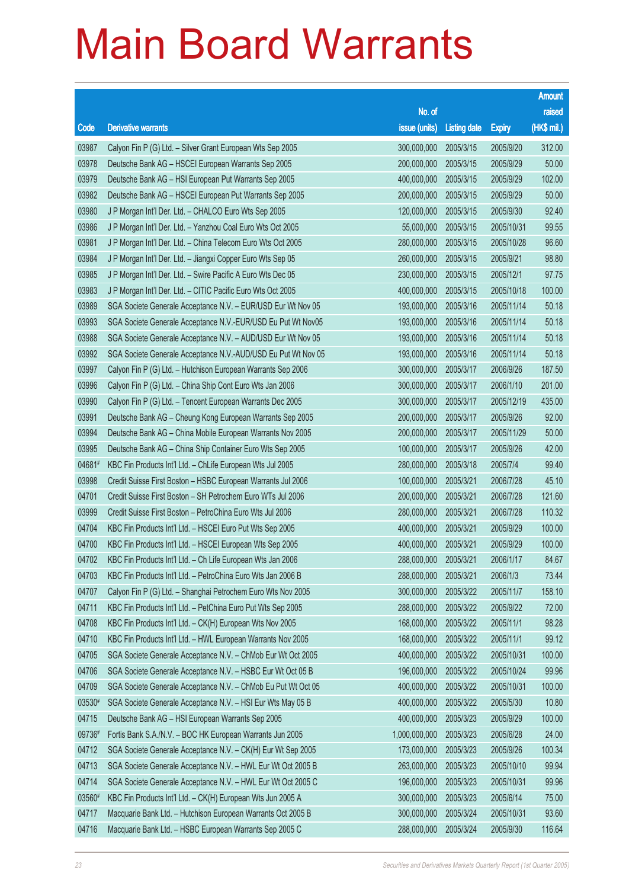# Main Board Warrants

| Code | Derivative warrants | No. of issue (units) | Listing date | Expiry | Amount raised (HK$ mil.) |
|---|---|---|---|---|---|
| 03987 | Calyon Fin P (G) Ltd. – Silver Grant European Wts Sep 2005 | 300,000,000 | 2005/3/15 | 2005/9/20 | 312.00 |
| 03978 | Deutsche Bank AG – HSCEI European Warrants Sep 2005 | 200,000,000 | 2005/3/15 | 2005/9/29 | 50.00 |
| 03979 | Deutsche Bank AG – HSI European Put Warrants Sep 2005 | 400,000,000 | 2005/3/15 | 2005/9/29 | 102.00 |
| 03982 | Deutsche Bank AG – HSCEI European Put Warrants Sep 2005 | 200,000,000 | 2005/3/15 | 2005/9/29 | 50.00 |
| 03980 | J P Morgan Int'l Der. Ltd. – CHALCO Euro Wts Sep 2005 | 120,000,000 | 2005/3/15 | 2005/9/30 | 92.40 |
| 03986 | J P Morgan Int'l Der. Ltd. – Yanzhou Coal Euro Wts Oct 2005 | 55,000,000 | 2005/3/15 | 2005/10/31 | 99.55 |
| 03981 | J P Morgan Int'l Der. Ltd. – China Telecom Euro Wts Oct 2005 | 280,000,000 | 2005/3/15 | 2005/10/28 | 96.60 |
| 03984 | J P Morgan Int'l Der. Ltd. – Jiangxi Copper Euro Wts Sep 05 | 260,000,000 | 2005/3/15 | 2005/9/21 | 98.80 |
| 03985 | J P Morgan Int'l Der. Ltd. – Swire Pacific A Euro Wts Dec 05 | 230,000,000 | 2005/3/15 | 2005/12/1 | 97.75 |
| 03983 | J P Morgan Int'l Der. Ltd. – CITIC Pacific Euro Wts Oct 2005 | 400,000,000 | 2005/3/15 | 2005/10/18 | 100.00 |
| 03989 | SGA Societe Generale Acceptance N.V. – EUR/USD Eur Wt Nov 05 | 193,000,000 | 2005/3/16 | 2005/11/14 | 50.18 |
| 03993 | SGA Societe Generale Acceptance N.V.-EUR/USD Eu Put Wt Nov05 | 193,000,000 | 2005/3/16 | 2005/11/14 | 50.18 |
| 03988 | SGA Societe Generale Acceptance N.V. – AUD/USD Eur Wt Nov 05 | 193,000,000 | 2005/3/16 | 2005/11/14 | 50.18 |
| 03992 | SGA Societe Generale Acceptance N.V.-AUD/USD Eu Put Wt Nov 05 | 193,000,000 | 2005/3/16 | 2005/11/14 | 50.18 |
| 03997 | Calyon Fin P (G) Ltd. – Hutchison European Warrants Sep 2006 | 300,000,000 | 2005/3/17 | 2006/9/26 | 187.50 |
| 03996 | Calyon Fin P (G) Ltd. – China Ship Cont Euro Wts Jan 2006 | 300,000,000 | 2005/3/17 | 2006/1/10 | 201.00 |
| 03990 | Calyon Fin P (G) Ltd. – Tencent European Warrants Dec 2005 | 300,000,000 | 2005/3/17 | 2005/12/19 | 435.00 |
| 03991 | Deutsche Bank AG – Cheung Kong European Warrants Sep 2005 | 200,000,000 | 2005/3/17 | 2005/9/26 | 92.00 |
| 03994 | Deutsche Bank AG – China Mobile European Warrants Nov 2005 | 200,000,000 | 2005/3/17 | 2005/11/29 | 50.00 |
| 03995 | Deutsche Bank AG – China Ship Container Euro Wts Sep 2005 | 100,000,000 | 2005/3/17 | 2005/9/26 | 42.00 |
| 04681# | KBC Fin Products Int'l Ltd. – ChLife European Wts Jul 2005 | 280,000,000 | 2005/3/18 | 2005/7/4 | 99.40 |
| 03998 | Credit Suisse First Boston – HSBC European Warrants Jul 2006 | 100,000,000 | 2005/3/21 | 2006/7/28 | 45.10 |
| 04701 | Credit Suisse First Boston – SH Petrochem Euro WTs Jul 2006 | 200,000,000 | 2005/3/21 | 2006/7/28 | 121.60 |
| 03999 | Credit Suisse First Boston – PetroChina Euro Wts Jul 2006 | 280,000,000 | 2005/3/21 | 2006/7/28 | 110.32 |
| 04704 | KBC Fin Products Int'l Ltd. – HSCEI Euro Put Wts Sep 2005 | 400,000,000 | 2005/3/21 | 2005/9/29 | 100.00 |
| 04700 | KBC Fin Products Int'l Ltd. – HSCEI European Wts Sep 2005 | 400,000,000 | 2005/3/21 | 2005/9/29 | 100.00 |
| 04702 | KBC Fin Products Int'l Ltd. – Ch Life European Wts Jan 2006 | 288,000,000 | 2005/3/21 | 2006/1/17 | 84.67 |
| 04703 | KBC Fin Products Int'l Ltd. – PetroChina Euro Wts Jan 2006 B | 288,000,000 | 2005/3/21 | 2006/1/3 | 73.44 |
| 04707 | Calyon Fin P (G) Ltd. – Shanghai Petrochem Euro Wts Nov 2005 | 300,000,000 | 2005/3/22 | 2005/11/7 | 158.10 |
| 04711 | KBC Fin Products Int'l Ltd. – PetChina Euro Put Wts Sep 2005 | 288,000,000 | 2005/3/22 | 2005/9/22 | 72.00 |
| 04708 | KBC Fin Products Int'l Ltd. – CK(H) European Wts Nov 2005 | 168,000,000 | 2005/3/22 | 2005/11/1 | 98.28 |
| 04710 | KBC Fin Products Int'l Ltd. – HWL European Warrants Nov 2005 | 168,000,000 | 2005/3/22 | 2005/11/1 | 99.12 |
| 04705 | SGA Societe Generale Acceptance N.V. – ChMob Eur Wt Oct 2005 | 400,000,000 | 2005/3/22 | 2005/10/31 | 100.00 |
| 04706 | SGA Societe Generale Acceptance N.V. – HSBC Eur Wt Oct 05 B | 196,000,000 | 2005/3/22 | 2005/10/24 | 99.96 |
| 04709 | SGA Societe Generale Acceptance N.V. – ChMob Eu Put Wt Oct 05 | 400,000,000 | 2005/3/22 | 2005/10/31 | 100.00 |
| 03530# | SGA Societe Generale Acceptance N.V. – HSI Eur Wts May 05 B | 400,000,000 | 2005/3/22 | 2005/5/30 | 10.80 |
| 04715 | Deutsche Bank AG – HSI European Warrants Sep 2005 | 400,000,000 | 2005/3/23 | 2005/9/29 | 100.00 |
| 09736# | Fortis Bank S.A./N.V. – BOC HK European Warrants Jun 2005 | 1,000,000,000 | 2005/3/23 | 2005/6/28 | 24.00 |
| 04712 | SGA Societe Generale Acceptance N.V. – CK(H) Eur Wt Sep 2005 | 173,000,000 | 2005/3/23 | 2005/9/26 | 100.34 |
| 04713 | SGA Societe Generale Acceptance N.V. – HWL Eur Wt Oct 2005 B | 263,000,000 | 2005/3/23 | 2005/10/10 | 99.94 |
| 04714 | SGA Societe Generale Acceptance N.V. – HWL Eur Wt Oct 2005 C | 196,000,000 | 2005/3/23 | 2005/10/31 | 99.96 |
| 03560# | KBC Fin Products Int'l Ltd. – CK(H) European Wts Jun 2005 A | 300,000,000 | 2005/3/23 | 2005/6/14 | 75.00 |
| 04717 | Macquarie Bank Ltd. – Hutchison European Warrants Oct 2005 B | 300,000,000 | 2005/3/24 | 2005/10/31 | 93.60 |
| 04716 | Macquarie Bank Ltd. – HSBC European Warrants Sep 2005 C | 288,000,000 | 2005/3/24 | 2005/9/30 | 116.64 |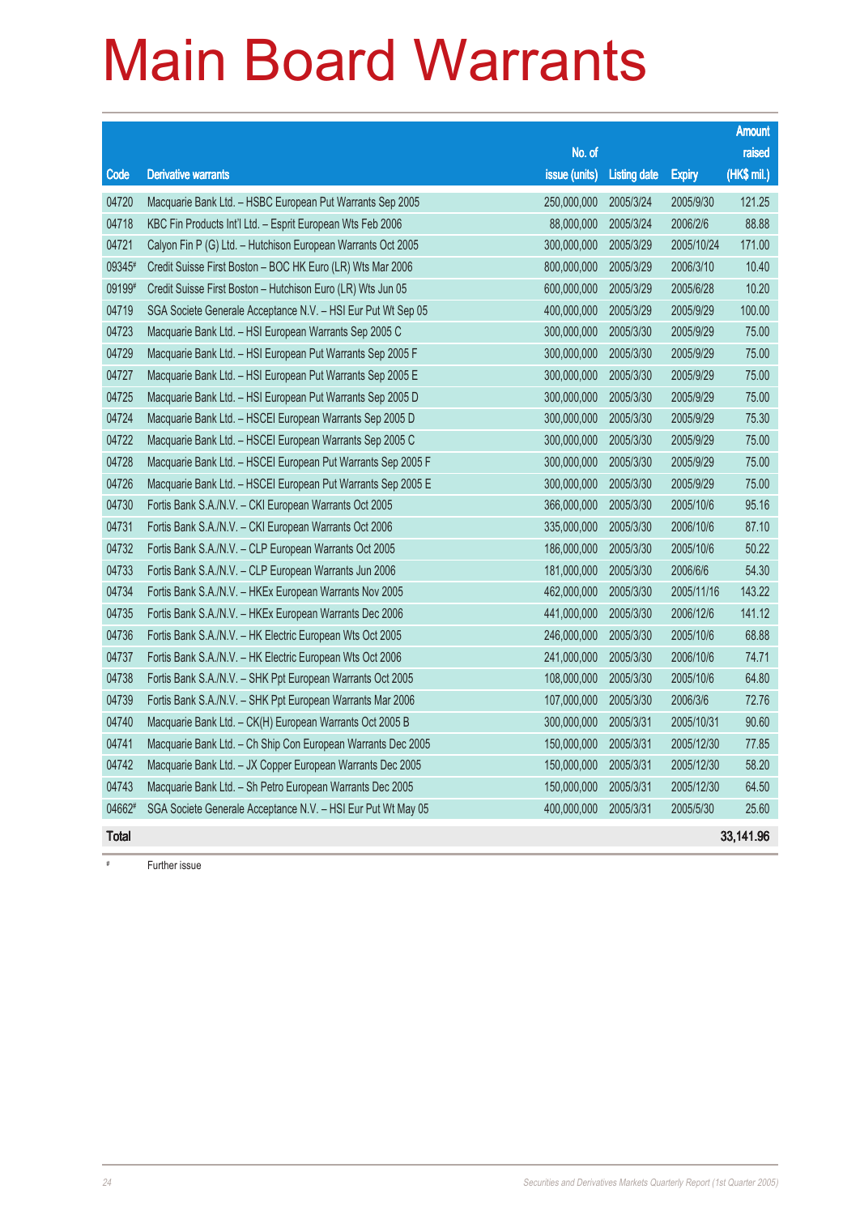# Main Board Warrants

| Code | Derivative warrants | No. of issue (units) | Listing date | Expiry | Amount raised (HK$ mil.) |
|---|---|---|---|---|---|
| 04720 | Macquarie Bank Ltd. – HSBC European Put Warrants Sep 2005 | 250,000,000 | 2005/3/24 | 2005/9/30 | 121.25 |
| 04718 | KBC Fin Products Int'l Ltd. – Esprit European Wts Feb 2006 | 88,000,000 | 2005/3/24 | 2006/2/6 | 88.88 |
| 04721 | Calyon Fin P (G) Ltd. – Hutchison European Warrants Oct 2005 | 300,000,000 | 2005/3/29 | 2005/10/24 | 171.00 |
| 09345# | Credit Suisse First Boston – BOC HK Euro (LR) Wts Mar 2006 | 800,000,000 | 2005/3/29 | 2006/3/10 | 10.40 |
| 09199# | Credit Suisse First Boston – Hutchison Euro (LR) Wts Jun 05 | 600,000,000 | 2005/3/29 | 2005/6/28 | 10.20 |
| 04719 | SGA Societe Generale Acceptance N.V. – HSI Eur Put Wt Sep 05 | 400,000,000 | 2005/3/29 | 2005/9/29 | 100.00 |
| 04723 | Macquarie Bank Ltd. – HSI European Warrants Sep 2005 C | 300,000,000 | 2005/3/30 | 2005/9/29 | 75.00 |
| 04729 | Macquarie Bank Ltd. – HSI European Put Warrants Sep 2005 F | 300,000,000 | 2005/3/30 | 2005/9/29 | 75.00 |
| 04727 | Macquarie Bank Ltd. – HSI European Put Warrants Sep 2005 E | 300,000,000 | 2005/3/30 | 2005/9/29 | 75.00 |
| 04725 | Macquarie Bank Ltd. – HSI European Put Warrants Sep 2005 D | 300,000,000 | 2005/3/30 | 2005/9/29 | 75.00 |
| 04724 | Macquarie Bank Ltd. – HSCEI European Warrants Sep 2005 D | 300,000,000 | 2005/3/30 | 2005/9/29 | 75.30 |
| 04722 | Macquarie Bank Ltd. – HSCEI European Warrants Sep 2005 C | 300,000,000 | 2005/3/30 | 2005/9/29 | 75.00 |
| 04728 | Macquarie Bank Ltd. – HSCEI European Put Warrants Sep 2005 F | 300,000,000 | 2005/3/30 | 2005/9/29 | 75.00 |
| 04726 | Macquarie Bank Ltd. – HSCEI European Put Warrants Sep 2005 E | 300,000,000 | 2005/3/30 | 2005/9/29 | 75.00 |
| 04730 | Fortis Bank S.A./N.V. – CKI European Warrants Oct 2005 | 366,000,000 | 2005/3/30 | 2005/10/6 | 95.16 |
| 04731 | Fortis Bank S.A./N.V. – CKI European Warrants Oct 2006 | 335,000,000 | 2005/3/30 | 2006/10/6 | 87.10 |
| 04732 | Fortis Bank S.A./N.V. – CLP European Warrants Oct 2005 | 186,000,000 | 2005/3/30 | 2005/10/6 | 50.22 |
| 04733 | Fortis Bank S.A./N.V. – CLP European Warrants Jun 2006 | 181,000,000 | 2005/3/30 | 2006/6/6 | 54.30 |
| 04734 | Fortis Bank S.A./N.V. – HKEx European Warrants Nov 2005 | 462,000,000 | 2005/3/30 | 2005/11/16 | 143.22 |
| 04735 | Fortis Bank S.A./N.V. – HKEx European Warrants Dec 2006 | 441,000,000 | 2005/3/30 | 2006/12/6 | 141.12 |
| 04736 | Fortis Bank S.A./N.V. – HK Electric European Wts Oct 2005 | 246,000,000 | 2005/3/30 | 2005/10/6 | 68.88 |
| 04737 | Fortis Bank S.A./N.V. – HK Electric European Wts Oct 2006 | 241,000,000 | 2005/3/30 | 2006/10/6 | 74.71 |
| 04738 | Fortis Bank S.A./N.V. – SHK Ppt European Warrants Oct 2005 | 108,000,000 | 2005/3/30 | 2005/10/6 | 64.80 |
| 04739 | Fortis Bank S.A./N.V. – SHK Ppt European Warrants Mar 2006 | 107,000,000 | 2005/3/30 | 2006/3/6 | 72.76 |
| 04740 | Macquarie Bank Ltd. – CK(H) European Warrants Oct 2005 B | 300,000,000 | 2005/3/31 | 2005/10/31 | 90.60 |
| 04741 | Macquarie Bank Ltd. – Ch Ship Con European Warrants Dec 2005 | 150,000,000 | 2005/3/31 | 2005/12/30 | 77.85 |
| 04742 | Macquarie Bank Ltd. – JX Copper European Warrants Dec 2005 | 150,000,000 | 2005/3/31 | 2005/12/30 | 58.20 |
| 04743 | Macquarie Bank Ltd. – Sh Petro European Warrants Dec 2005 | 150,000,000 | 2005/3/31 | 2005/12/30 | 64.50 |
| 04662# | SGA Societe Generale Acceptance N.V. – HSI Eur Put Wt May 05 | 400,000,000 | 2005/3/31 | 2005/5/30 | 25.60 |
| **Total** | | | | | **33,141.96** |

# Further issue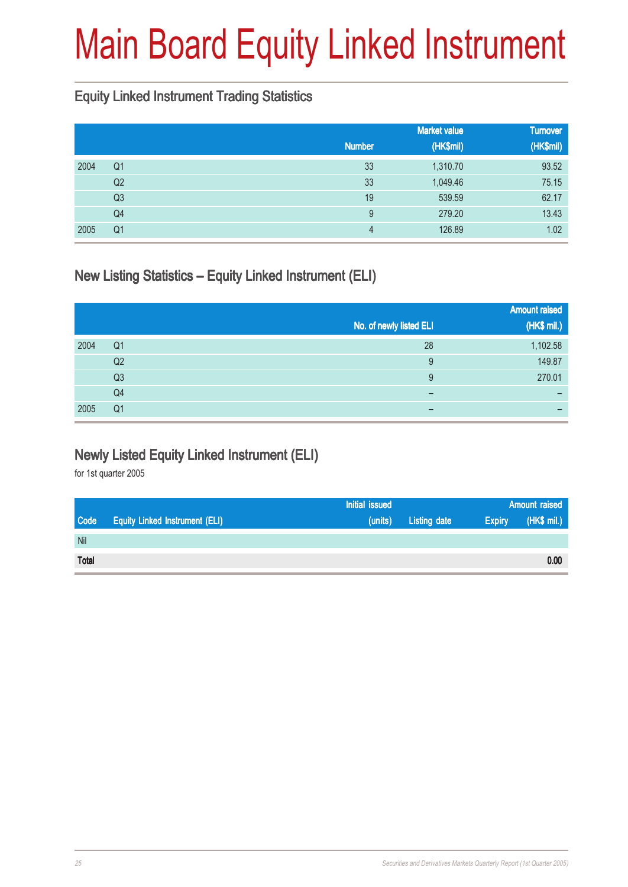# Main Board Equity Linked Instrument

## Equity Linked Instrument Trading Statistics

| | | Number | Market value (HK$mil) | Turnover (HK$mil) |
|---|---|---|---|---|
| 2004 | Q1 | 33 | 1,310.70 | 93.52 |
| | Q2 | 33 | 1,049.46 | 75.15 |
| | Q3 | 19 | 539.59 | 62.17 |
| | Q4 | 9 | 279.20 | 13.43 |
| 2005 | Q1 | 4 | 126.89 | 1.02 |

## New Listing Statistics – Equity Linked Instrument (ELI)

| | | No. of newly listed ELI | Amount raised (HK$ mil.) |
|---|---|---|---|
| 2004 | Q1 | 28 | 1,102.58 |
| | Q2 | 9 | 149.87 |
| | Q3 | 9 | 270.01 |
| | Q4 | – | – |
| 2005 | Q1 | – | – |

## Newly Listed Equity Linked Instrument (ELI)

for 1st quarter 2005

| Code | Equity Linked Instrument (ELI) | Initial issued (units) | Listing date | Expiry | Amount raised (HK$ mil.) |
|---|---|---|---|---|---|
| Nil | | | | | |
| **Total** | | | | | **0.00** |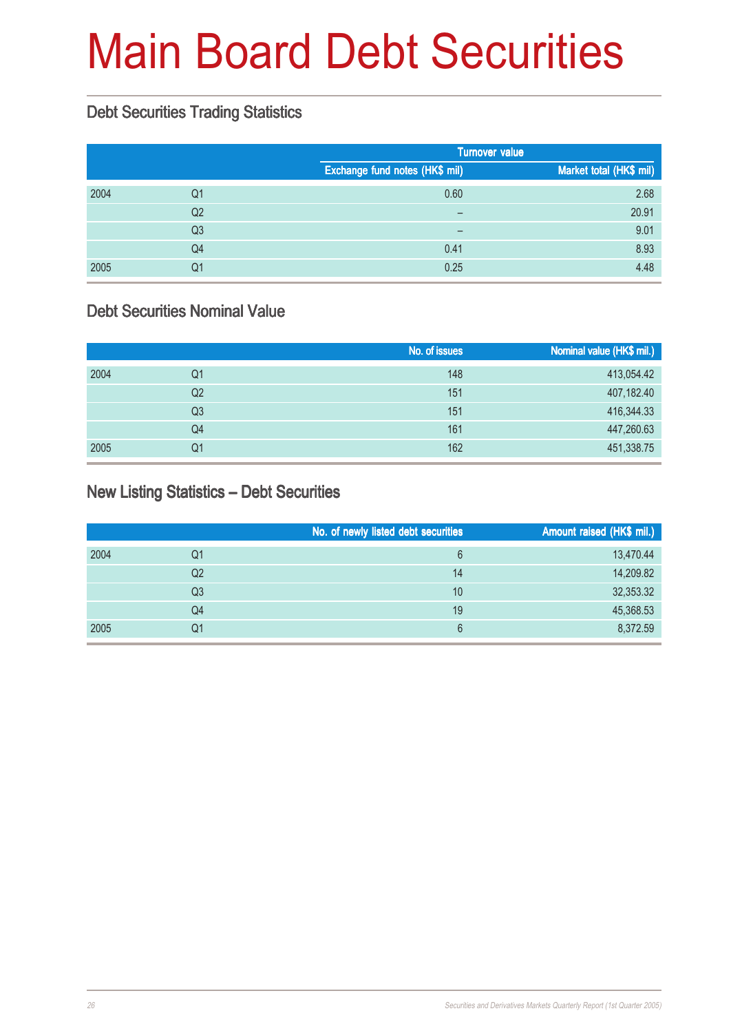# Main Board Debt Securities

## Debt Securities Trading Statistics

| | | Turnover value | |
|---|---|---|---|
| | | Exchange fund notes (HK$ mil) | Market total (HK$ mil) |
| 2004 | Q1 | 0.60 | 2.68 |
| | Q2 | – | 20.91 |
| | Q3 | – | 9.01 |
| | Q4 | 0.41 | 8.93 |
| 2005 | Q1 | 0.25 | 4.48 |

## Debt Securities Nominal Value

| | | No. of issues | Nominal value (HK$ mil.) |
|---|---|---|---|
| 2004 | Q1 | 148 | 413,054.42 |
| | Q2 | 151 | 407,182.40 |
| | Q3 | 151 | 416,344.33 |
| | Q4 | 161 | 447,260.63 |
| 2005 | Q1 | 162 | 451,338.75 |

## New Listing Statistics – Debt Securities

| | | No. of newly listed debt securities | Amount raised (HK$ mil.) |
|---|---|---|---|
| 2004 | Q1 | 6 | 13,470.44 |
| | Q2 | 14 | 14,209.82 |
| | Q3 | 10 | 32,353.32 |
| | Q4 | 19 | 45,368.53 |
| 2005 | Q1 | 6 | 8,372.59 |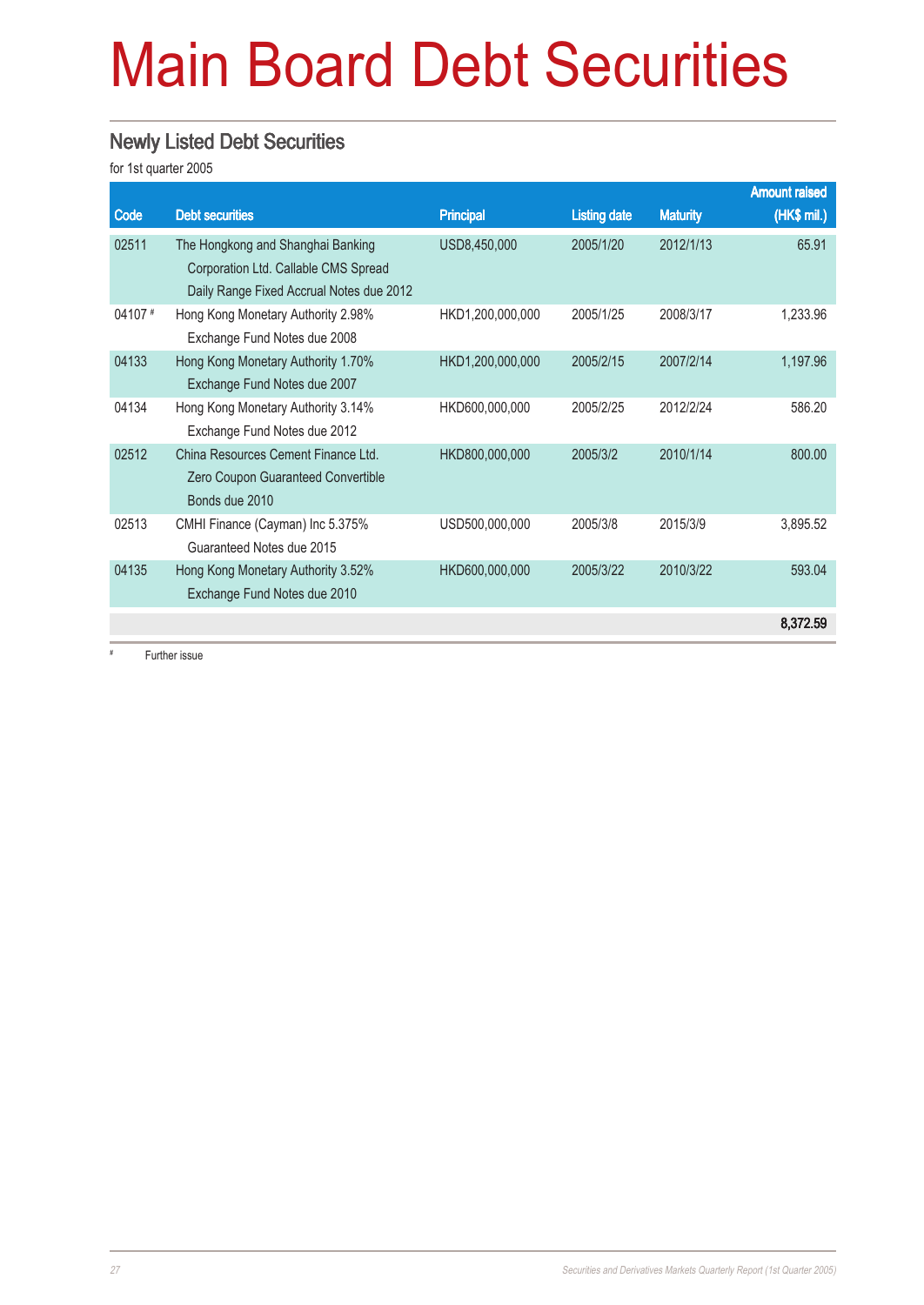# Main Board Debt Securities

## Newly Listed Debt Securities

for 1st quarter 2005

| Code | Debt securities | Principal | Listing date | Maturity | Amount raised (HK$ mil.) |
|---|---|---|---|---|---|
| 02511 | The Hongkong and Shanghai Banking Corporation Ltd. Callable CMS Spread Daily Range Fixed Accrual Notes due 2012 | USD8,450,000 | 2005/1/20 | 2012/1/13 | 65.91 |
| 04107 # | Hong Kong Monetary Authority 2.98% Exchange Fund Notes due 2008 | HKD1,200,000,000 | 2005/1/25 | 2008/3/17 | 1,233.96 |
| 04133 | Hong Kong Monetary Authority 1.70% Exchange Fund Notes due 2007 | HKD1,200,000,000 | 2005/2/15 | 2007/2/14 | 1,197.96 |
| 04134 | Hong Kong Monetary Authority 3.14% Exchange Fund Notes due 2012 | HKD600,000,000 | 2005/2/25 | 2012/2/24 | 586.20 |
| 02512 | China Resources Cement Finance Ltd. Zero Coupon Guaranteed Convertible Bonds due 2010 | HKD800,000,000 | 2005/3/2 | 2010/1/14 | 800.00 |
| 02513 | CMHI Finance (Cayman) Inc 5.375% Guaranteed Notes due 2015 | USD500,000,000 | 2005/3/8 | 2015/3/9 | 3,895.52 |
| 04135 | Hong Kong Monetary Authority 3.52% Exchange Fund Notes due 2010 | HKD600,000,000 | 2005/3/22 | 2010/3/22 | 593.04 |
| | | | | | **8,372.59** |

# Further issue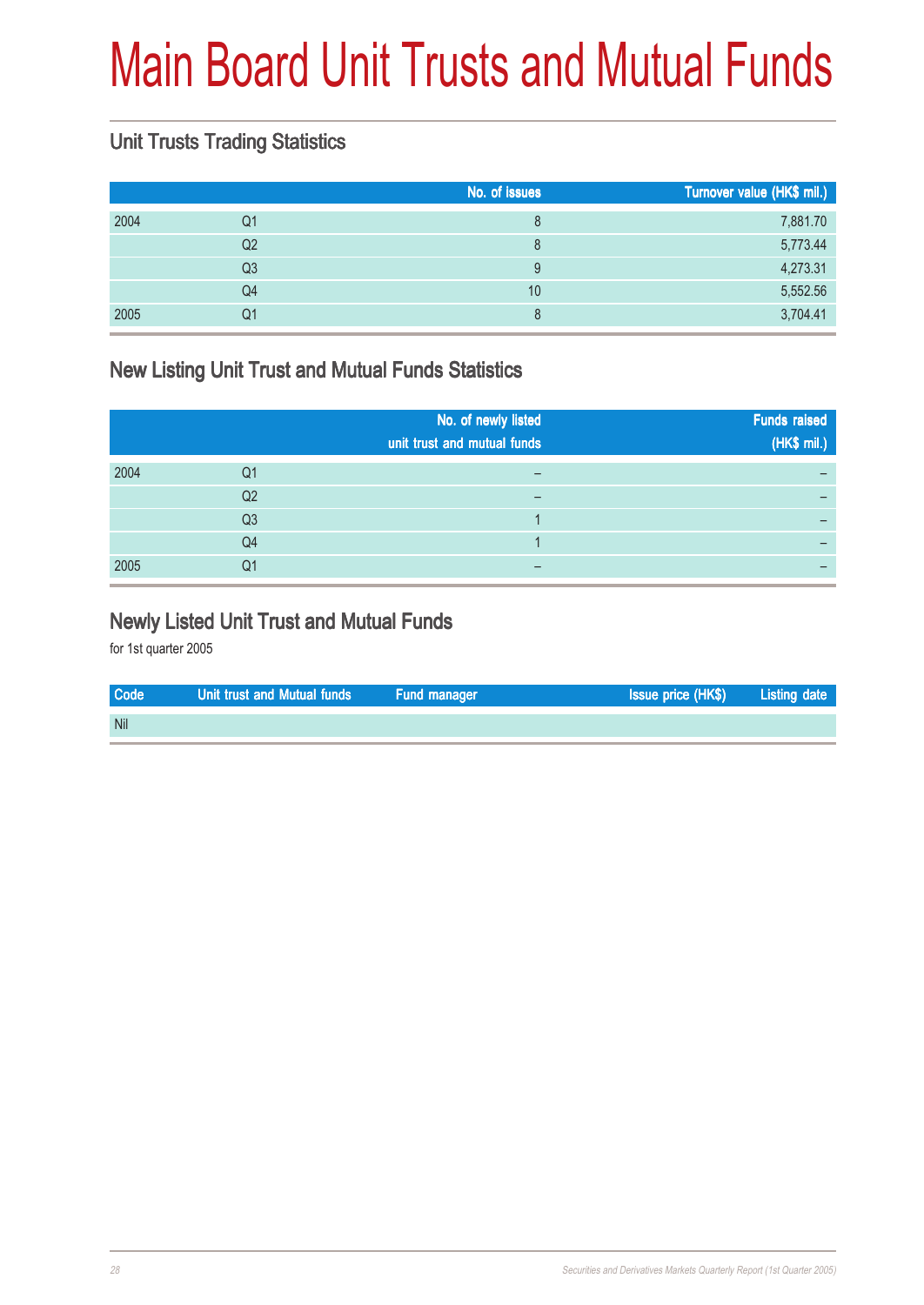# Main Board Unit Trusts and Mutual Funds

## Unit Trusts Trading Statistics

| | | No. of issues | Turnover value (HK$ mil.) |
|---|---|---|---|
| 2004 | Q1 | 8 | 7,881.70 |
| | Q2 | 8 | 5,773.44 |
| | Q3 | 9 | 4,273.31 |
| | Q4 | 10 | 5,552.56 |
| 2005 | Q1 | 8 | 3,704.41 |

## New Listing Unit Trust and Mutual Funds Statistics

| | | No. of newly listed unit trust and mutual funds | Funds raised (HK$ mil.) |
|---|---|---|---|
| 2004 | Q1 | – | – |
| | Q2 | – | – |
| | Q3 | 1 | – |
| | Q4 | 1 | – |
| 2005 | Q1 | – | – |

## Newly Listed Unit Trust and Mutual Funds

for 1st quarter 2005

| Code | Unit trust and Mutual funds | Fund manager | Issue price (HK$) | Listing date |
|---|---|---|---|---|
| Nil | | | | |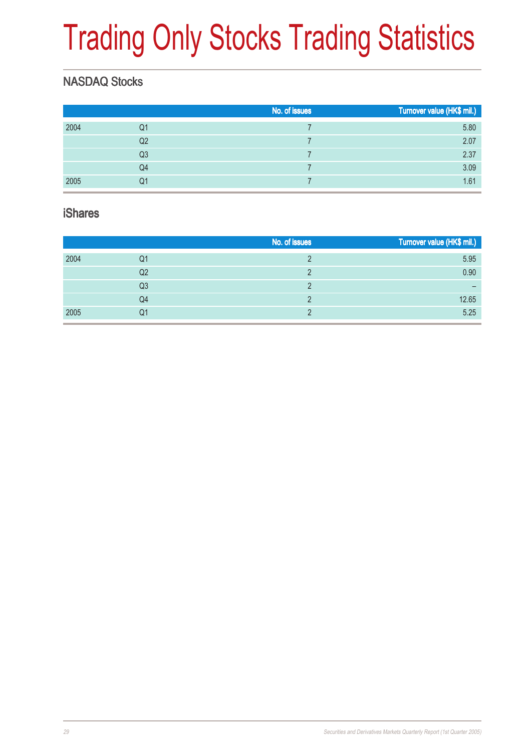# Trading Only Stocks Trading Statistics

## NASDAQ Stocks

| | | No. of issues | Turnover value (HK$ mil.) |
|---|---|---|---|
| 2004 | Q1 | 7 | 5.80 |
| | Q2 | 7 | 2.07 |
| | Q3 | 7 | 2.37 |
| | Q4 | 7 | 3.09 |
| 2005 | Q1 | 7 | 1.61 |

## iShares

| | | No. of issues | Turnover value (HK$ mil.) |
|---|---|---|---|
| 2004 | Q1 | 2 | 5.95 |
| | Q2 | 2 | 0.90 |
| | Q3 | 2 | – |
| | Q4 | 2 | 12.65 |
| 2005 | Q1 | 2 | 5.25 |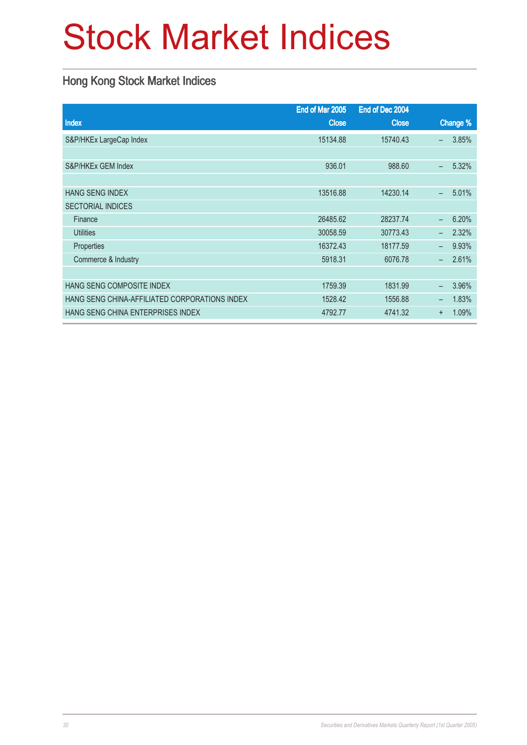# Stock Market Indices

## Hong Kong Stock Market Indices

| Index | End of Mar 2005 Close | End of Dec 2004 Close | Change % |
|---|---|---|---|
| S&P/HKEx LargeCap Index | 15134.88 | 15740.43 | – 3.85% |
| | | | |
| S&P/HKEx GEM Index | 936.01 | 988.60 | – 5.32% |
| | | | |
| HANG SENG INDEX | 13516.88 | 14230.14 | – 5.01% |
| SECTORIAL INDICES | | | |
| Finance | 26485.62 | 28237.74 | – 6.20% |
| Utilities | 30058.59 | 30773.43 | – 2.32% |
| Properties | 16372.43 | 18177.59 | – 9.93% |
| Commerce & Industry | 5918.31 | 6076.78 | – 2.61% |
| | | | |
| HANG SENG COMPOSITE INDEX | 1759.39 | 1831.99 | – 3.96% |
| HANG SENG CHINA-AFFILIATED CORPORATIONS INDEX | 1528.42 | 1556.88 | – 1.83% |
| HANG SENG CHINA ENTERPRISES INDEX | 4792.77 | 4741.32 | + 1.09% |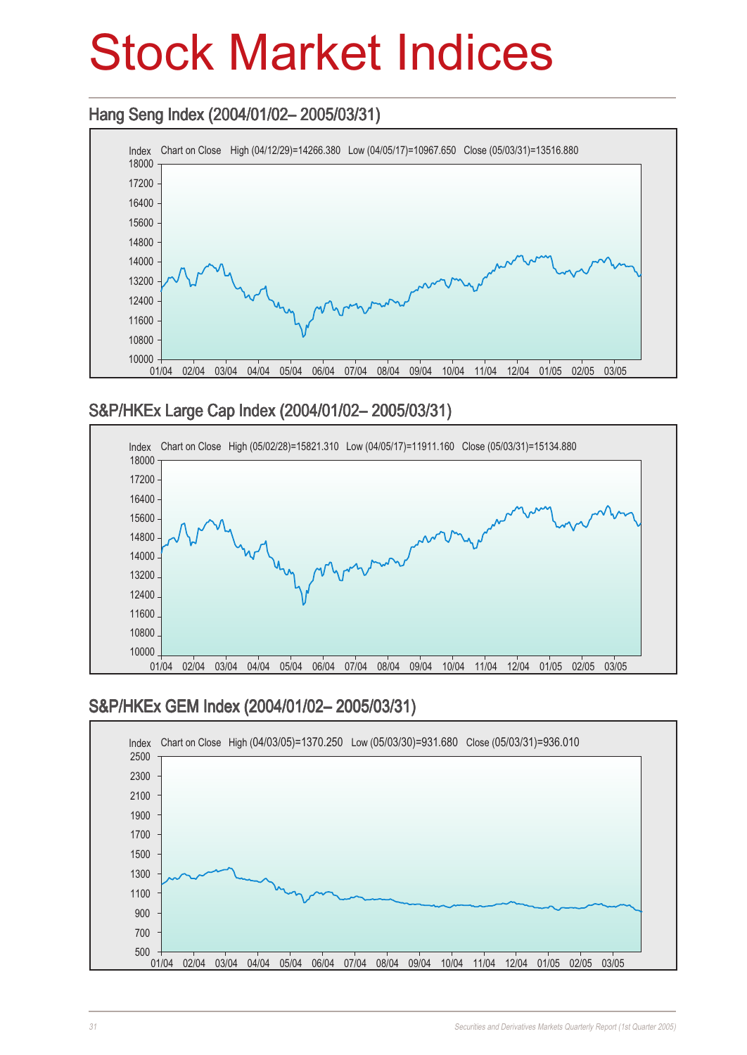# Stock Market Indices

## Hang Seng Index (2004/01/02– 2005/03/31)

Index Chart on Close High (04/12/29)=14266.380 Low (04/05/17)=10967.650 Close (05/03/31)=13516.880

## S&P/HKEx Large Cap Index (2004/01/02– 2005/03/31)

Index Chart on Close High (05/02/28)=15821.310 Low (04/05/17)=11911.160 Close (05/03/31)=15134.880

## S&P/HKEx GEM Index (2004/01/02– 2005/03/31)

Index Chart on Close High (04/03/05)=1370.250 Low (05/03/30)=931.680 Close (05/03/31)=936.010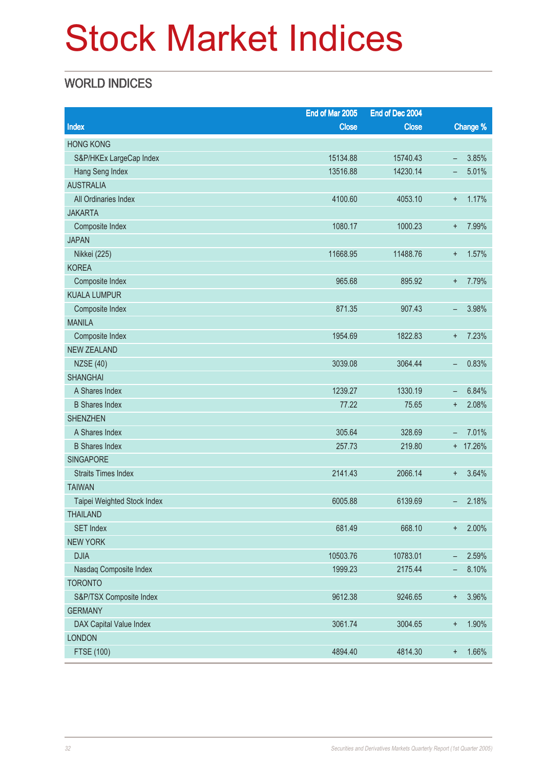# Stock Market Indices

## WORLD INDICES

| Index | End of Mar 2005 Close | End of Dec 2004 Close | Change % |
|---|---|---|---|
| HONG KONG | | | |
| S&P/HKEx LargeCap Index | 15134.88 | 15740.43 | – 3.85% |
| Hang Seng Index | 13516.88 | 14230.14 | – 5.01% |
| AUSTRALIA | | | |
| All Ordinaries Index | 4100.60 | 4053.10 | + 1.17% |
| JAKARTA | | | |
| Composite Index | 1080.17 | 1000.23 | + 7.99% |
| JAPAN | | | |
| Nikkei (225) | 11668.95 | 11488.76 | + 1.57% |
| KOREA | | | |
| Composite Index | 965.68 | 895.92 | + 7.79% |
| KUALA LUMPUR | | | |
| Composite Index | 871.35 | 907.43 | – 3.98% |
| MANILA | | | |
| Composite Index | 1954.69 | 1822.83 | + 7.23% |
| NEW ZEALAND | | | |
| NZSE (40) | 3039.08 | 3064.44 | – 0.83% |
| SHANGHAI | | | |
| A Shares Index | 1239.27 | 1330.19 | – 6.84% |
| B Shares Index | 77.22 | 75.65 | + 2.08% |
| SHENZHEN | | | |
| A Shares Index | 305.64 | 328.69 | – 7.01% |
| B Shares Index | 257.73 | 219.80 | + 17.26% |
| SINGAPORE | | | |
| Straits Times Index | 2141.43 | 2066.14 | + 3.64% |
| TAIWAN | | | |
| Taipei Weighted Stock Index | 6005.88 | 6139.69 | – 2.18% |
| THAILAND | | | |
| SET Index | 681.49 | 668.10 | + 2.00% |
| NEW YORK | | | |
| DJIA | 10503.76 | 10783.01 | – 2.59% |
| Nasdaq Composite Index | 1999.23 | 2175.44 | – 8.10% |
| TORONTO | | | |
| S&P/TSX Composite Index | 9612.38 | 9246.65 | + 3.96% |
| GERMANY | | | |
| DAX Capital Value Index | 3061.74 | 3004.65 | + 1.90% |
| LONDON | | | |
| FTSE (100) | 4894.40 | 4814.30 | + 1.66% |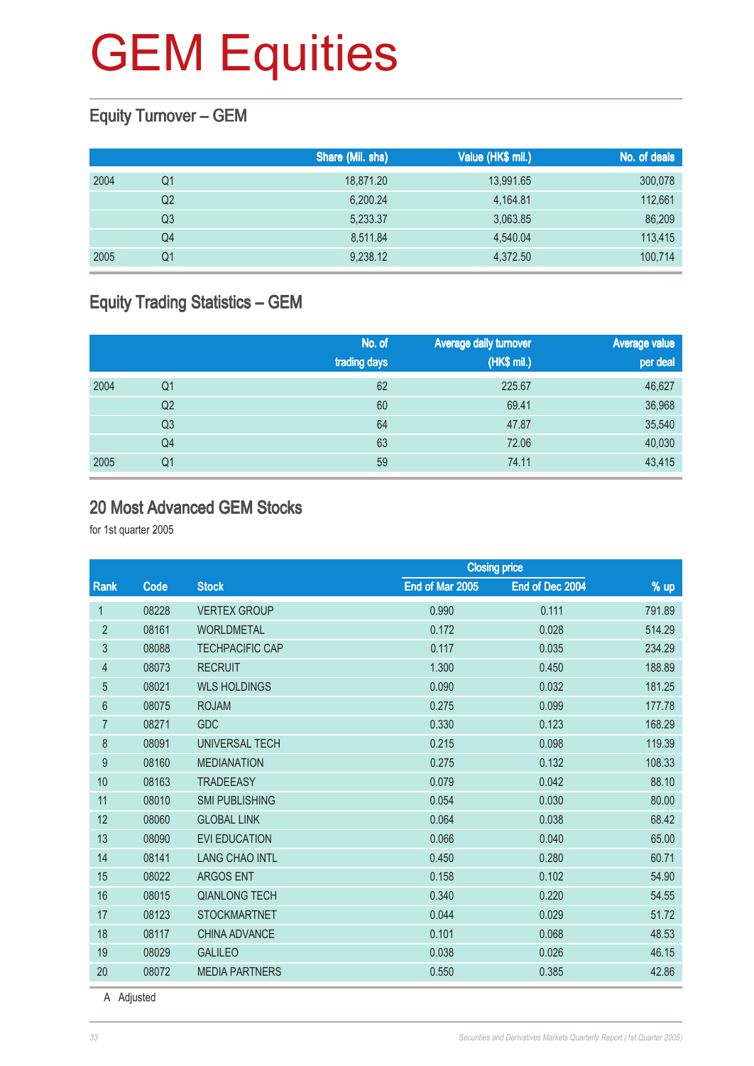# GEM Equities

## Equity Turnover – GEM

| | | Share (Mil. shs) | Value (HK$ mil.) | No. of deals |
|---|---|---|---|---|
| 2004 | Q1 | 18,871.20 | 13,991.65 | 300,078 |
| | Q2 | 6,200.24 | 4,164.81 | 112,661 |
| | Q3 | 5,233.37 | 3,063.85 | 86,209 |
| | Q4 | 8,511.84 | 4,540.04 | 113,415 |
| 2005 | Q1 | 9,238.12 | 4,372.50 | 100,714 |

## Equity Trading Statistics – GEM

| | | No. of trading days | Average daily turnover (HK$ mil.) | Average value per deal |
|---|---|---|---|---|
| 2004 | Q1 | 62 | 225.67 | 46,627 |
| | Q2 | 60 | 69.41 | 36,968 |
| | Q3 | 64 | 47.87 | 35,540 |
| | Q4 | 63 | 72.06 | 40,030 |
| 2005 | Q1 | 59 | 74.11 | 43,415 |

## 20 Most Advanced GEM Stocks

for 1st quarter 2005

| | | | Closing price | | |
|---|---|---|---|---|---|
| Rank | Code | Stock | End of Mar 2005 | End of Dec 2004 | % up |
| 1 | 08228 | VERTEX GROUP | 0.990 | 0.111 | 791.89 |
| 2 | 08161 | WORLDMETAL | 0.172 | 0.028 | 514.29 |
| 3 | 08088 | TECHPACIFIC CAP | 0.117 | 0.035 | 234.29 |
| 4 | 08073 | RECRUIT | 1.300 | 0.450 | 188.89 |
| 5 | 08021 | WLS HOLDINGS | 0.090 | 0.032 | 181.25 |
| 6 | 08075 | ROJAM | 0.275 | 0.099 | 177.78 |
| 7 | 08271 | GDC | 0.330 | 0.123 | 168.29 |
| 8 | 08091 | UNIVERSAL TECH | 0.215 | 0.098 | 119.39 |
| 9 | 08160 | MEDIANATION | 0.275 | 0.132 | 108.33 |
| 10 | 08163 | TRADEEASY | 0.079 | 0.042 | 88.10 |
| 11 | 08010 | SMI PUBLISHING | 0.054 | 0.030 | 80.00 |
| 12 | 08060 | GLOBAL LINK | 0.064 | 0.038 | 68.42 |
| 13 | 08090 | EVI EDUCATION | 0.066 | 0.040 | 65.00 |
| 14 | 08141 | LANG CHAO INTL | 0.450 | 0.280 | 60.71 |
| 15 | 08022 | ARGOS ENT | 0.158 | 0.102 | 54.90 |
| 16 | 08015 | QIANLONG TECH | 0.340 | 0.220 | 54.55 |
| 17 | 08123 | STOCKMARTNET | 0.044 | 0.029 | 51.72 |
| 18 | 08117 | CHINA ADVANCE | 0.101 | 0.068 | 48.53 |
| 19 | 08029 | GALILEO | 0.038 | 0.026 | 46.15 |
| 20 | 08072 | MEDIA PARTNERS | 0.550 | 0.385 | 42.86 |

A Adjusted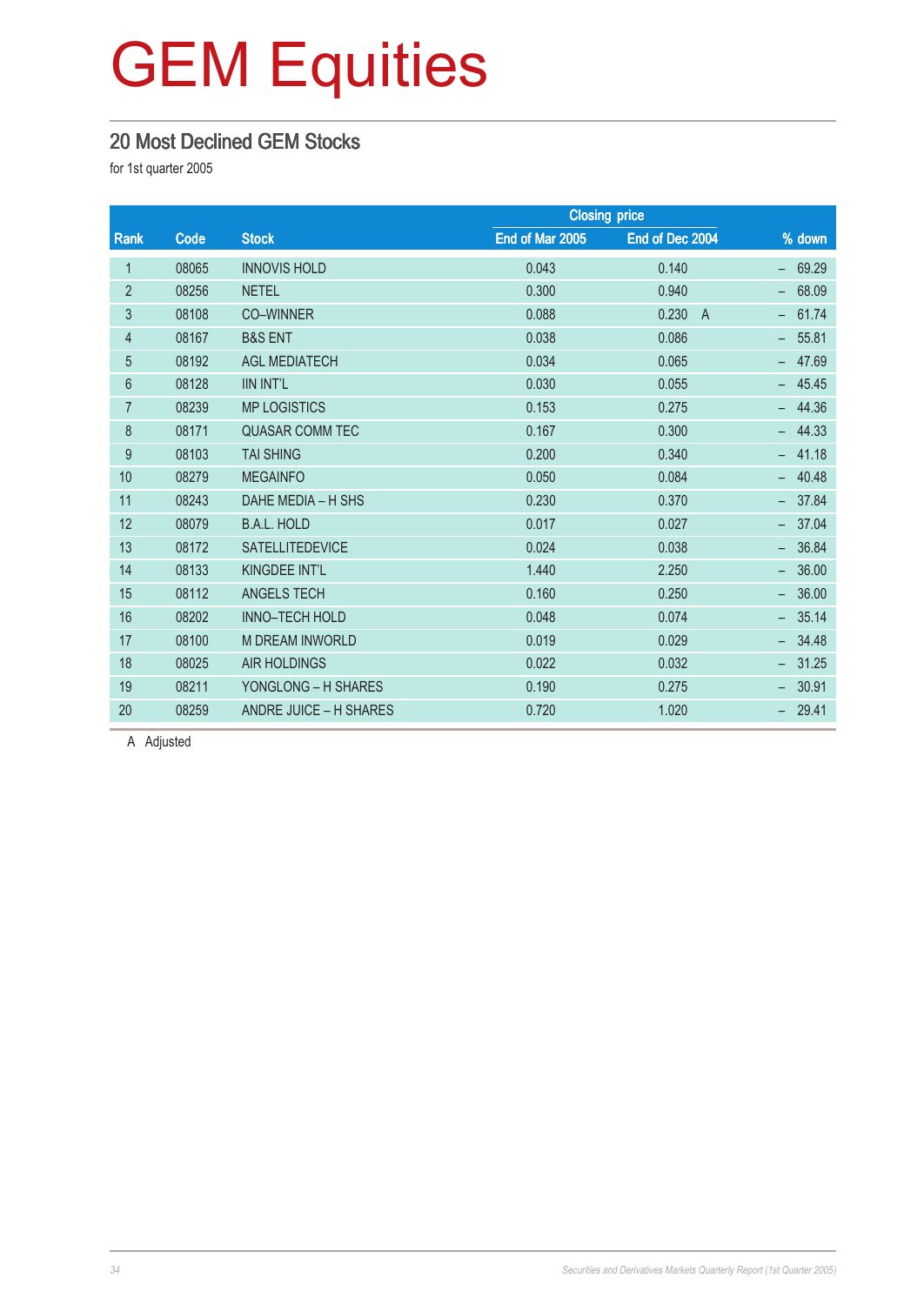# GEM Equities

## 20 Most Declined GEM Stocks

for 1st quarter 2005

| Rank | Code | Stock | Closing price | | % down |
|---|---|---|---|---|---|
| | | | End of Mar 2005 | End of Dec 2004 | |
| 1 | 08065 | INNOVIS HOLD | 0.043 | 0.140 | – 69.29 |
| 2 | 08256 | NETEL | 0.300 | 0.940 | – 68.09 |
| 3 | 08108 | CO–WINNER | 0.088 | 0.230 A | – 61.74 |
| 4 | 08167 | B&S ENT | 0.038 | 0.086 | – 55.81 |
| 5 | 08192 | AGL MEDIATECH | 0.034 | 0.065 | – 47.69 |
| 6 | 08128 | IIN INT'L | 0.030 | 0.055 | – 45.45 |
| 7 | 08239 | MP LOGISTICS | 0.153 | 0.275 | – 44.36 |
| 8 | 08171 | QUASAR COMM TEC | 0.167 | 0.300 | – 44.33 |
| 9 | 08103 | TAI SHING | 0.200 | 0.340 | – 41.18 |
| 10 | 08279 | MEGAINFO | 0.050 | 0.084 | – 40.48 |
| 11 | 08243 | DAHE MEDIA – H SHS | 0.230 | 0.370 | – 37.84 |
| 12 | 08079 | B.A.L. HOLD | 0.017 | 0.027 | – 37.04 |
| 13 | 08172 | SATELLITEDEVICE | 0.024 | 0.038 | – 36.84 |
| 14 | 08133 | KINGDEE INT'L | 1.440 | 2.250 | – 36.00 |
| 15 | 08112 | ANGELS TECH | 0.160 | 0.250 | – 36.00 |
| 16 | 08202 | INNO–TECH HOLD | 0.048 | 0.074 | – 35.14 |
| 17 | 08100 | M DREAM INWORLD | 0.019 | 0.029 | – 34.48 |
| 18 | 08025 | AIR HOLDINGS | 0.022 | 0.032 | – 31.25 |
| 19 | 08211 | YONGLONG – H SHARES | 0.190 | 0.275 | – 30.91 |
| 20 | 08259 | ANDRE JUICE – H SHARES | 0.720 | 1.020 | – 29.41 |

A Adjusted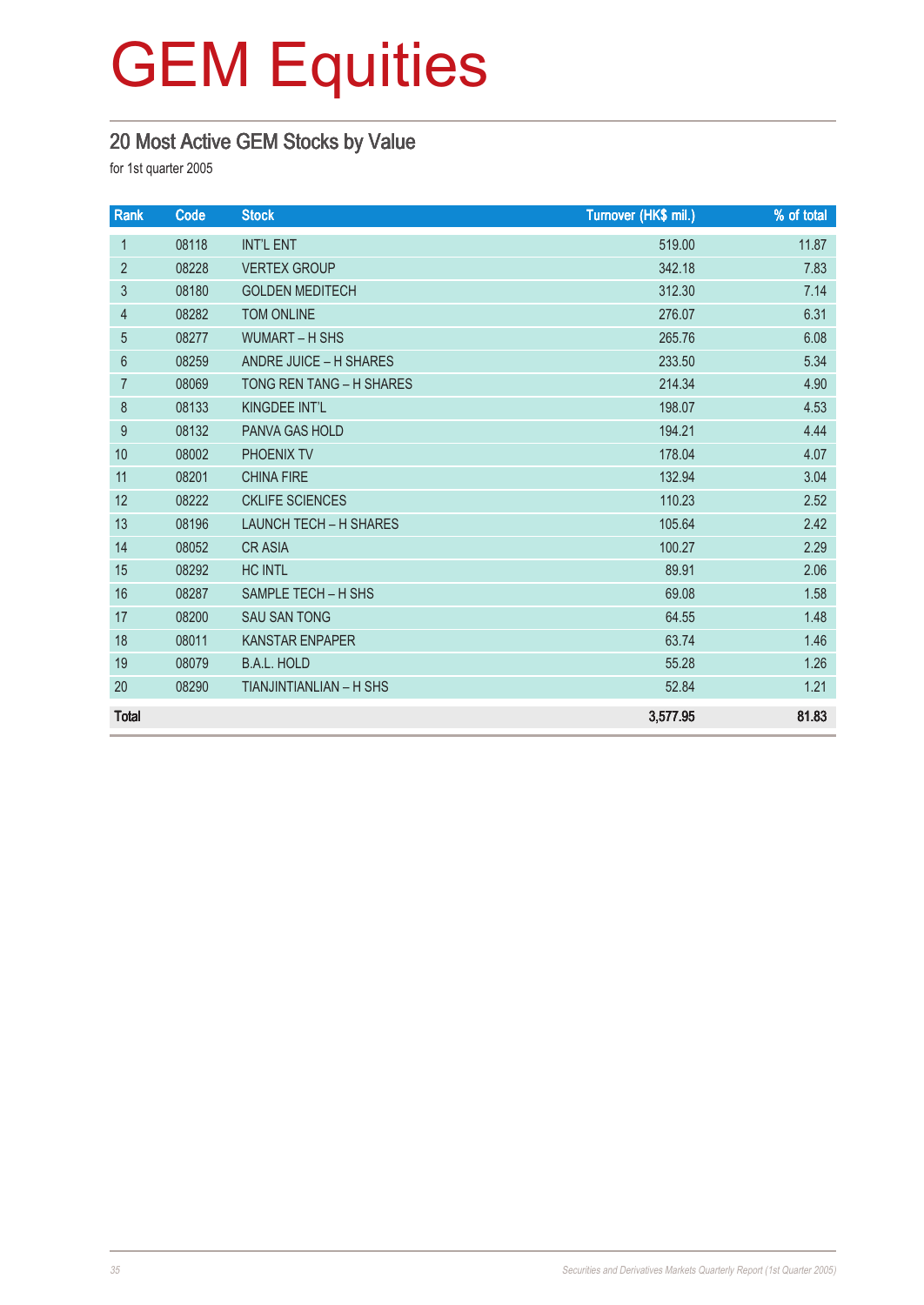# GEM Equities

## 20 Most Active GEM Stocks by Value

for 1st quarter 2005

| Rank | Code | Stock | Turnover (HK$ mil.) | % of total |
|---|---|---|---|---|
| 1 | 08118 | INT'L ENT | 519.00 | 11.87 |
| 2 | 08228 | VERTEX GROUP | 342.18 | 7.83 |
| 3 | 08180 | GOLDEN MEDITECH | 312.30 | 7.14 |
| 4 | 08282 | TOM ONLINE | 276.07 | 6.31 |
| 5 | 08277 | WUMART – H SHS | 265.76 | 6.08 |
| 6 | 08259 | ANDRE JUICE – H SHARES | 233.50 | 5.34 |
| 7 | 08069 | TONG REN TANG – H SHARES | 214.34 | 4.90 |
| 8 | 08133 | KINGDEE INT'L | 198.07 | 4.53 |
| 9 | 08132 | PANVA GAS HOLD | 194.21 | 4.44 |
| 10 | 08002 | PHOENIX TV | 178.04 | 4.07 |
| 11 | 08201 | CHINA FIRE | 132.94 | 3.04 |
| 12 | 08222 | CKLIFE SCIENCES | 110.23 | 2.52 |
| 13 | 08196 | LAUNCH TECH – H SHARES | 105.64 | 2.42 |
| 14 | 08052 | CR ASIA | 100.27 | 2.29 |
| 15 | 08292 | HC INTL | 89.91 | 2.06 |
| 16 | 08287 | SAMPLE TECH – H SHS | 69.08 | 1.58 |
| 17 | 08200 | SAU SAN TONG | 64.55 | 1.48 |
| 18 | 08011 | KANSTAR ENPAPER | 63.74 | 1.46 |
| 19 | 08079 | B.A.L. HOLD | 55.28 | 1.26 |
| 20 | 08290 | TIANJINTIANLIAN – H SHS | 52.84 | 1.21 |
| **Total** | | | **3,577.95** | **81.83** |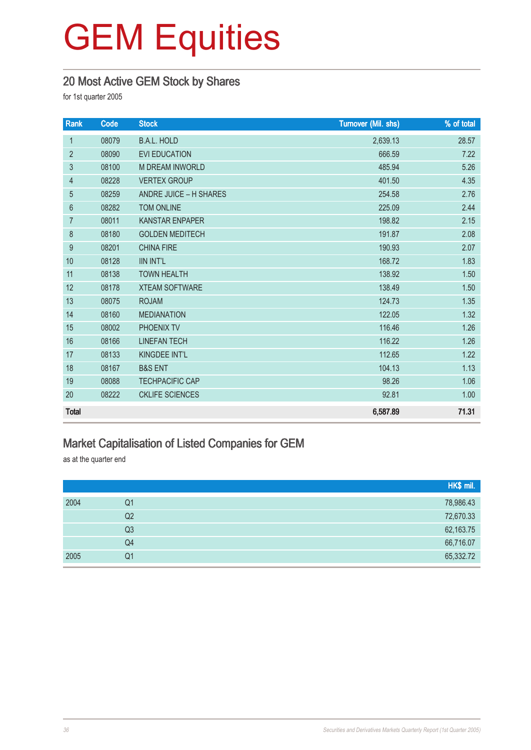# GEM Equities

## 20 Most Active GEM Stock by Shares

for 1st quarter 2005

| Rank | Code | Stock | Turnover (Mil. shs) | % of total |
|---|---|---|---|---|
| 1 | 08079 | B.A.L. HOLD | 2,639.13 | 28.57 |
| 2 | 08090 | EVI EDUCATION | 666.59 | 7.22 |
| 3 | 08100 | M DREAM INWORLD | 485.94 | 5.26 |
| 4 | 08228 | VERTEX GROUP | 401.50 | 4.35 |
| 5 | 08259 | ANDRE JUICE – H SHARES | 254.58 | 2.76 |
| 6 | 08282 | TOM ONLINE | 225.09 | 2.44 |
| 7 | 08011 | KANSTAR ENPAPER | 198.82 | 2.15 |
| 8 | 08180 | GOLDEN MEDITECH | 191.87 | 2.08 |
| 9 | 08201 | CHINA FIRE | 190.93 | 2.07 |
| 10 | 08128 | IIN INT'L | 168.72 | 1.83 |
| 11 | 08138 | TOWN HEALTH | 138.92 | 1.50 |
| 12 | 08178 | XTEAM SOFTWARE | 138.49 | 1.50 |
| 13 | 08075 | ROJAM | 124.73 | 1.35 |
| 14 | 08160 | MEDIANATION | 122.05 | 1.32 |
| 15 | 08002 | PHOENIX TV | 116.46 | 1.26 |
| 16 | 08166 | LINEFAN TECH | 116.22 | 1.26 |
| 17 | 08133 | KINGDEE INT'L | 112.65 | 1.22 |
| 18 | 08167 | B&S ENT | 104.13 | 1.13 |
| 19 | 08088 | TECHPACIFIC CAP | 98.26 | 1.06 |
| 20 | 08222 | CKLIFE SCIENCES | 92.81 | 1.00 |
| **Total** | | | **6,587.89** | **71.31** |

## Market Capitalisation of Listed Companies for GEM

as at the quarter end

| | | HK$ mil. |
|---|---|---|
| 2004 | Q1 | 78,986.43 |
| | Q2 | 72,670.33 |
| | Q3 | 62,163.75 |
| | Q4 | 66,716.07 |
| 2005 | Q1 | 65,332.72 |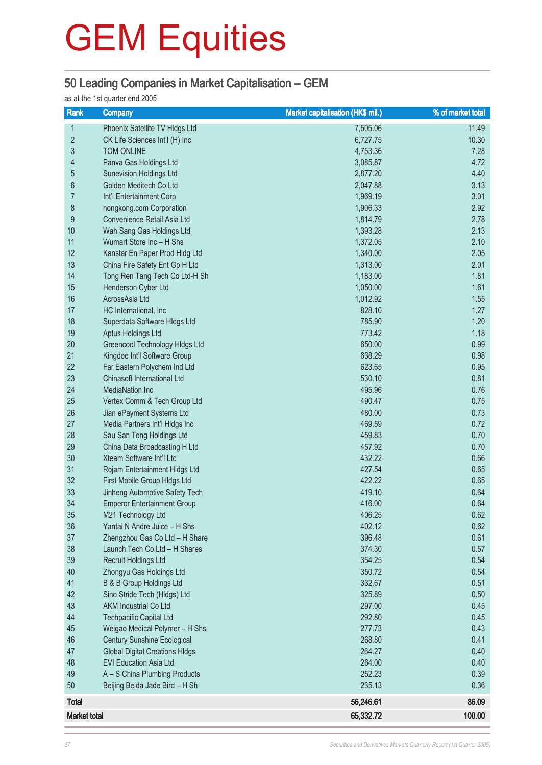# GEM Equities

## 50 Leading Companies in Market Capitalisation – GEM

as at the 1st quarter end 2005

| Rank | Company | Market capitalisation (HK$ mil.) | % of market total |
|---|---|---|---|
| 1 | Phoenix Satellite TV Hldgs Ltd | 7,505.06 | 11.49 |
| 2 | CK Life Sciences Int'l (H) Inc | 6,727.75 | 10.30 |
| 3 | TOM ONLINE | 4,753.36 | 7.28 |
| 4 | Panva Gas Holdings Ltd | 3,085.87 | 4.72 |
| 5 | Sunevision Holdings Ltd | 2,877.20 | 4.40 |
| 6 | Golden Meditech Co Ltd | 2,047.88 | 3.13 |
| 7 | Int'l Entertainment Corp | 1,969.19 | 3.01 |
| 8 | hongkong.com Corporation | 1,906.33 | 2.92 |
| 9 | Convenience Retail Asia Ltd | 1,814.79 | 2.78 |
| 10 | Wah Sang Gas Holdings Ltd | 1,393.28 | 2.13 |
| 11 | Wumart Store Inc – H Shs | 1,372.05 | 2.10 |
| 12 | Kanstar En Paper Prod Hldg Ltd | 1,340.00 | 2.05 |
| 13 | China Fire Safety Ent Gp H Ltd | 1,313.00 | 2.01 |
| 14 | Tong Ren Tang Tech Co Ltd-H Sh | 1,183.00 | 1.81 |
| 15 | Henderson Cyber Ltd | 1,050.00 | 1.61 |
| 16 | AcrossAsia Ltd | 1,012.92 | 1.55 |
| 17 | HC International, Inc | 828.10 | 1.27 |
| 18 | Superdata Software Hldgs Ltd | 785.90 | 1.20 |
| 19 | Aptus Holdings Ltd | 773.42 | 1.18 |
| 20 | Greencool Technology Hldgs Ltd | 650.00 | 0.99 |
| 21 | Kingdee Int'l Software Group | 638.29 | 0.98 |
| 22 | Far Eastern Polychem Ind Ltd | 623.65 | 0.95 |
| 23 | Chinasoft International Ltd | 530.10 | 0.81 |
| 24 | MediaNation Inc | 495.96 | 0.76 |
| 25 | Vertex Comm & Tech Group Ltd | 490.47 | 0.75 |
| 26 | Jian ePayment Systems Ltd | 480.00 | 0.73 |
| 27 | Media Partners Int'l Hldgs Inc | 469.59 | 0.72 |
| 28 | Sau San Tong Holdings Ltd | 459.83 | 0.70 |
| 29 | China Data Broadcasting H Ltd | 457.92 | 0.70 |
| 30 | Xteam Software Int'l Ltd | 432.22 | 0.66 |
| 31 | Rojam Entertainment Hldgs Ltd | 427.54 | 0.65 |
| 32 | First Mobile Group Hldgs Ltd | 422.22 | 0.65 |
| 33 | Jinheng Automotive Safety Tech | 419.10 | 0.64 |
| 34 | Emperor Entertainment Group | 416.00 | 0.64 |
| 35 | M21 Technology Ltd | 406.25 | 0.62 |
| 36 | Yantai N Andre Juice – H Shs | 402.12 | 0.62 |
| 37 | Zhengzhou Gas Co Ltd – H Share | 396.48 | 0.61 |
| 38 | Launch Tech Co Ltd – H Shares | 374.30 | 0.57 |
| 39 | Recruit Holdings Ltd | 354.25 | 0.54 |
| 40 | Zhongyu Gas Holdings Ltd | 350.72 | 0.54 |
| 41 | B & B Group Holdings Ltd | 332.67 | 0.51 |
| 42 | Sino Stride Tech (Hldgs) Ltd | 325.89 | 0.50 |
| 43 | AKM Industrial Co Ltd | 297.00 | 0.45 |
| 44 | Techpacific Capital Ltd | 292.80 | 0.45 |
| 45 | Weigao Medical Polymer – H Shs | 277.73 | 0.43 |
| 46 | Century Sunshine Ecological | 268.80 | 0.41 |
| 47 | Global Digital Creations Hldgs | 264.27 | 0.40 |
| 48 | EVI Education Asia Ltd | 264.00 | 0.40 |
| 49 | A – S China Plumbing Products | 252.23 | 0.39 |
| 50 | Beijing Beida Jade Bird – H Sh | 235.13 | 0.36 |
| **Total** | | **56,246.61** | **86.09** |
| **Market total** | | **65,332.72** | **100.00** |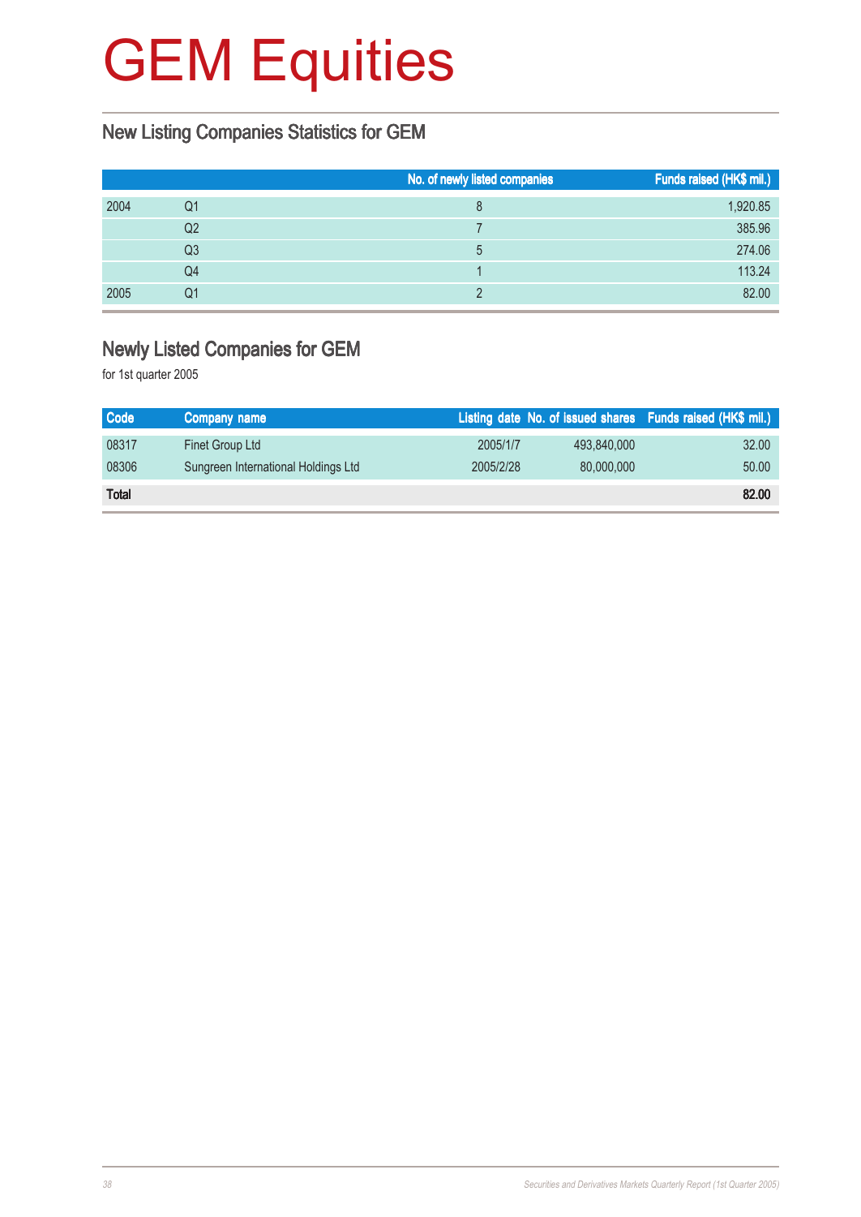# GEM Equities

## New Listing Companies Statistics for GEM

| | | No. of newly listed companies | Funds raised (HK$ mil.) |
|---|---|---|---|
| 2004 | Q1 | 8 | 1,920.85 |
| | Q2 | 7 | 385.96 |
| | Q3 | 5 | 274.06 |
| | Q4 | 1 | 113.24 |
| 2005 | Q1 | 2 | 82.00 |

## Newly Listed Companies for GEM

for 1st quarter 2005

| Code | Company name | Listing date | No. of issued shares | Funds raised (HK$ mil.) |
|---|---|---|---|---|
| 08317 | Finet Group Ltd | 2005/1/7 | 493,840,000 | 32.00 |
| 08306 | Sungreen International Holdings Ltd | 2005/2/28 | 80,000,000 | 50.00 |
| **Total** | | | | **82.00** |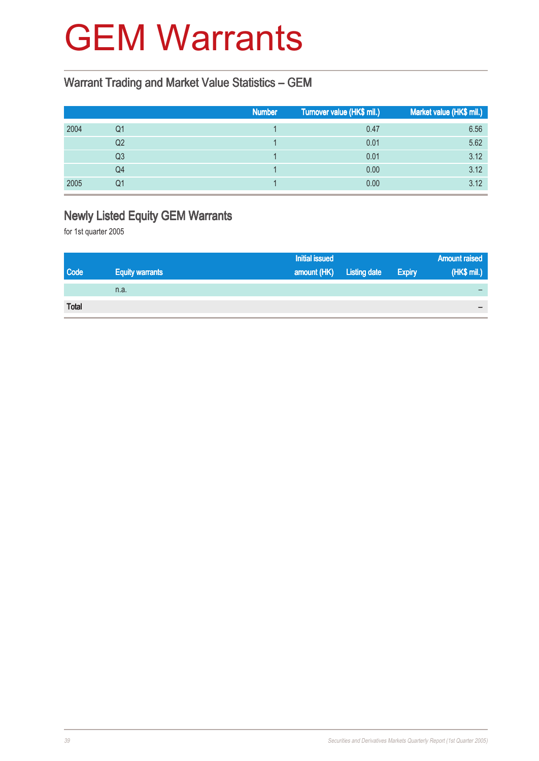# GEM Warrants

## Warrant Trading and Market Value Statistics – GEM

| | | Number | Turnover value (HK$ mil.) | Market value (HK$ mil.) |
|---|---|---|---|---|
| 2004 | Q1 | 1 | 0.47 | 6.56 |
| | Q2 | 1 | 0.01 | 5.62 |
| | Q3 | 1 | 0.01 | 3.12 |
| | Q4 | 1 | 0.00 | 3.12 |
| 2005 | Q1 | 1 | 0.00 | 3.12 |

## Newly Listed Equity GEM Warrants

for 1st quarter 2005

| Code | Equity warrants | Initial issued amount (HK) | Listing date | Expiry | Amount raised (HK$ mil.) |
|---|---|---|---|---|---|
| | n.a. | | | | – |
| **Total** | | | | | – |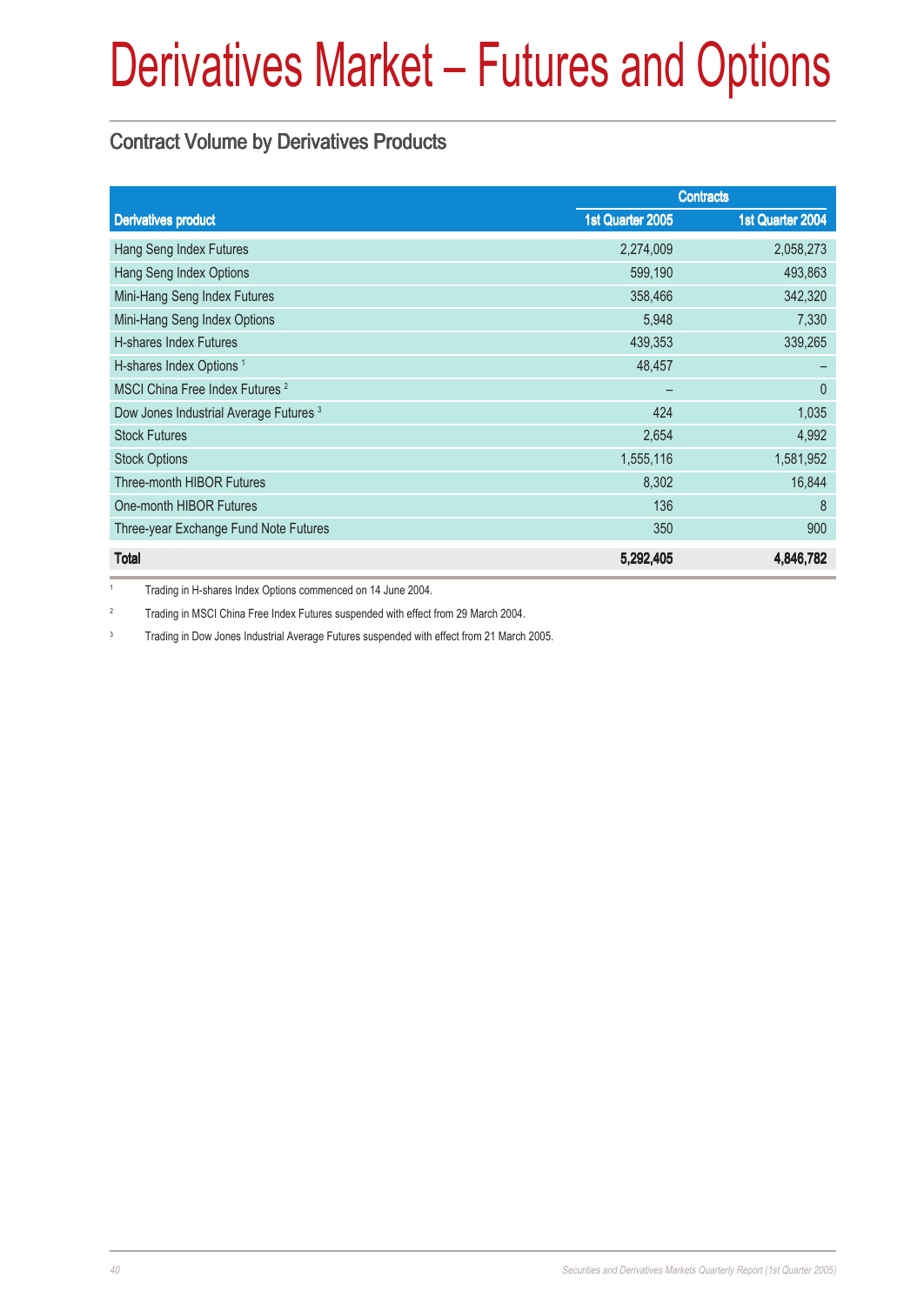# Derivatives Market – Futures and Options

## Contract Volume by Derivatives Products

| Derivatives product | Contracts | |
|---|---|---|
| | 1st Quarter 2005 | 1st Quarter 2004 |
| Hang Seng Index Futures | 2,274,009 | 2,058,273 |
| Hang Seng Index Options | 599,190 | 493,863 |
| Mini-Hang Seng Index Futures | 358,466 | 342,320 |
| Mini-Hang Seng Index Options | 5,948 | 7,330 |
| H-shares Index Futures | 439,353 | 339,265 |
| H-shares Index Options [1] | 48,457 | – |
| MSCI China Free Index Futures [2] | – | 0 |
| Dow Jones Industrial Average Futures [3] | 424 | 1,035 |
| Stock Futures | 2,654 | 4,992 |
| Stock Options | 1,555,116 | 1,581,952 |
| Three-month HIBOR Futures | 8,302 | 16,844 |
| One-month HIBOR Futures | 136 | 8 |
| Three-year Exchange Fund Note Futures | 350 | 900 |
| **Total** | **5,292,405** | **4,846,782** |

[1] Trading in H-shares Index Options commenced on 14 June 2004.

[2] Trading in MSCI China Free Index Futures suspended with effect from 29 March 2004.

[3] Trading in Dow Jones Industrial Average Futures suspended with effect from 21 March 2005.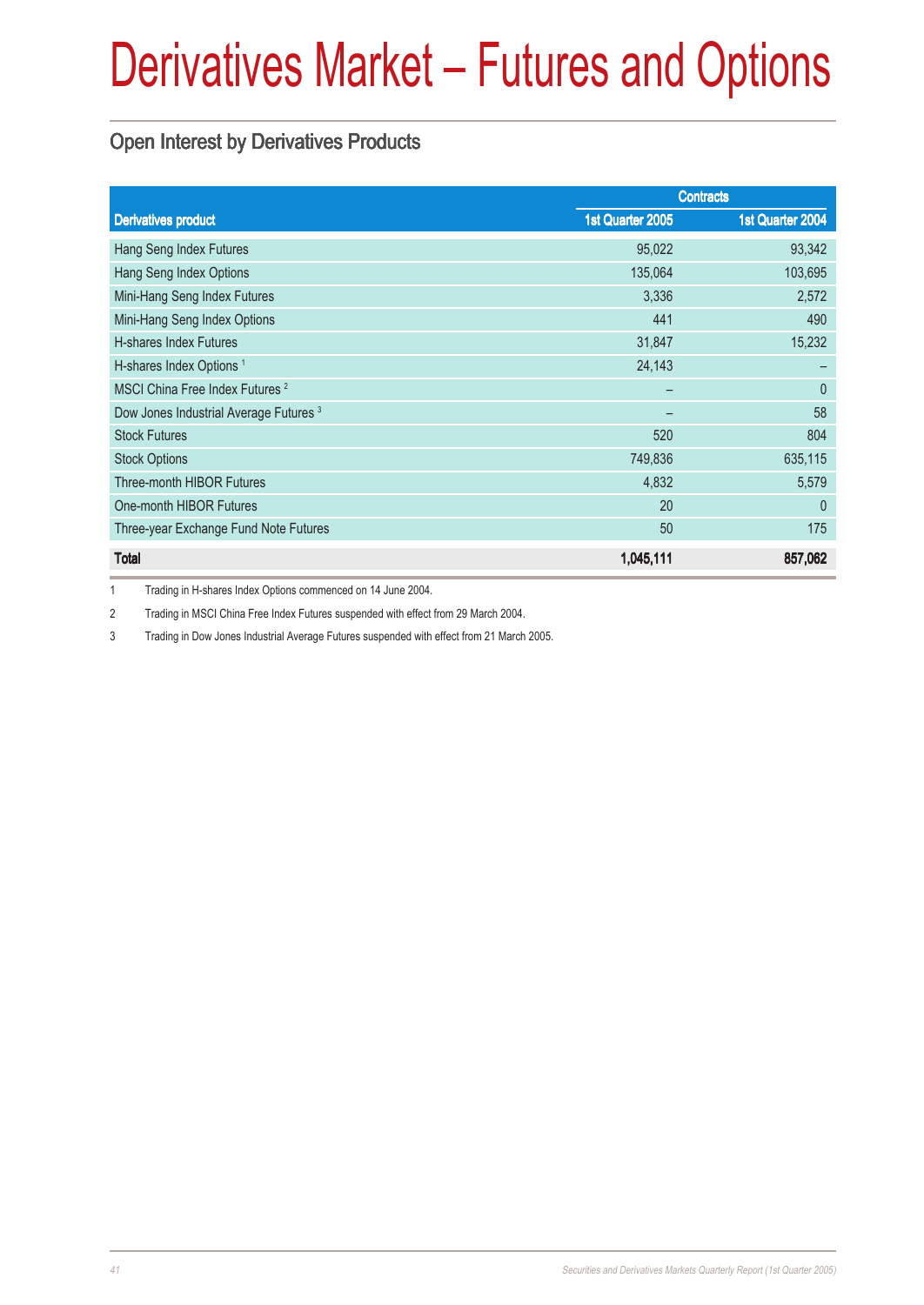# Derivatives Market – Futures and Options

## Open Interest by Derivatives Products

| Derivatives product | Contracts | |
|---|---|---|
| | 1st Quarter 2005 | 1st Quarter 2004 |
| Hang Seng Index Futures | 95,022 | 93,342 |
| Hang Seng Index Options | 135,064 | 103,695 |
| Mini-Hang Seng Index Futures | 3,336 | 2,572 |
| Mini-Hang Seng Index Options | 441 | 490 |
| H-shares Index Futures | 31,847 | 15,232 |
| H-shares Index Options [1] | 24,143 | – |
| MSCI China Free Index Futures [2] | – | 0 |
| Dow Jones Industrial Average Futures [3] | – | 58 |
| Stock Futures | 520 | 804 |
| Stock Options | 749,836 | 635,115 |
| Three-month HIBOR Futures | 4,832 | 5,579 |
| One-month HIBOR Futures | 20 | 0 |
| Three-year Exchange Fund Note Futures | 50 | 175 |
| **Total** | **1,045,111** | **857,062** |

1 Trading in H-shares Index Options commenced on 14 June 2004.

2 Trading in MSCI China Free Index Futures suspended with effect from 29 March 2004.

3 Trading in Dow Jones Industrial Average Futures suspended with effect from 21 March 2005.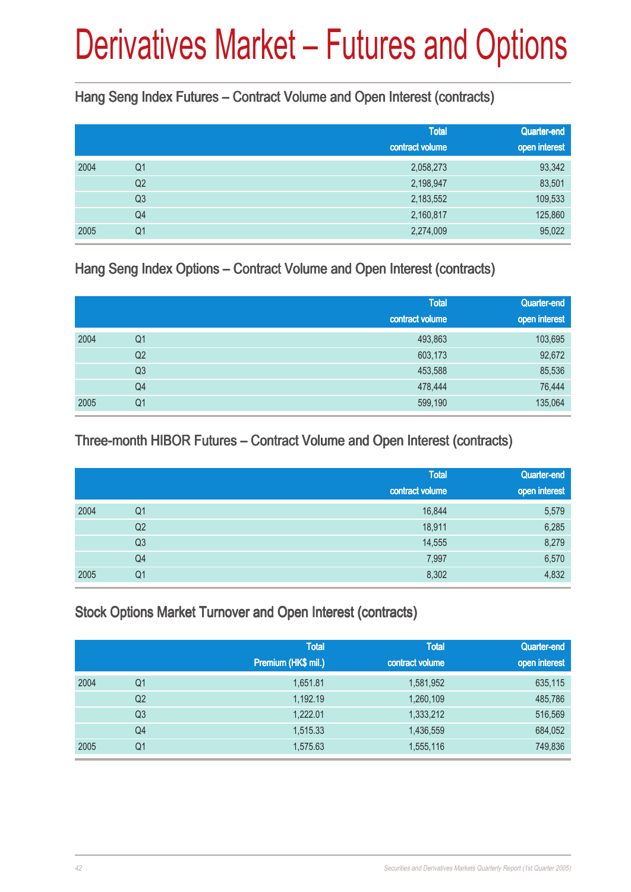# Derivatives Market – Futures and Options

## Hang Seng Index Futures – Contract Volume and Open Interest (contracts)

| | | Total contract volume | Quarter-end open interest |
|---|---|---|---|
| 2004 | Q1 | 2,058,273 | 93,342 |
| | Q2 | 2,198,947 | 83,501 |
| | Q3 | 2,183,552 | 109,533 |
| | Q4 | 2,160,817 | 125,860 |
| 2005 | Q1 | 2,274,009 | 95,022 |

## Hang Seng Index Options – Contract Volume and Open Interest (contracts)

| | | Total contract volume | Quarter-end open interest |
|---|---|---|---|
| 2004 | Q1 | 493,863 | 103,695 |
| | Q2 | 603,173 | 92,672 |
| | Q3 | 453,588 | 85,536 |
| | Q4 | 478,444 | 76,444 |
| 2005 | Q1 | 599,190 | 135,064 |

## Three-month HIBOR Futures – Contract Volume and Open Interest (contracts)

| | | Total contract volume | Quarter-end open interest |
|---|---|---|---|
| 2004 | Q1 | 16,844 | 5,579 |
| | Q2 | 18,911 | 6,285 |
| | Q3 | 14,555 | 8,279 |
| | Q4 | 7,997 | 6,570 |
| 2005 | Q1 | 8,302 | 4,832 |

## Stock Options Market Turnover and Open Interest (contracts)

| | | Total Premium (HK$ mil.) | Total contract volume | Quarter-end open interest |
|---|---|---|---|---|
| 2004 | Q1 | 1,651.81 | 1,581,952 | 635,115 |
| | Q2 | 1,192.19 | 1,260,109 | 485,786 |
| | Q3 | 1,222.01 | 1,333,212 | 516,569 |
| | Q4 | 1,515.33 | 1,436,559 | 684,052 |
| 2005 | Q1 | 1,575.63 | 1,555,116 | 749,836 |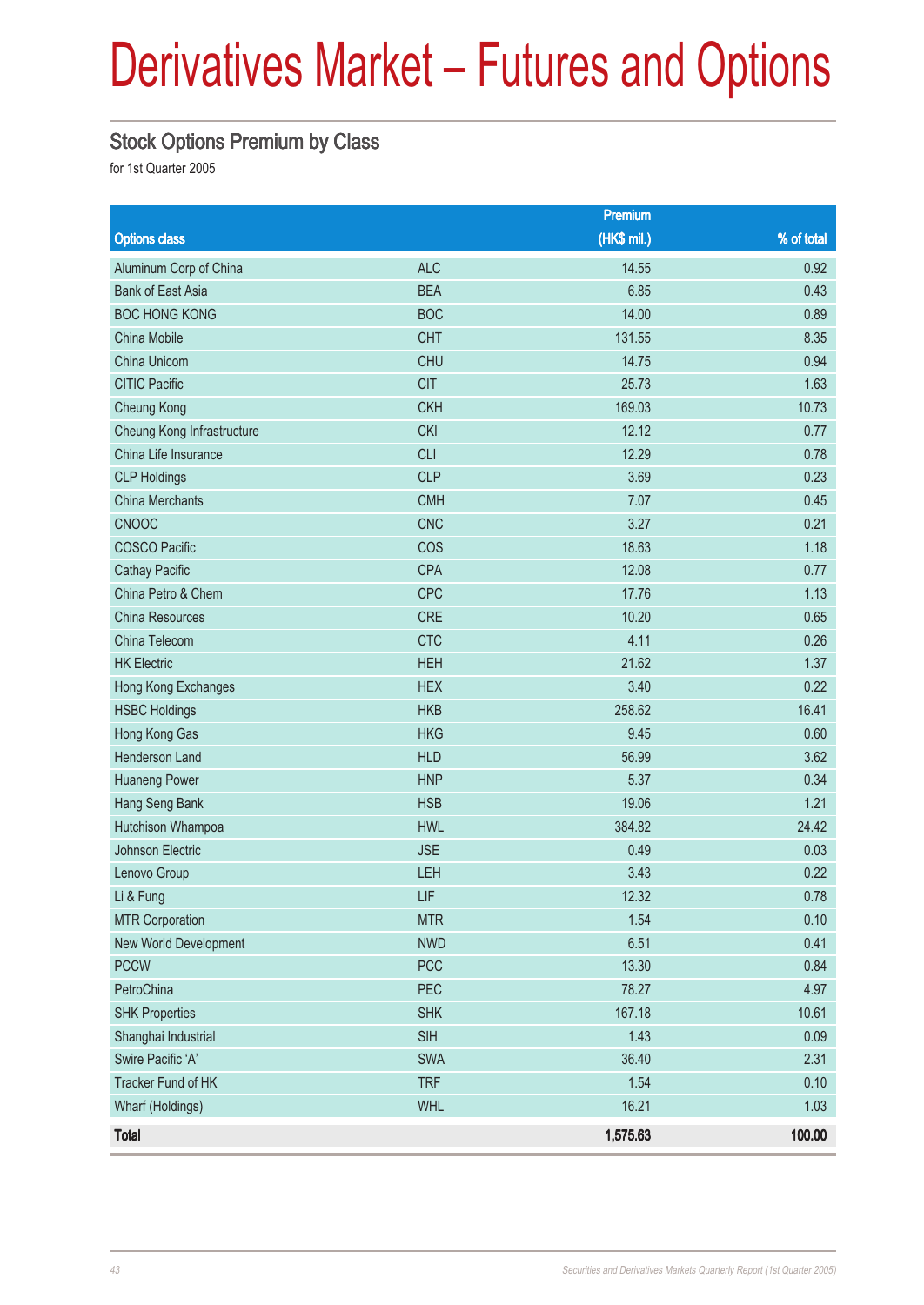# Derivatives Market – Futures and Options

## Stock Options Premium by Class

for 1st Quarter 2005

| Options class | | Premium (HK$ mil.) | % of total |
|---|---|---|---|
| Aluminum Corp of China | ALC | 14.55 | 0.92 |
| Bank of East Asia | BEA | 6.85 | 0.43 |
| BOC HONG KONG | BOC | 14.00 | 0.89 |
| China Mobile | CHT | 131.55 | 8.35 |
| China Unicom | CHU | 14.75 | 0.94 |
| CITIC Pacific | CIT | 25.73 | 1.63 |
| Cheung Kong | CKH | 169.03 | 10.73 |
| Cheung Kong Infrastructure | CKI | 12.12 | 0.77 |
| China Life Insurance | CLI | 12.29 | 0.78 |
| CLP Holdings | CLP | 3.69 | 0.23 |
| China Merchants | CMH | 7.07 | 0.45 |
| CNOOC | CNC | 3.27 | 0.21 |
| COSCO Pacific | COS | 18.63 | 1.18 |
| Cathay Pacific | CPA | 12.08 | 0.77 |
| China Petro & Chem | CPC | 17.76 | 1.13 |
| China Resources | CRE | 10.20 | 0.65 |
| China Telecom | CTC | 4.11 | 0.26 |
| HK Electric | HEH | 21.62 | 1.37 |
| Hong Kong Exchanges | HEX | 3.40 | 0.22 |
| HSBC Holdings | HKB | 258.62 | 16.41 |
| Hong Kong Gas | HKG | 9.45 | 0.60 |
| Henderson Land | HLD | 56.99 | 3.62 |
| Huaneng Power | HNP | 5.37 | 0.34 |
| Hang Seng Bank | HSB | 19.06 | 1.21 |
| Hutchison Whampoa | HWL | 384.82 | 24.42 |
| Johnson Electric | JSE | 0.49 | 0.03 |
| Lenovo Group | LEH | 3.43 | 0.22 |
| Li & Fung | LIF | 12.32 | 0.78 |
| MTR Corporation | MTR | 1.54 | 0.10 |
| New World Development | NWD | 6.51 | 0.41 |
| PCCW | PCC | 13.30 | 0.84 |
| PetroChina | PEC | 78.27 | 4.97 |
| SHK Properties | SHK | 167.18 | 10.61 |
| Shanghai Industrial | SIH | 1.43 | 0.09 |
| Swire Pacific 'A' | SWA | 36.40 | 2.31 |
| Tracker Fund of HK | TRF | 1.54 | 0.10 |
| Wharf (Holdings) | WHL | 16.21 | 1.03 |
| **Total** | | **1,575.63** | **100.00** |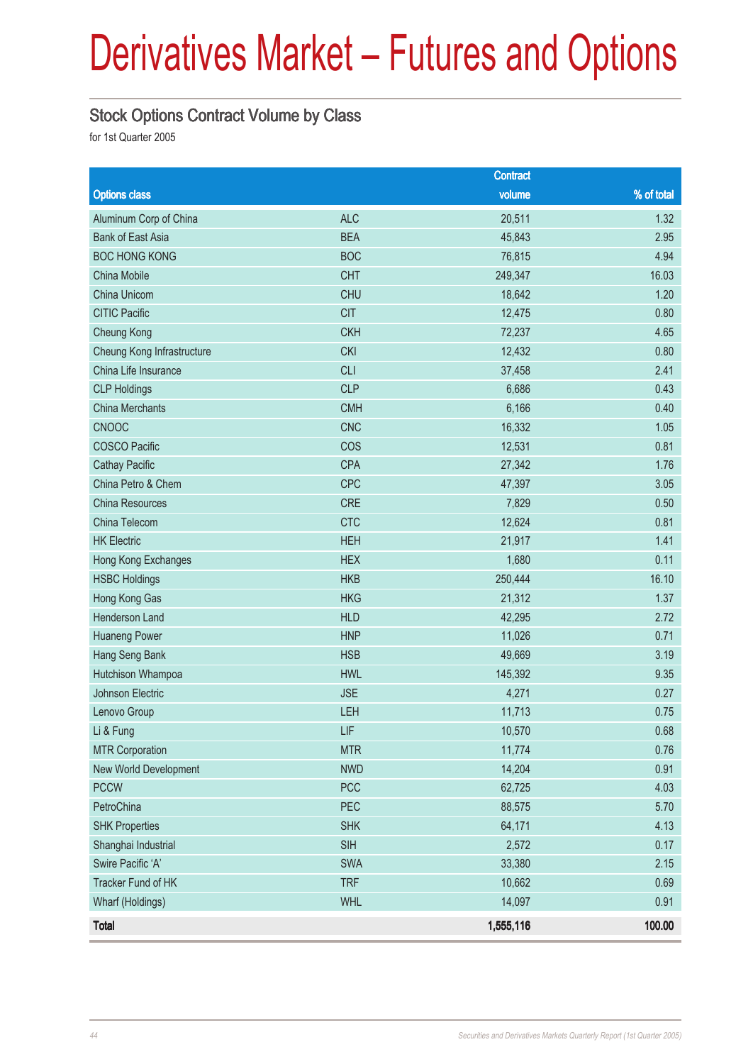# Derivatives Market – Futures and Options

## Stock Options Contract Volume by Class

for 1st Quarter 2005

| Options class | | Contract volume | % of total |
|---|---|---|---|
| Aluminum Corp of China | ALC | 20,511 | 1.32 |
| Bank of East Asia | BEA | 45,843 | 2.95 |
| BOC HONG KONG | BOC | 76,815 | 4.94 |
| China Mobile | CHT | 249,347 | 16.03 |
| China Unicom | CHU | 18,642 | 1.20 |
| CITIC Pacific | CIT | 12,475 | 0.80 |
| Cheung Kong | CKH | 72,237 | 4.65 |
| Cheung Kong Infrastructure | CKI | 12,432 | 0.80 |
| China Life Insurance | CLI | 37,458 | 2.41 |
| CLP Holdings | CLP | 6,686 | 0.43 |
| China Merchants | CMH | 6,166 | 0.40 |
| CNOOC | CNC | 16,332 | 1.05 |
| COSCO Pacific | COS | 12,531 | 0.81 |
| Cathay Pacific | CPA | 27,342 | 1.76 |
| China Petro & Chem | CPC | 47,397 | 3.05 |
| China Resources | CRE | 7,829 | 0.50 |
| China Telecom | CTC | 12,624 | 0.81 |
| HK Electric | HEH | 21,917 | 1.41 |
| Hong Kong Exchanges | HEX | 1,680 | 0.11 |
| HSBC Holdings | HKB | 250,444 | 16.10 |
| Hong Kong Gas | HKG | 21,312 | 1.37 |
| Henderson Land | HLD | 42,295 | 2.72 |
| Huaneng Power | HNP | 11,026 | 0.71 |
| Hang Seng Bank | HSB | 49,669 | 3.19 |
| Hutchison Whampoa | HWL | 145,392 | 9.35 |
| Johnson Electric | JSE | 4,271 | 0.27 |
| Lenovo Group | LEH | 11,713 | 0.75 |
| Li & Fung | LIF | 10,570 | 0.68 |
| MTR Corporation | MTR | 11,774 | 0.76 |
| New World Development | NWD | 14,204 | 0.91 |
| PCCW | PCC | 62,725 | 4.03 |
| PetroChina | PEC | 88,575 | 5.70 |
| SHK Properties | SHK | 64,171 | 4.13 |
| Shanghai Industrial | SIH | 2,572 | 0.17 |
| Swire Pacific 'A' | SWA | 33,380 | 2.15 |
| Tracker Fund of HK | TRF | 10,662 | 0.69 |
| Wharf (Holdings) | WHL | 14,097 | 0.91 |
| **Total** | | **1,555,116** | **100.00** |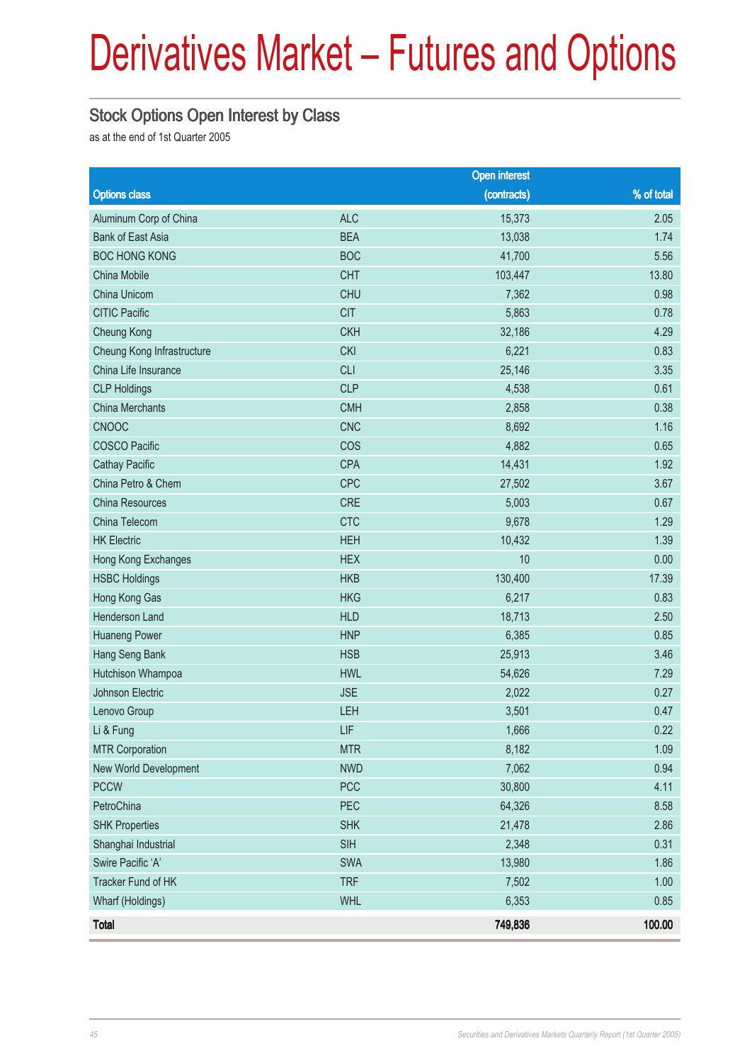# Derivatives Market – Futures and Options

## Stock Options Open Interest by Class

as at the end of 1st Quarter 2005

| Options class | | Open interest (contracts) | % of total |
|---|---|---|---|
| Aluminum Corp of China | ALC | 15,373 | 2.05 |
| Bank of East Asia | BEA | 13,038 | 1.74 |
| BOC HONG KONG | BOC | 41,700 | 5.56 |
| China Mobile | CHT | 103,447 | 13.80 |
| China Unicom | CHU | 7,362 | 0.98 |
| CITIC Pacific | CIT | 5,863 | 0.78 |
| Cheung Kong | CKH | 32,186 | 4.29 |
| Cheung Kong Infrastructure | CKI | 6,221 | 0.83 |
| China Life Insurance | CLI | 25,146 | 3.35 |
| CLP Holdings | CLP | 4,538 | 0.61 |
| China Merchants | CMH | 2,858 | 0.38 |
| CNOOC | CNC | 8,692 | 1.16 |
| COSCO Pacific | COS | 4,882 | 0.65 |
| Cathay Pacific | CPA | 14,431 | 1.92 |
| China Petro & Chem | CPC | 27,502 | 3.67 |
| China Resources | CRE | 5,003 | 0.67 |
| China Telecom | CTC | 9,678 | 1.29 |
| HK Electric | HEH | 10,432 | 1.39 |
| Hong Kong Exchanges | HEX | 10 | 0.00 |
| HSBC Holdings | HKB | 130,400 | 17.39 |
| Hong Kong Gas | HKG | 6,217 | 0.83 |
| Henderson Land | HLD | 18,713 | 2.50 |
| Huaneng Power | HNP | 6,385 | 0.85 |
| Hang Seng Bank | HSB | 25,913 | 3.46 |
| Hutchison Whampoa | HWL | 54,626 | 7.29 |
| Johnson Electric | JSE | 2,022 | 0.27 |
| Lenovo Group | LEH | 3,501 | 0.47 |
| Li & Fung | LIF | 1,666 | 0.22 |
| MTR Corporation | MTR | 8,182 | 1.09 |
| New World Development | NWD | 7,062 | 0.94 |
| PCCW | PCC | 30,800 | 4.11 |
| PetroChina | PEC | 64,326 | 8.58 |
| SHK Properties | SHK | 21,478 | 2.86 |
| Shanghai Industrial | SIH | 2,348 | 0.31 |
| Swire Pacific 'A' | SWA | 13,980 | 1.86 |
| Tracker Fund of HK | TRF | 7,502 | 1.00 |
| Wharf (Holdings) | WHL | 6,353 | 0.85 |
| **Total** | | **749,836** | **100.00** |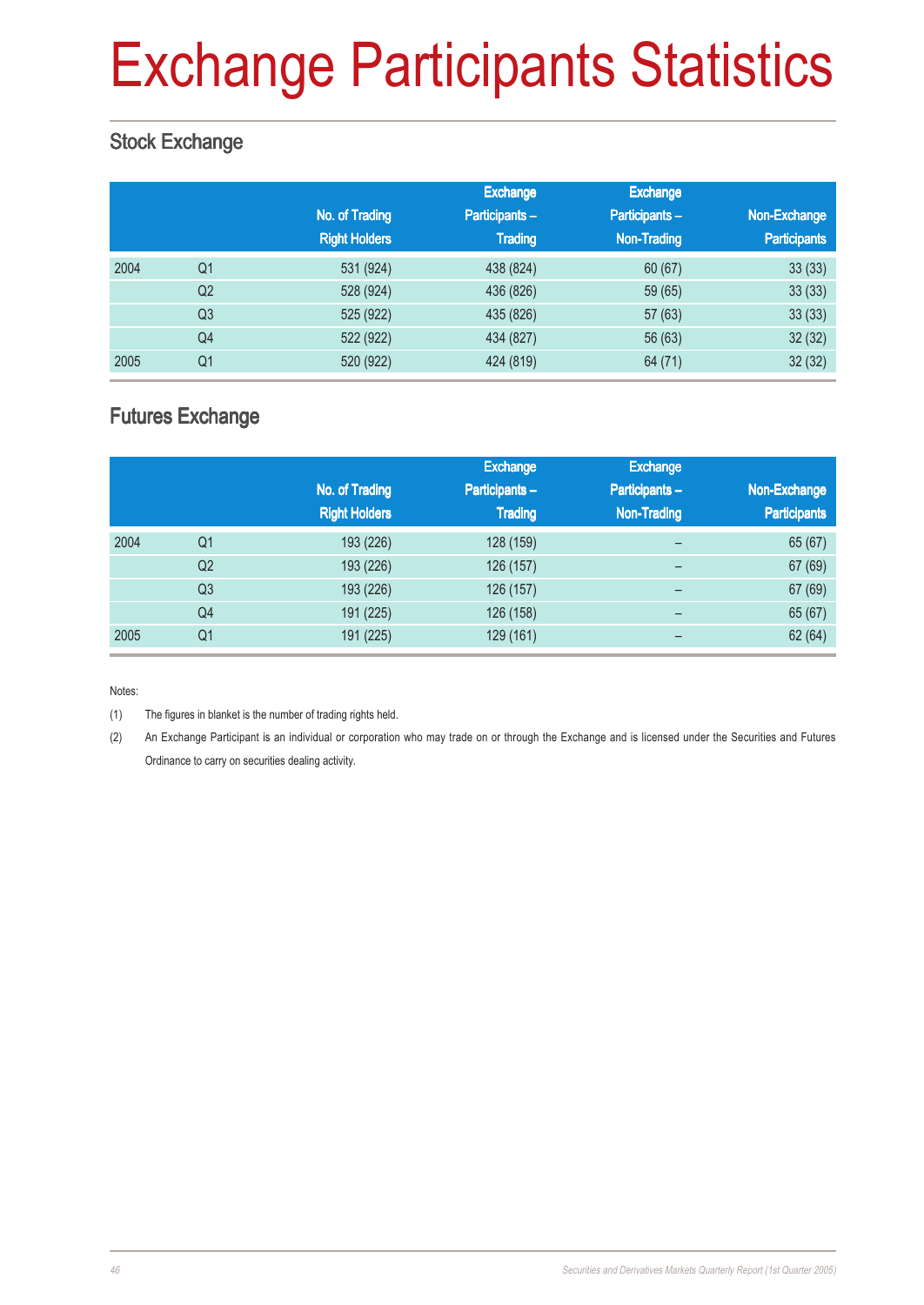# Exchange Participants Statistics

## Stock Exchange

| | | No. of Trading Right Holders | Exchange Participants – Trading | Exchange Participants – Non-Trading | Non-Exchange Participants |
|---|---|---|---|---|---|
| 2004 | Q1 | 531 (924) | 438 (824) | 60 (67) | 33 (33) |
| | Q2 | 528 (924) | 436 (826) | 59 (65) | 33 (33) |
| | Q3 | 525 (922) | 435 (826) | 57 (63) | 33 (33) |
| | Q4 | 522 (922) | 434 (827) | 56 (63) | 32 (32) |
| 2005 | Q1 | 520 (922) | 424 (819) | 64 (71) | 32 (32) |

## Futures Exchange

| | | No. of Trading Right Holders | Exchange Participants – Trading | Exchange Participants – Non-Trading | Non-Exchange Participants |
|---|---|---|---|---|---|
| 2004 | Q1 | 193 (226) | 128 (159) | – | 65 (67) |
| | Q2 | 193 (226) | 126 (157) | – | 67 (69) |
| | Q3 | 193 (226) | 126 (157) | – | 67 (69) |
| | Q4 | 191 (225) | 126 (158) | – | 65 (67) |
| 2005 | Q1 | 191 (225) | 129 (161) | – | 62 (64) |

Notes:

(1) The figures in blanket is the number of trading rights held.

(2) An Exchange Participant is an individual or corporation who may trade on or through the Exchange and is licensed under the Securities and Futures Ordinance to carry on securities dealing activity.